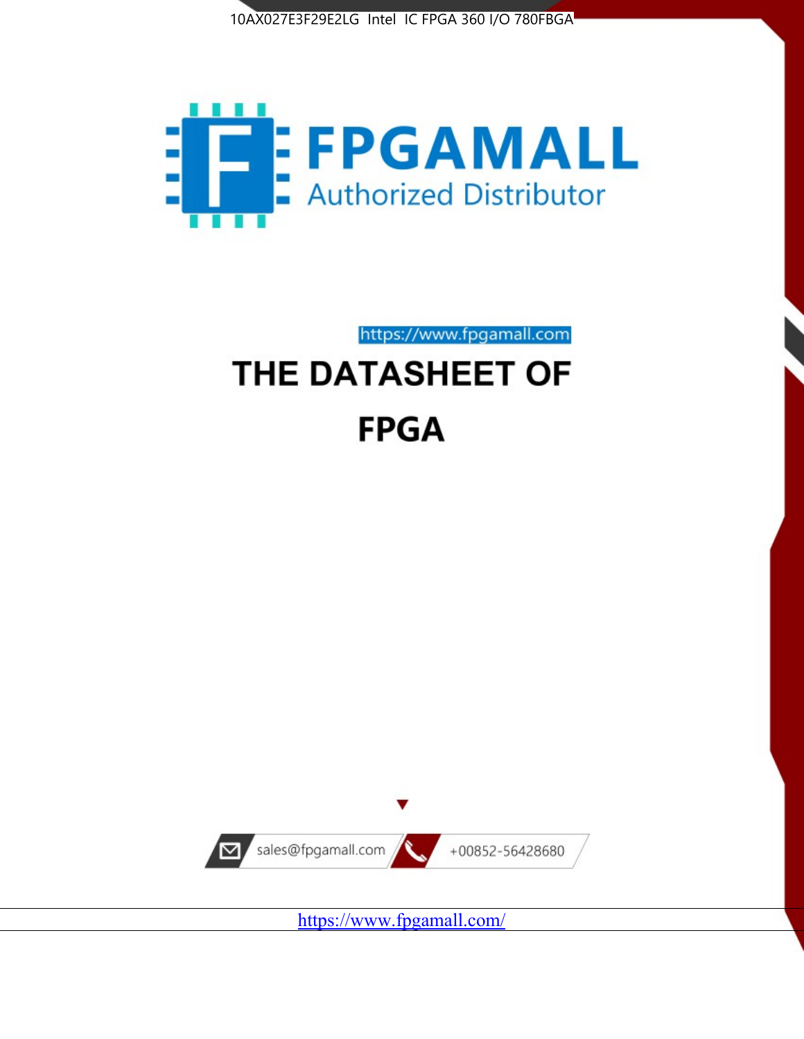10AX027E3F29E2LG Intel IC FPGA 360 I/O 780FBGA

FPGAMALL

Authorized Distributor

https://www.fpgamall.com

# THE DATASHEET OF

# FPGA

sales@fpgamall.com

+00852-56428680

https://www.fpgamall.com/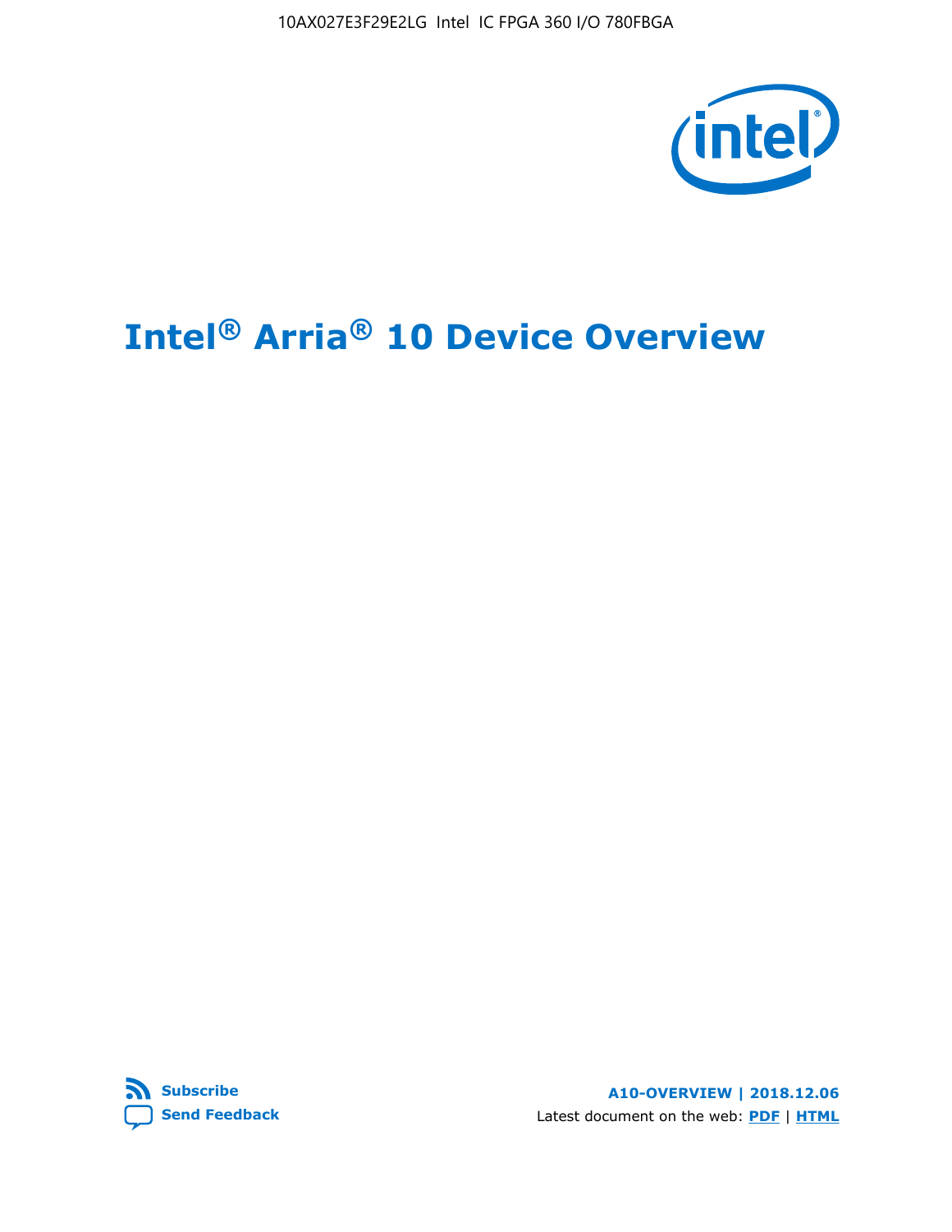# Intel® Arria® 10 Device Overview

Subscribe

Send Feedback

A10-OVERVIEW | 2018.12.06

Latest document on the web: PDF | HTML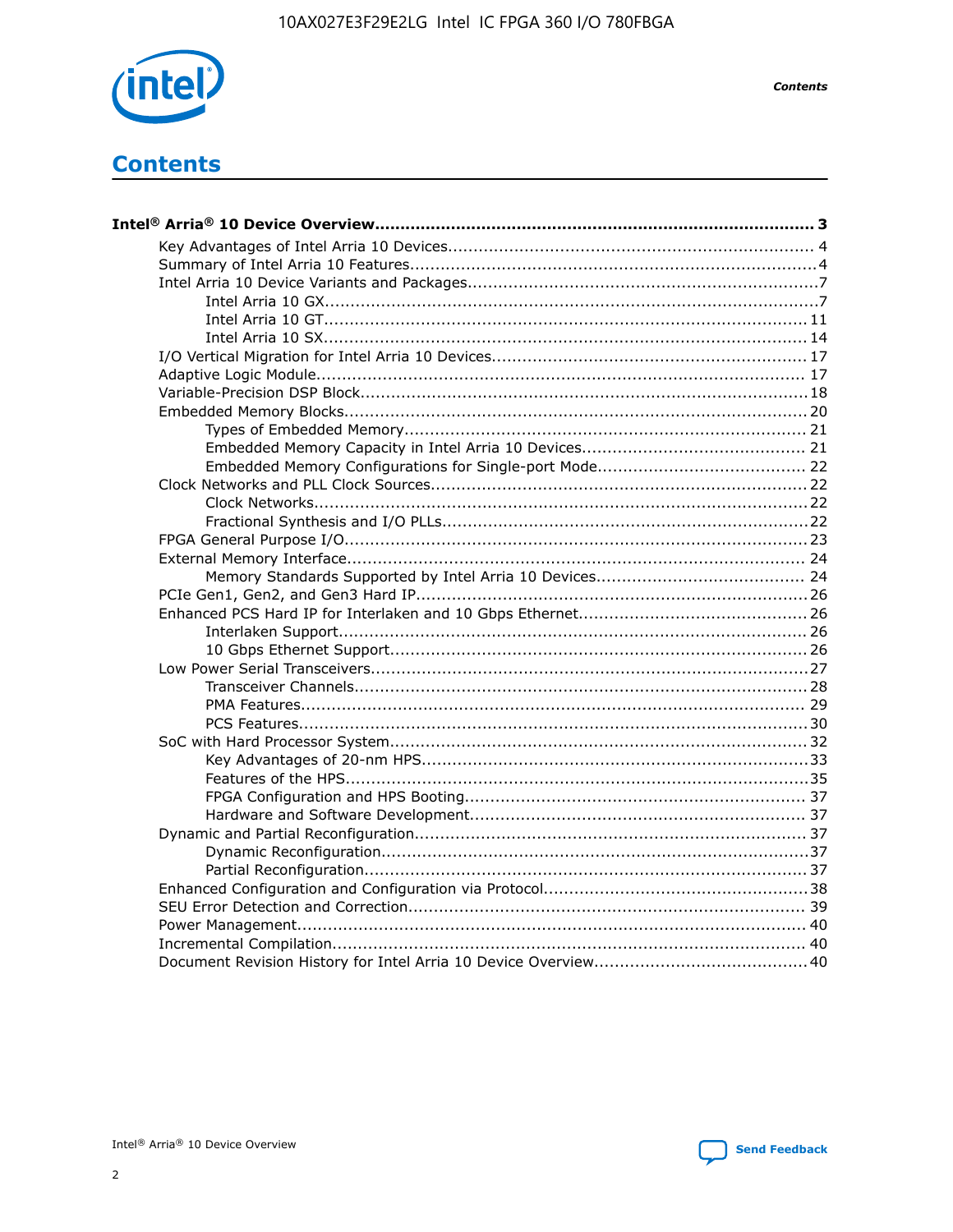# Contents

**Intel® Arria® 10 Device Overview...................................................................................... 3**

- Key Advantages of Intel Arria 10 Devices........................................................................ 4
- Summary of Intel Arria 10 Features................................................................................4
- Intel Arria 10 Device Variants and Packages.....................................................................7
  - Intel Arria 10 GX.................................................................................................7
  - Intel Arria 10 GT............................................................................................... 11
  - Intel Arria 10 SX............................................................................................... 14
- I/O Vertical Migration for Intel Arria 10 Devices.............................................................. 17
- Adaptive Logic Module................................................................................................ 17
- Variable-Precision DSP Block........................................................................................18
- Embedded Memory Blocks........................................................................................... 20
  - Types of Embedded Memory............................................................................... 21
  - Embedded Memory Capacity in Intel Arria 10 Devices............................................ 21
  - Embedded Memory Configurations for Single-port Mode......................................... 22
- Clock Networks and PLL Clock Sources.......................................................................... 22
  - Clock Networks................................................................................................. 22
  - Fractional Synthesis and I/O PLLs........................................................................ 22
- FPGA General Purpose I/O.......................................................................................... 23
- External Memory Interface.......................................................................................... 24
  - Memory Standards Supported by Intel Arria 10 Devices......................................... 24
- PCIe Gen1, Gen2, and Gen3 Hard IP............................................................................. 26
- Enhanced PCS Hard IP for Interlaken and 10 Gbps Ethernet............................................. 26
  - Interlaken Support............................................................................................ 26
  - 10 Gbps Ethernet Support.................................................................................. 26
- Low Power Serial Transceivers..................................................................................... 27
  - Transceiver Channels......................................................................................... 28
  - PMA Features................................................................................................... 29
  - PCS Features.................................................................................................... 30
- SoC with Hard Processor System.................................................................................. 32
  - Key Advantages of 20-nm HPS............................................................................ 33
  - Features of the HPS........................................................................................... 35
  - FPGA Configuration and HPS Booting................................................................... 37
  - Hardware and Software Development.................................................................. 37
- Dynamic and Partial Reconfiguration............................................................................. 37
  - Dynamic Reconfiguration.................................................................................... 37
  - Partial Reconfiguration....................................................................................... 37
- Enhanced Configuration and Configuration via Protocol.................................................... 38
- SEU Error Detection and Correction.............................................................................. 39
- Power Management.................................................................................................... 40
- Incremental Compilation............................................................................................. 40
- Document Revision History for Intel Arria 10 Device Overview.......................................... 40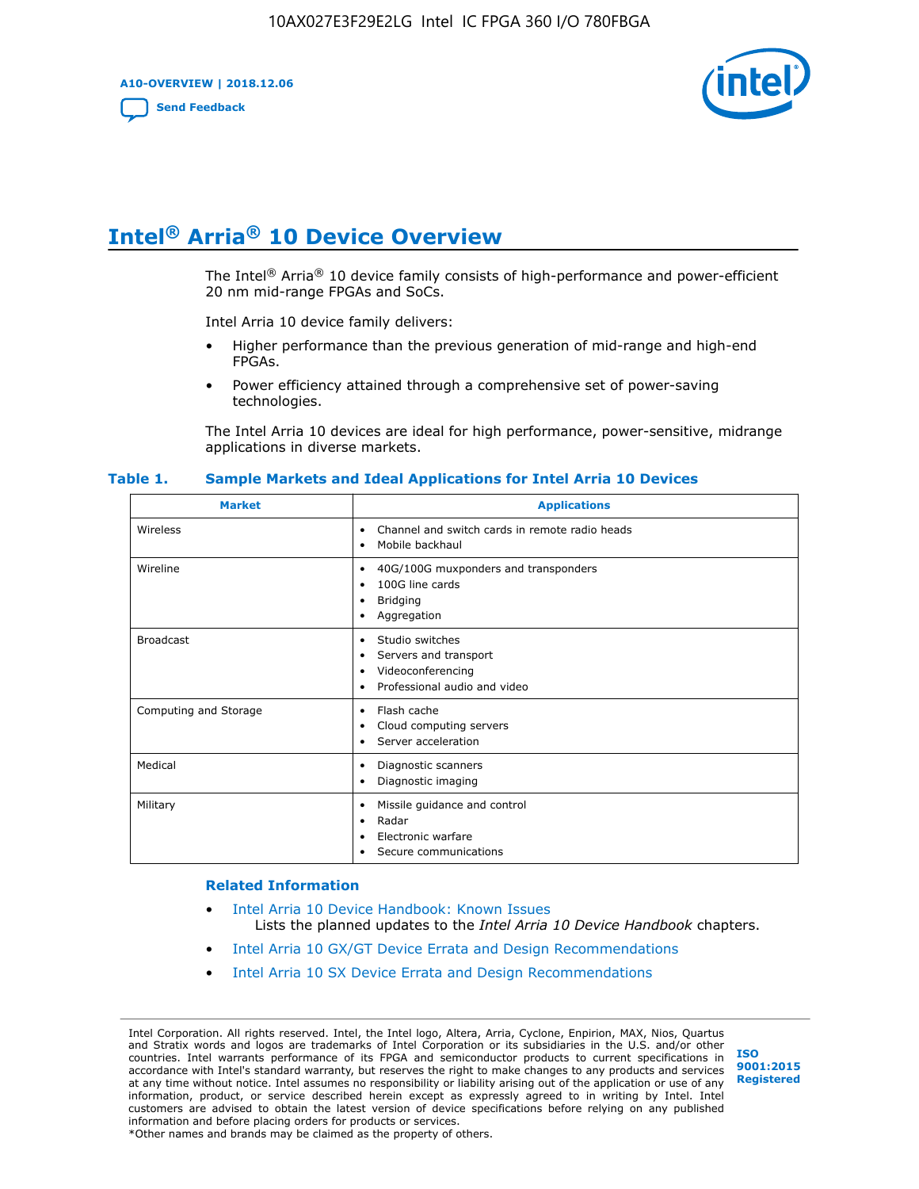# Intel® Arria® 10 Device Overview

The Intel® Arria® 10 device family consists of high-performance and power-efficient 20 nm mid-range FPGAs and SoCs.

Intel Arria 10 device family delivers:

- Higher performance than the previous generation of mid-range and high-end FPGAs.
- Power efficiency attained through a comprehensive set of power-saving technologies.

The Intel Arria 10 devices are ideal for high performance, power-sensitive, midrange applications in diverse markets.

**Table 1. Sample Markets and Ideal Applications for Intel Arria 10 Devices**

| Market | Applications |
|---|---|
| Wireless | • Channel and switch cards in remote radio heads<br>• Mobile backhaul |
| Wireline | • 40G/100G muxponders and transponders<br>• 100G line cards<br>• Bridging<br>• Aggregation |
| Broadcast | • Studio switches<br>• Servers and transport<br>• Videoconferencing<br>• Professional audio and video |
| Computing and Storage | • Flash cache<br>• Cloud computing servers<br>• Server acceleration |
| Medical | • Diagnostic scanners<br>• Diagnostic imaging |
| Military | • Missile guidance and control<br>• Radar<br>• Electronic warfare<br>• Secure communications |

### Related Information

- Intel Arria 10 Device Handbook: Known Issues
  Lists the planned updates to the *Intel Arria 10 Device Handbook* chapters.
- Intel Arria 10 GX/GT Device Errata and Design Recommendations
- Intel Arria 10 SX Device Errata and Design Recommendations

Intel Corporation. All rights reserved. Intel, the Intel logo, Altera, Arria, Cyclone, Enpirion, MAX, Nios, Quartus and Stratix words and logos are trademarks of Intel Corporation or its subsidiaries in the U.S. and/or other countries. Intel warrants performance of its FPGA and semiconductor products to current specifications in accordance with Intel's standard warranty, but reserves the right to make changes to any products and services at any time without notice. Intel assumes no responsibility or liability arising out of the application or use of any information, product, or service described herein except as expressly agreed to in writing by Intel. Intel customers are advised to obtain the latest version of device specifications before relying on any published information and before placing orders for products or services.
*Other names and brands may be claimed as the property of others.

ISO 9001:2015 Registered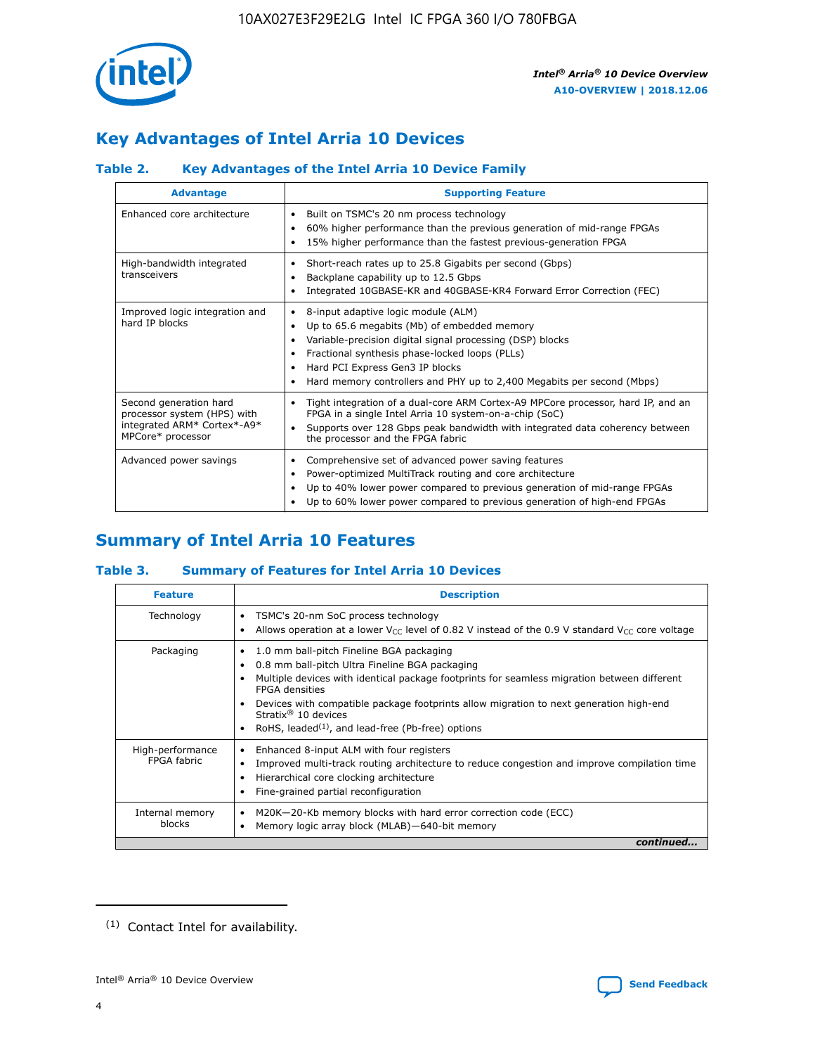## Key Advantages of Intel Arria 10 Devices

### Table 2. Key Advantages of the Intel Arria 10 Device Family

| Advantage | Supporting Feature |
| --- | --- |
| Enhanced core architecture | • Built on TSMC's 20 nm process technology<br>• 60% higher performance than the previous generation of mid-range FPGAs<br>• 15% higher performance than the fastest previous-generation FPGA |
| High-bandwidth integrated transceivers | • Short-reach rates up to 25.8 Gigabits per second (Gbps)<br>• Backplane capability up to 12.5 Gbps<br>• Integrated 10GBASE-KR and 40GBASE-KR4 Forward Error Correction (FEC) |
| Improved logic integration and hard IP blocks | • 8-input adaptive logic module (ALM)<br>• Up to 65.6 megabits (Mb) of embedded memory<br>• Variable-precision digital signal processing (DSP) blocks<br>• Fractional synthesis phase-locked loops (PLLs)<br>• Hard PCI Express Gen3 IP blocks<br>• Hard memory controllers and PHY up to 2,400 Megabits per second (Mbps) |
| Second generation hard processor system (HPS) with integrated ARM* Cortex*-A9* MPCore* processor | • Tight integration of a dual-core ARM Cortex-A9 MPCore processor, hard IP, and an FPGA in a single Intel Arria 10 system-on-a-chip (SoC)<br>• Supports over 128 Gbps peak bandwidth with integrated data coherency between the processor and the FPGA fabric |
| Advanced power savings | • Comprehensive set of advanced power saving features<br>• Power-optimized MultiTrack routing and core architecture<br>• Up to 40% lower power compared to previous generation of mid-range FPGAs<br>• Up to 60% lower power compared to previous generation of high-end FPGAs |

## Summary of Intel Arria 10 Features

### Table 3. Summary of Features for Intel Arria 10 Devices

| Feature | Description |
| --- | --- |
| Technology | • TSMC's 20-nm SoC process technology<br>• Allows operation at a lower $V_{CC}$ level of 0.82 V instead of the 0.9 V standard $V_{CC}$ core voltage |
| Packaging | • 1.0 mm ball-pitch Fineline BGA packaging<br>• 0.8 mm ball-pitch Ultra Fineline BGA packaging<br>• Multiple devices with identical package footprints for seamless migration between different FPGA densities<br>• Devices with compatible package footprints allow migration to next generation high-end Stratix® 10 devices<br>• RoHS, leaded[(1)], and lead-free (Pb-free) options |
| High-performance FPGA fabric | • Enhanced 8-input ALM with four registers<br>• Improved multi-track routing architecture to reduce congestion and improve compilation time<br>• Hierarchical core clocking architecture<br>• Fine-grained partial reconfiguration |
| Internal memory blocks | • M20K—20-Kb memory blocks with hard error correction code (ECC)<br>• Memory logic array block (MLAB)—640-bit memory |

*continued...*

(1) Contact Intel for availability.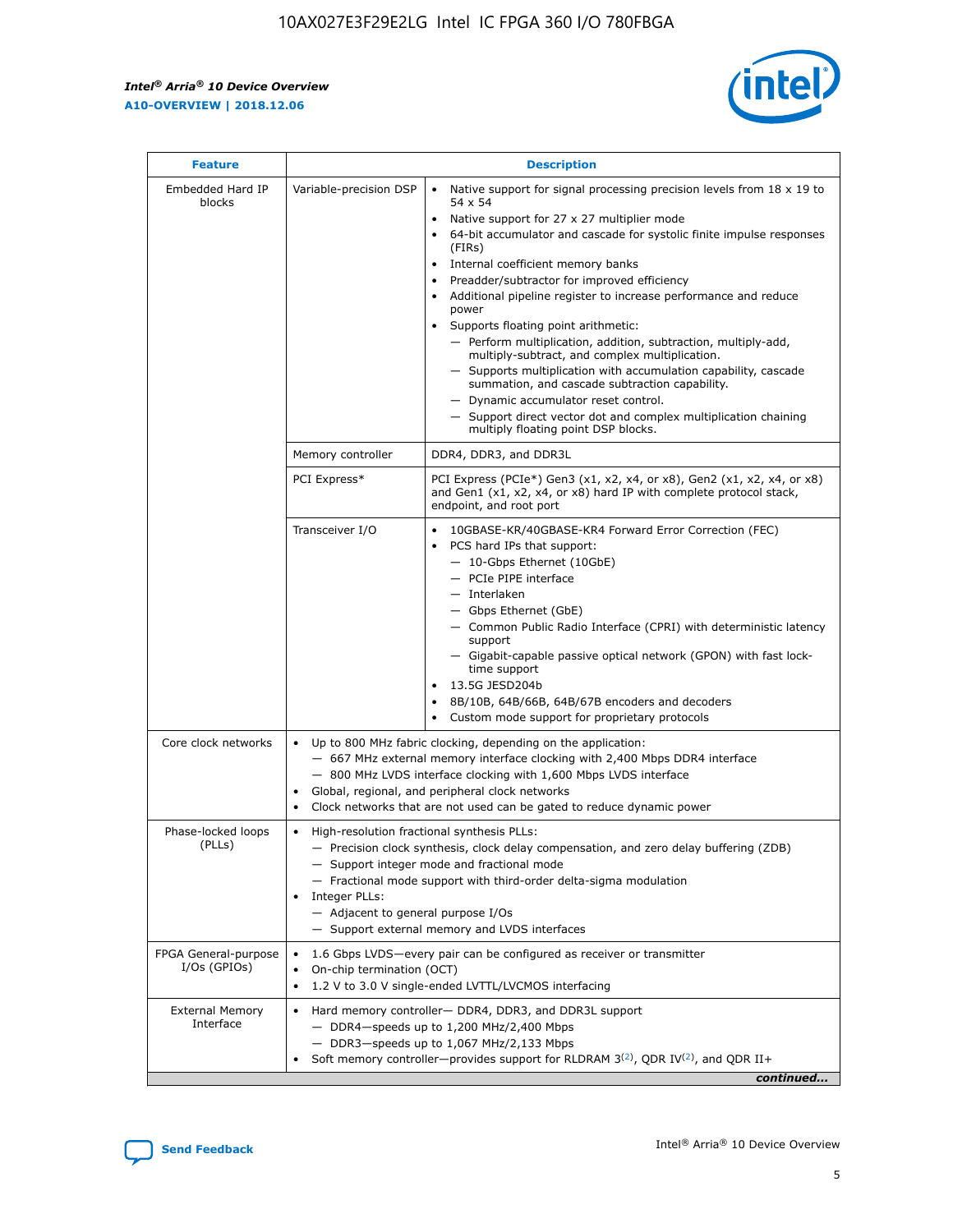| Feature | Description | |
|---|---|---|
| Embedded Hard IP blocks | Variable-precision DSP | • Native support for signal processing precision levels from 18 x 19 to 54 x 54<br>• Native support for 27 x 27 multiplier mode<br>• 64-bit accumulator and cascade for systolic finite impulse responses (FIRs)<br>• Internal coefficient memory banks<br>• Preadder/subtractor for improved efficiency<br>• Additional pipeline register to increase performance and reduce power<br>• Supports floating point arithmetic:<br>— Perform multiplication, addition, subtraction, multiply-add, multiply-subtract, and complex multiplication.<br>— Supports multiplication with accumulation capability, cascade summation, and cascade subtraction capability.<br>— Dynamic accumulator reset control.<br>— Support direct vector dot and complex multiplication chaining multiply floating point DSP blocks. |
| | Memory controller | DDR4, DDR3, and DDR3L |
| | PCI Express* | PCI Express (PCIe*) Gen3 (x1, x2, x4, or x8), Gen2 (x1, x2, x4, or x8) and Gen1 (x1, x2, x4, or x8) hard IP with complete protocol stack, endpoint, and root port |
| | Transceiver I/O | • 10GBASE-KR/40GBASE-KR4 Forward Error Correction (FEC)<br>• PCS hard IPs that support:<br>— 10-Gbps Ethernet (10GbE)<br>— PCIe PIPE interface<br>— Interlaken<br>— Gbps Ethernet (GbE)<br>— Common Public Radio Interface (CPRI) with deterministic latency support<br>— Gigabit-capable passive optical network (GPON) with fast lock-time support<br>• 13.5G JESD204b<br>• 8B/10B, 64B/66B, 64B/67B encoders and decoders<br>• Custom mode support for proprietary protocols |
| Core clock networks | • Up to 800 MHz fabric clocking, depending on the application:<br>— 667 MHz external memory interface clocking with 2,400 Mbps DDR4 interface<br>— 800 MHz LVDS interface clocking with 1,600 Mbps LVDS interface<br>• Global, regional, and peripheral clock networks<br>• Clock networks that are not used can be gated to reduce dynamic power | |
| Phase-locked loops (PLLs) | • High-resolution fractional synthesis PLLs:<br>— Precision clock synthesis, clock delay compensation, and zero delay buffering (ZDB)<br>— Support integer mode and fractional mode<br>— Fractional mode support with third-order delta-sigma modulation<br>• Integer PLLs:<br>— Adjacent to general purpose I/Os<br>— Support external memory and LVDS interfaces | |
| FPGA General-purpose I/Os (GPIOs) | • 1.6 Gbps LVDS—every pair can be configured as receiver or transmitter<br>• On-chip termination (OCT)<br>• 1.2 V to 3.0 V single-ended LVTTL/LVCMOS interfacing | |
| External Memory Interface | • Hard memory controller— DDR4, DDR3, and DDR3L support<br>— DDR4—speeds up to 1,200 MHz/2,400 Mbps<br>— DDR3—speeds up to 1,067 MHz/2,133 Mbps<br>• Soft memory controller—provides support for RLDRAM 3[(2)], QDR IV[(2)], and QDR II+ | |

*continued...*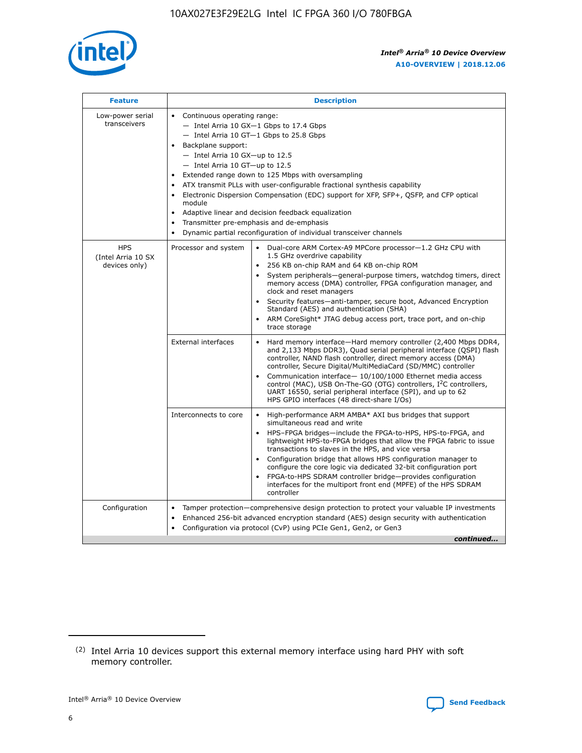| Feature | Description | |
|---|---|---|
| Low-power serial transceivers | • Continuous operating range:<br>— Intel Arria 10 GX—1 Gbps to 17.4 Gbps<br>— Intel Arria 10 GT—1 Gbps to 25.8 Gbps<br>• Backplane support:<br>— Intel Arria 10 GX—up to 12.5<br>— Intel Arria 10 GT—up to 12.5<br>• Extended range down to 125 Mbps with oversampling<br>• ATX transmit PLLs with user-configurable fractional synthesis capability<br>• Electronic Dispersion Compensation (EDC) support for XFP, SFP+, QSFP, and CFP optical module<br>• Adaptive linear and decision feedback equalization<br>• Transmitter pre-emphasis and de-emphasis<br>• Dynamic partial reconfiguration of individual transceiver channels | |
| HPS (Intel Arria 10 SX devices only) | Processor and system | • Dual-core ARM Cortex-A9 MPCore processor—1.2 GHz CPU with 1.5 GHz overdrive capability<br>• 256 KB on-chip RAM and 64 KB on-chip ROM<br>• System peripherals—general-purpose timers, watchdog timers, direct memory access (DMA) controller, FPGA configuration manager, and clock and reset managers<br>• Security features—anti-tamper, secure boot, Advanced Encryption Standard (AES) and authentication (SHA)<br>• ARM CoreSight* JTAG debug access port, trace port, and on-chip trace storage |
| | External interfaces | • Hard memory interface—Hard memory controller (2,400 Mbps DDR4, and 2,133 Mbps DDR3), Quad serial peripheral interface (QSPI) flash controller, NAND flash controller, direct memory access (DMA) controller, Secure Digital/MultiMediaCard (SD/MMC) controller<br>• Communication interface— 10/100/1000 Ethernet media access control (MAC), USB On-The-GO (OTG) controllers, I²C controllers, UART 16550, serial peripheral interface (SPI), and up to 62 HPS GPIO interfaces (48 direct-share I/Os) |
| | Interconnects to core | • High-performance ARM AMBA* AXI bus bridges that support simultaneous read and write<br>• HPS–FPGA bridges—include the FPGA-to-HPS, HPS-to-FPGA, and lightweight HPS-to-FPGA bridges that allow the FPGA fabric to issue transactions to slaves in the HPS, and vice versa<br>• Configuration bridge that allows HPS configuration manager to configure the core logic via dedicated 32-bit configuration port<br>• FPGA-to-HPS SDRAM controller bridge—provides configuration interfaces for the multiport front end (MPFE) of the HPS SDRAM controller |
| Configuration | • Tamper protection—comprehensive design protection to protect your valuable IP investments<br>• Enhanced 256-bit advanced encryption standard (AES) design security with authentication<br>• Configuration via protocol (CvP) using PCIe Gen1, Gen2, or Gen3 | |

*continued...*

(2) Intel Arria 10 devices support this external memory interface using hard PHY with soft memory controller.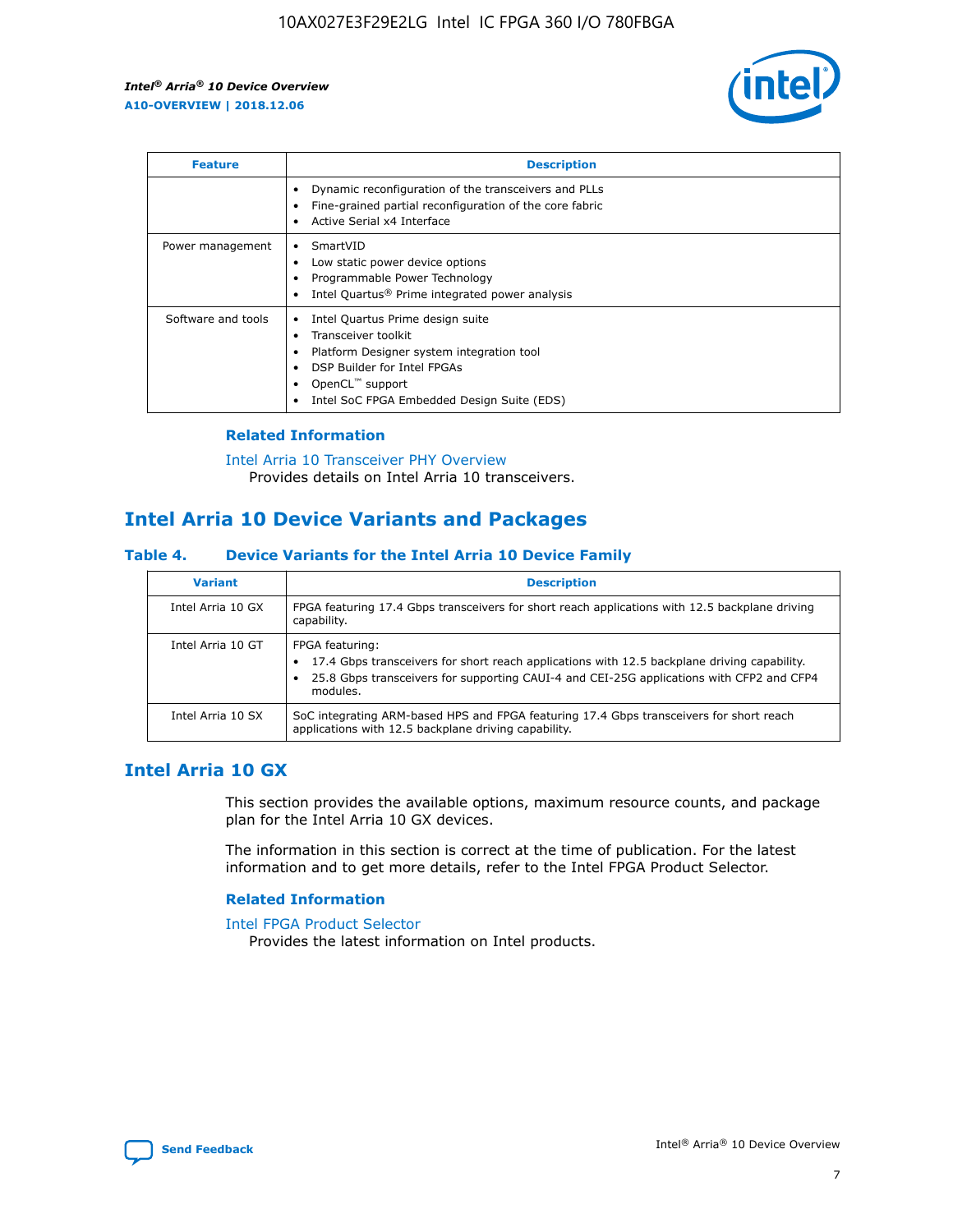| Feature | Description |
| --- | --- |
| | • Dynamic reconfiguration of the transceivers and PLLs<br>• Fine-grained partial reconfiguration of the core fabric<br>• Active Serial x4 Interface |
| Power management | • SmartVID<br>• Low static power device options<br>• Programmable Power Technology<br>• Intel Quartus® Prime integrated power analysis |
| Software and tools | • Intel Quartus Prime design suite<br>• Transceiver toolkit<br>• Platform Designer system integration tool<br>• DSP Builder for Intel FPGAs<br>• OpenCL™ support<br>• Intel SoC FPGA Embedded Design Suite (EDS) |

### Related Information

Intel Arria 10 Transceiver PHY Overview
Provides details on Intel Arria 10 transceivers.

## Intel Arria 10 Device Variants and Packages

#### Table 4. Device Variants for the Intel Arria 10 Device Family

| Variant | Description |
| --- | --- |
| Intel Arria 10 GX | FPGA featuring 17.4 Gbps transceivers for short reach applications with 12.5 backplane driving capability. |
| Intel Arria 10 GT | FPGA featuring:<br>• 17.4 Gbps transceivers for short reach applications with 12.5 backplane driving capability.<br>• 25.8 Gbps transceivers for supporting CAUI-4 and CEI-25G applications with CFP2 and CFP4 modules. |
| Intel Arria 10 SX | SoC integrating ARM-based HPS and FPGA featuring 17.4 Gbps transceivers for short reach applications with 12.5 backplane driving capability. |

## Intel Arria 10 GX

This section provides the available options, maximum resource counts, and package plan for the Intel Arria 10 GX devices.

The information in this section is correct at the time of publication. For the latest information and to get more details, refer to the Intel FPGA Product Selector.

### Related Information

Intel FPGA Product Selector
Provides the latest information on Intel products.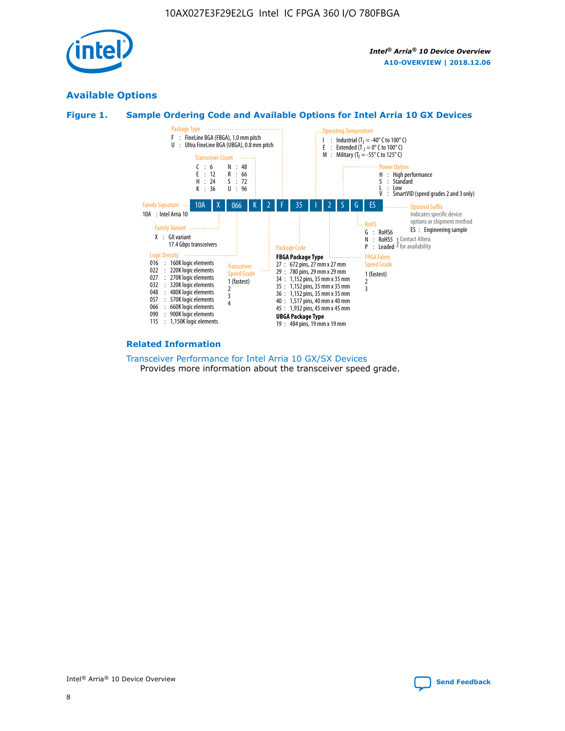## Available Options

### Figure 1. Sample Ordering Code and Available Options for Intel Arria 10 GX Devices

| 10A | X | 066 | K | 2 | F | 35 | I | 2 | S | G | ES |
|---|---|---|---|---|---|---|---|---|---|---|---|

**Family Signature**
10A : Intel Arria 10

**Family Variant**
X : GX variant
17.4 Gbps transceivers

**Logic Density**
- 016 : 160K logic elements
- 022 : 220K logic elements
- 027 : 270K logic elements
- 032 : 320K logic elements
- 048 : 480K logic elements
- 057 : 570K logic elements
- 066 : 660K logic elements
- 090 : 900K logic elements
- 115 : 1,150K logic elements

**Transceiver Count**
- C : 6
- E : 12
- H : 24
- K : 36
- N : 48
- R : 66
- S : 72
- U : 96

**Transceiver Speed Grade**
- 1 (fastest)
- 2
- 3
- 4

**Package Type**
- F : FineLine BGA (FBGA), 1.0 mm pitch
- U : Ultra FineLine BGA (UBGA), 0.8 mm pitch

**Package Code**

FBGA Package Type
- 27 : 672 pins, 27 mm x 27 mm
- 29 : 780 pins, 29 mm x 29 mm
- 34 : 1,152 pins, 35 mm x 35 mm
- 35 : 1,152 pins, 35 mm x 35 mm
- 36 : 1,152 pins, 35 mm x 35 mm
- 40 : 1,517 pins, 40 mm x 40 mm
- 45 : 1,932 pins, 45 mm x 45 mm

UBGA Package Type
- 19 : 484 pins, 19 mm x 19 mm

**Operating Temperature**
- I : Industrial ($T_J$ = -40° C to 100° C)
- E : Extended ($T_J$ = 0° C to 100° C)
- M : Military ($T_J$ = -55° C to 125° C)

**FPGA Fabric Speed Grade**
- 1 (fastest)
- 2
- 3

**Power Option**
- H : High performance
- S : Standard
- L : Low
- V : SmartVID (speed grades 2 and 3 only)

**RoHS**
- G : RoHS6
- N : RoHS5 (Contact Altera for availability)
- P : Leaded (Contact Altera for availability)

**Optional Suffix**
Indicates specific device options or shipment method
ES : Engineering sample

### Related Information

Transceiver Performance for Intel Arria 10 GX/SX Devices
Provides more information about the transceiver speed grade.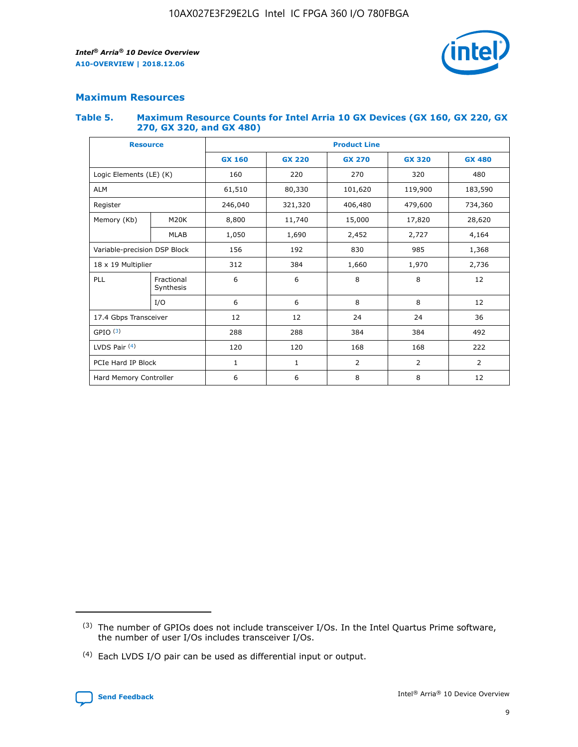## Maximum Resources

### Table 5. Maximum Resource Counts for Intel Arria 10 GX Devices (GX 160, GX 220, GX 270, GX 320, and GX 480)

| Resource | | Product Line | | | | |
|---|---|---|---|---|---|---|
| | | GX 160 | GX 220 | GX 270 | GX 320 | GX 480 |
| Logic Elements (LE) (K) | | 160 | 220 | 270 | 320 | 480 |
| ALM | | 61,510 | 80,330 | 101,620 | 119,900 | 183,590 |
| Register | | 246,040 | 321,320 | 406,480 | 479,600 | 734,360 |
| Memory (Kb) | M20K | 8,800 | 11,740 | 15,000 | 17,820 | 28,620 |
| | MLAB | 1,050 | 1,690 | 2,452 | 2,727 | 4,164 |
| Variable-precision DSP Block | | 156 | 192 | 830 | 985 | 1,368 |
| 18 x 19 Multiplier | | 312 | 384 | 1,660 | 1,970 | 2,736 |
| PLL | Fractional Synthesis | 6 | 6 | 8 | 8 | 12 |
| | I/O | 6 | 6 | 8 | 8 | 12 |
| 17.4 Gbps Transceiver | | 12 | 12 | 24 | 24 | 36 |
| GPIO (3) | | 288 | 288 | 384 | 384 | 492 |
| LVDS Pair (4) | | 120 | 120 | 168 | 168 | 222 |
| PCIe Hard IP Block | | 1 | 1 | 2 | 2 | 2 |
| Hard Memory Controller | | 6 | 6 | 8 | 8 | 12 |

(3) The number of GPIOs does not include transceiver I/Os. In the Intel Quartus Prime software, the number of user I/Os includes transceiver I/Os.

(4) Each LVDS I/O pair can be used as differential input or output.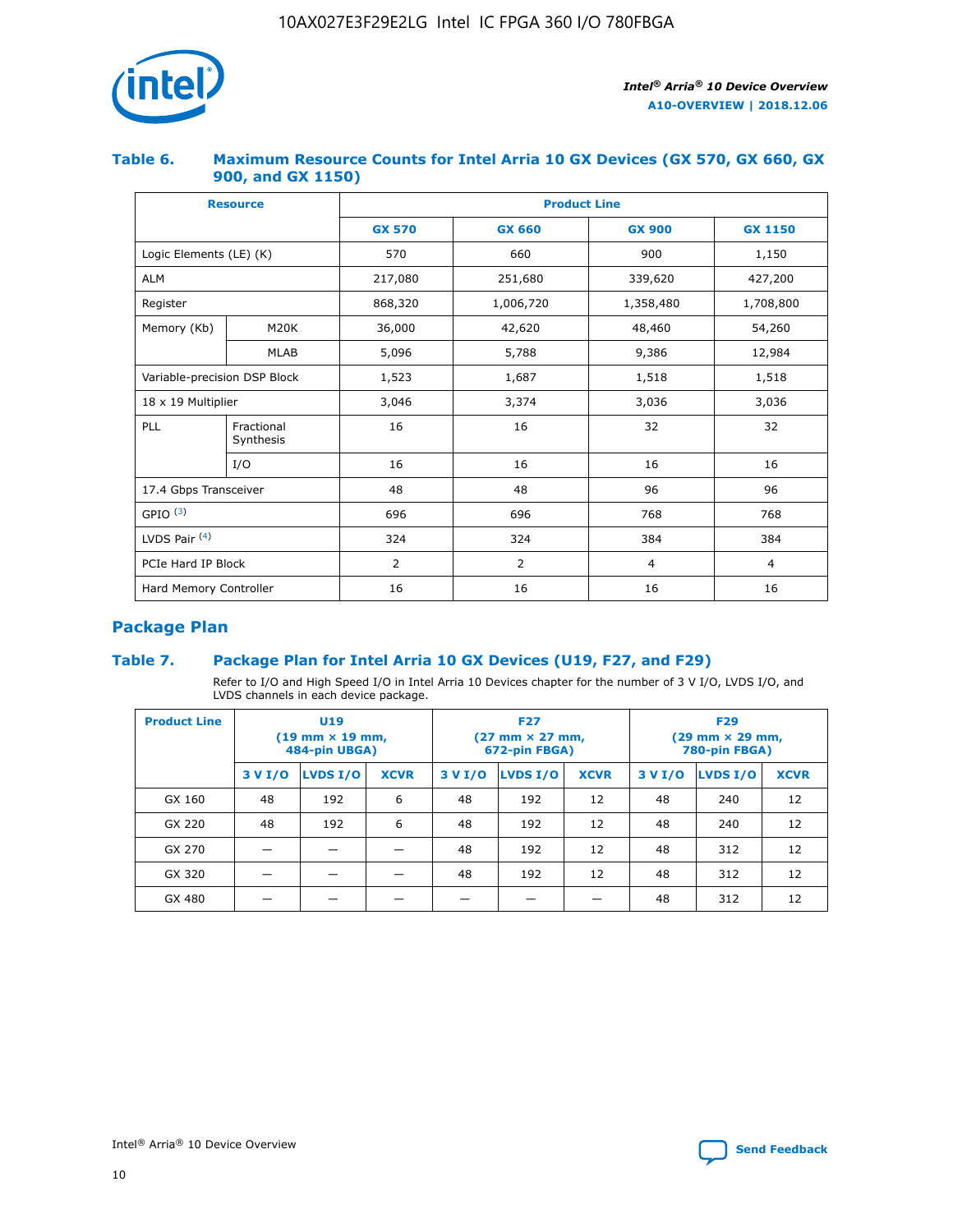**Table 6. Maximum Resource Counts for Intel Arria 10 GX Devices (GX 570, GX 660, GX 900, and GX 1150)**

| Resource | | Product Line | | | |
|---|---|---|---|---|---|
| | | GX 570 | GX 660 | GX 900 | GX 1150 |
| Logic Elements (LE) (K) | | 570 | 660 | 900 | 1,150 |
| ALM | | 217,080 | 251,680 | 339,620 | 427,200 |
| Register | | 868,320 | 1,006,720 | 1,358,480 | 1,708,800 |
| Memory (Kb) | M20K | 36,000 | 42,620 | 48,460 | 54,260 |
| | MLAB | 5,096 | 5,788 | 9,386 | 12,984 |
| Variable-precision DSP Block | | 1,523 | 1,687 | 1,518 | 1,518 |
| 18 x 19 Multiplier | | 3,046 | 3,374 | 3,036 | 3,036 |
| PLL | Fractional Synthesis | 16 | 16 | 32 | 32 |
| | I/O | 16 | 16 | 16 | 16 |
| 17.4 Gbps Transceiver | | 48 | 48 | 96 | 96 |
| GPIO [(3)] | | 696 | 696 | 768 | 768 |
| LVDS Pair [(4)] | | 324 | 324 | 384 | 384 |
| PCIe Hard IP Block | | 2 | 2 | 4 | 4 |
| Hard Memory Controller | | 16 | 16 | 16 | 16 |

## Package Plan

**Table 7. Package Plan for Intel Arria 10 GX Devices (U19, F27, and F29)**

Refer to I/O and High Speed I/O in Intel Arria 10 Devices chapter for the number of 3 V I/O, LVDS I/O, and LVDS channels in each device package.

| Product Line | U19 (19 mm × 19 mm, 484-pin UBGA) | | | F27 (27 mm × 27 mm, 672-pin FBGA) | | | F29 (29 mm × 29 mm, 780-pin FBGA) | | |
|---|---|---|---|---|---|---|---|---|---|
| | 3 V I/O | LVDS I/O | XCVR | 3 V I/O | LVDS I/O | XCVR | 3 V I/O | LVDS I/O | XCVR |
| GX 160 | 48 | 192 | 6 | 48 | 192 | 12 | 48 | 240 | 12 |
| GX 220 | 48 | 192 | 6 | 48 | 192 | 12 | 48 | 240 | 12 |
| GX 270 | — | — | — | 48 | 192 | 12 | 48 | 312 | 12 |
| GX 320 | — | — | — | 48 | 192 | 12 | 48 | 312 | 12 |
| GX 480 | — | — | — | — | — | — | 48 | 312 | 12 |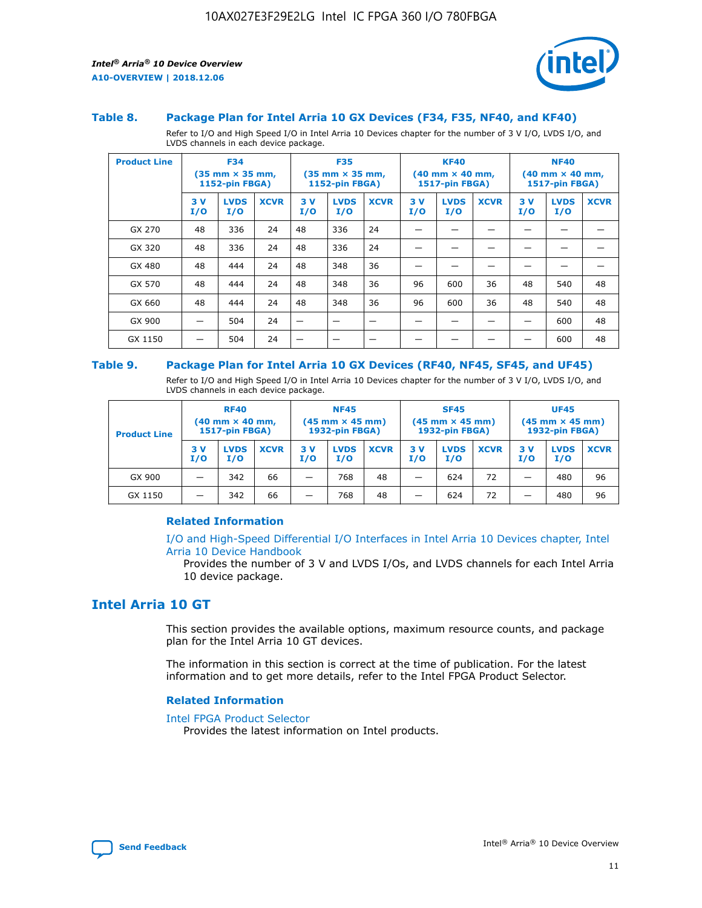### Table 8. Package Plan for Intel Arria 10 GX Devices (F34, F35, NF40, and KF40)

Refer to I/O and High Speed I/O in Intel Arria 10 Devices chapter for the number of 3 V I/O, LVDS I/O, and LVDS channels in each device package.

| Product Line | F34 (35 mm × 35 mm, 1152-pin FBGA) | | | F35 (35 mm × 35 mm, 1152-pin FBGA) | | | KF40 (40 mm × 40 mm, 1517-pin FBGA) | | | NF40 (40 mm × 40 mm, 1517-pin FBGA) | | |
|---|---|---|---|---|---|---|---|---|---|---|---|---|
| | 3 V I/O | LVDS I/O | XCVR | 3 V I/O | LVDS I/O | XCVR | 3 V I/O | LVDS I/O | XCVR | 3 V I/O | LVDS I/O | XCVR |
| GX 270 | 48 | 336 | 24 | 48 | 336 | 24 | — | — | — | — | — | — |
| GX 320 | 48 | 336 | 24 | 48 | 336 | 24 | — | — | — | — | — | — |
| GX 480 | 48 | 444 | 24 | 48 | 348 | 36 | — | — | — | — | — | — |
| GX 570 | 48 | 444 | 24 | 48 | 348 | 36 | 96 | 600 | 36 | 48 | 540 | 48 |
| GX 660 | 48 | 444 | 24 | 48 | 348 | 36 | 96 | 600 | 36 | 48 | 540 | 48 |
| GX 900 | — | 504 | 24 | — | — | — | — | — | — | — | 600 | 48 |
| GX 1150 | — | 504 | 24 | — | — | — | — | — | — | — | 600 | 48 |

### Table 9. Package Plan for Intel Arria 10 GX Devices (RF40, NF45, SF45, and UF45)

Refer to I/O and High Speed I/O in Intel Arria 10 Devices chapter for the number of 3 V I/O, LVDS I/O, and LVDS channels in each device package.

| Product Line | RF40 (40 mm × 40 mm, 1517-pin FBGA) | | | NF45 (45 mm × 45 mm) 1932-pin FBGA) | | | SF45 (45 mm × 45 mm) 1932-pin FBGA) | | | UF45 (45 mm × 45 mm) 1932-pin FBGA) | | |
|---|---|---|---|---|---|---|---|---|---|---|---|---|
| | 3 V I/O | LVDS I/O | XCVR | 3 V I/O | LVDS I/O | XCVR | 3 V I/O | LVDS I/O | XCVR | 3 V I/O | LVDS I/O | XCVR |
| GX 900 | — | 342 | 66 | — | 768 | 48 | — | 624 | 72 | — | 480 | 96 |
| GX 1150 | — | 342 | 66 | — | 768 | 48 | — | 624 | 72 | — | 480 | 96 |

#### Related Information

I/O and High-Speed Differential I/O Interfaces in Intel Arria 10 Devices chapter, Intel Arria 10 Device Handbook
Provides the number of 3 V and LVDS I/Os, and LVDS channels for each Intel Arria 10 device package.

## Intel Arria 10 GT

This section provides the available options, maximum resource counts, and package plan for the Intel Arria 10 GT devices.

The information in this section is correct at the time of publication. For the latest information and to get more details, refer to the Intel FPGA Product Selector.

#### Related Information

Intel FPGA Product Selector
Provides the latest information on Intel products.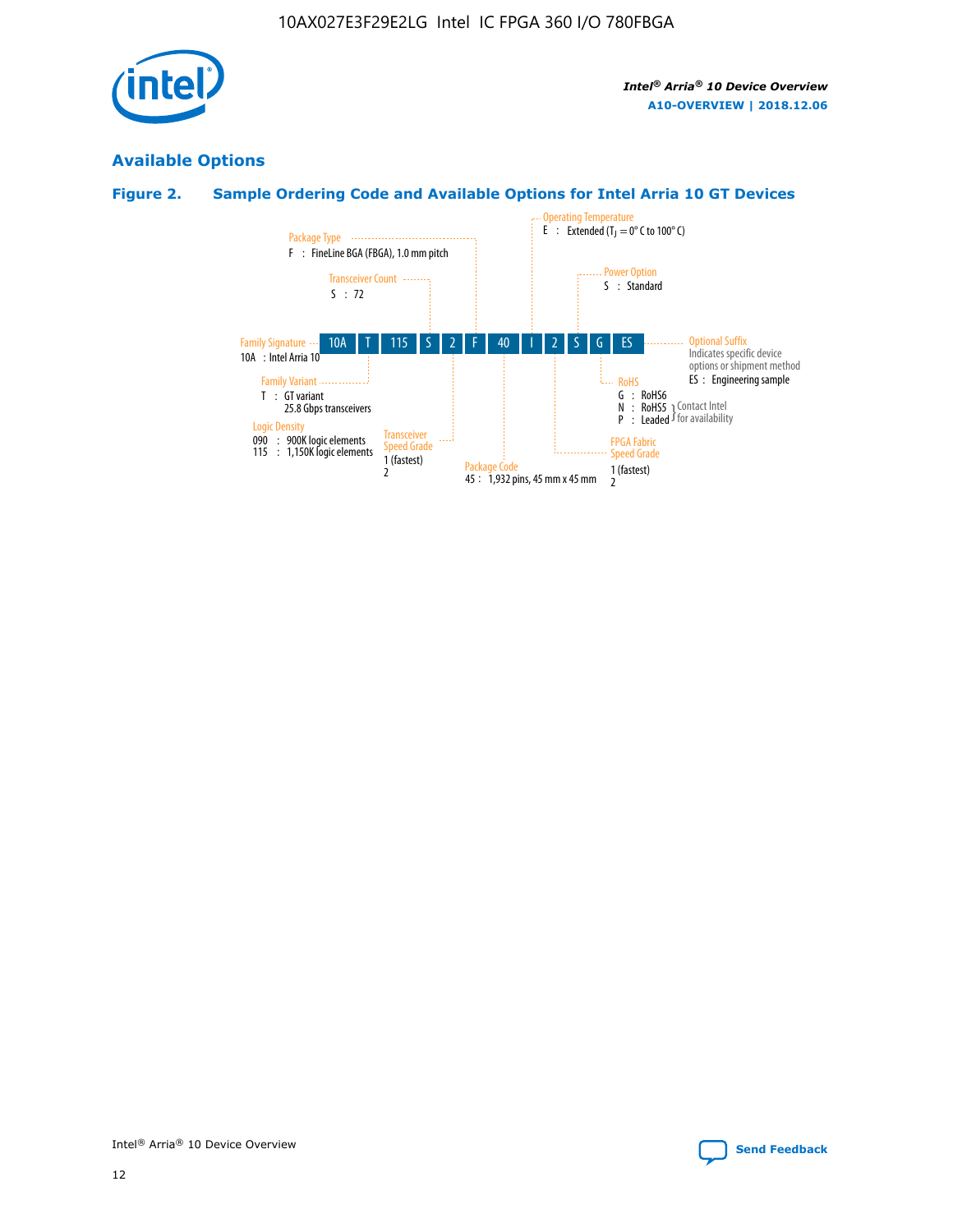## Available Options

### Figure 2. Sample Ordering Code and Available Options for Intel Arria 10 GT Devices

| 10A | T | 115 | S | 2 | F | 40 | I | 2 | S | G | ES |
|---|---|---|---|---|---|---|---|---|---|---|---|

- **Family Signature**
  - 10A : Intel Arria 10
- **Family Variant**
  - T : GT variant, 25.8 Gbps transceivers
- **Logic Density**
  - 090 : 900K logic elements
  - 115 : 1,150K logic elements
- **Transceiver Count**
  - S : 72
- **Transceiver Speed Grade**
  - 1 (fastest)
  - 2
- **Package Type**
  - F : FineLine BGA (FBGA), 1.0 mm pitch
- **Package Code**
  - 45 : 1,932 pins, 45 mm x 45 mm
- **Operating Temperature**
  - E : Extended ($T_J$ = 0° C to 100° C)
- **FPGA Fabric Speed Grade**
  - 1 (fastest)
  - 2
- **Power Option**
  - S : Standard
- **RoHS**
  - G : RoHS6
  - N : RoHS5 (Contact Intel for availability)
  - P : Leaded (Contact Intel for availability)
- **Optional Suffix**
  - Indicates specific device options or shipment method
  - ES : Engineering sample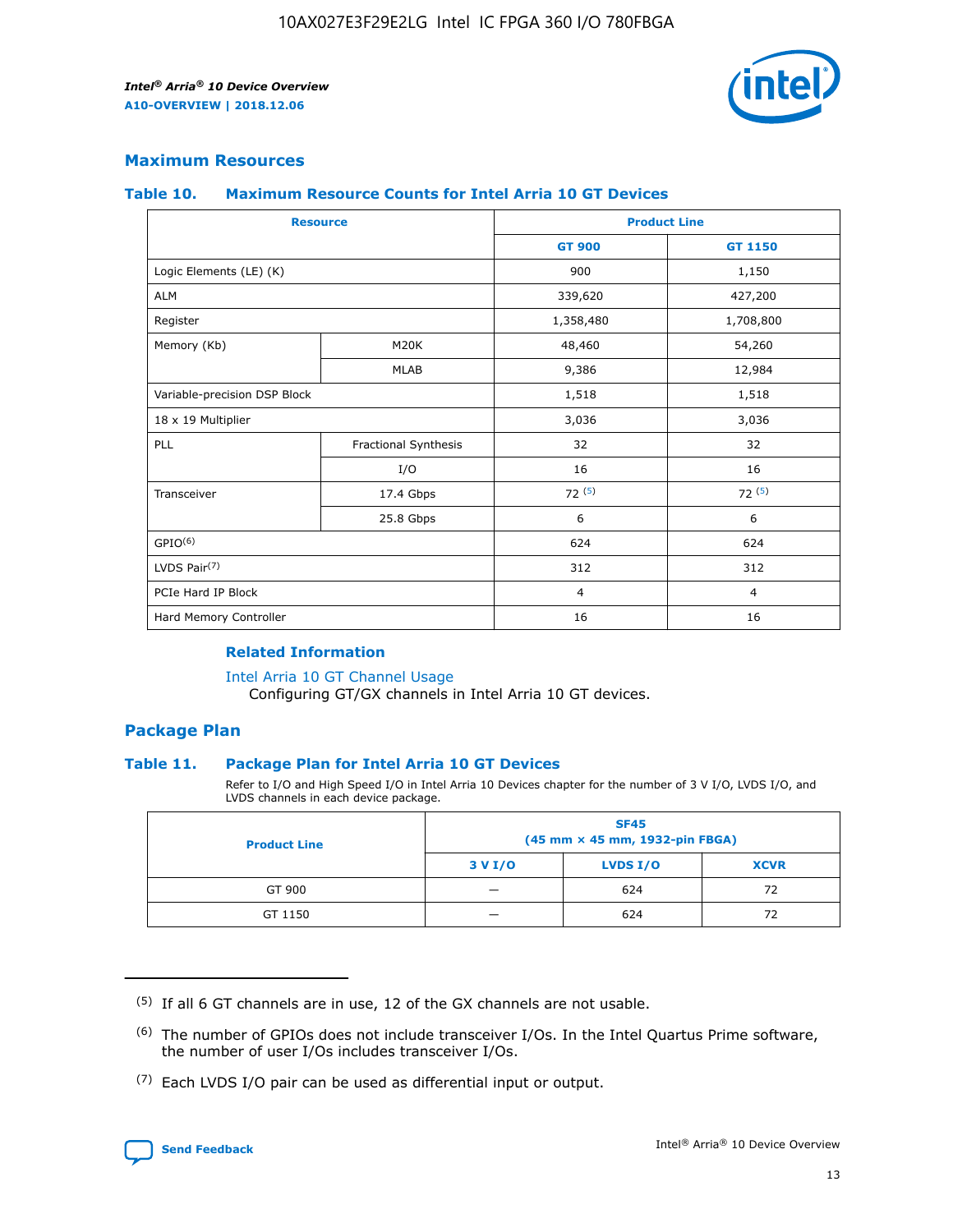## Maximum Resources

### Table 10. Maximum Resource Counts for Intel Arria 10 GT Devices

| Resource | | Product Line | |
|---|---|---|---|
| | | GT 900 | GT 1150 |
| Logic Elements (LE) (K) | | 900 | 1,150 |
| ALM | | 339,620 | 427,200 |
| Register | | 1,358,480 | 1,708,800 |
| Memory (Kb) | M20K | 48,460 | 54,260 |
| | MLAB | 9,386 | 12,984 |
| Variable-precision DSP Block | | 1,518 | 1,518 |
| 18 x 19 Multiplier | | 3,036 | 3,036 |
| PLL | Fractional Synthesis | 32 | 32 |
| | I/O | 16 | 16 |
| Transceiver | 17.4 Gbps | 72 (5) | 72 (5) |
| | 25.8 Gbps | 6 | 6 |
| GPIO(6) | | 624 | 624 |
| LVDS Pair(7) | | 312 | 312 |
| PCIe Hard IP Block | | 4 | 4 |
| Hard Memory Controller | | 16 | 16 |

**Related Information**

Intel Arria 10 GT Channel Usage

Configuring GT/GX channels in Intel Arria 10 GT devices.

## Package Plan

### Table 11. Package Plan for Intel Arria 10 GT Devices

Refer to I/O and High Speed I/O in Intel Arria 10 Devices chapter for the number of 3 V I/O, LVDS I/O, and LVDS channels in each device package.

| Product Line | SF45 (45 mm × 45 mm, 1932-pin FBGA) | | |
|---|---|---|---|
| | 3 V I/O | LVDS I/O | XCVR |
| GT 900 | — | 624 | 72 |
| GT 1150 | — | 624 | 72 |

(5) If all 6 GT channels are in use, 12 of the GX channels are not usable.

(6) The number of GPIOs does not include transceiver I/Os. In the Intel Quartus Prime software, the number of user I/Os includes transceiver I/Os.

(7) Each LVDS I/O pair can be used as differential input or output.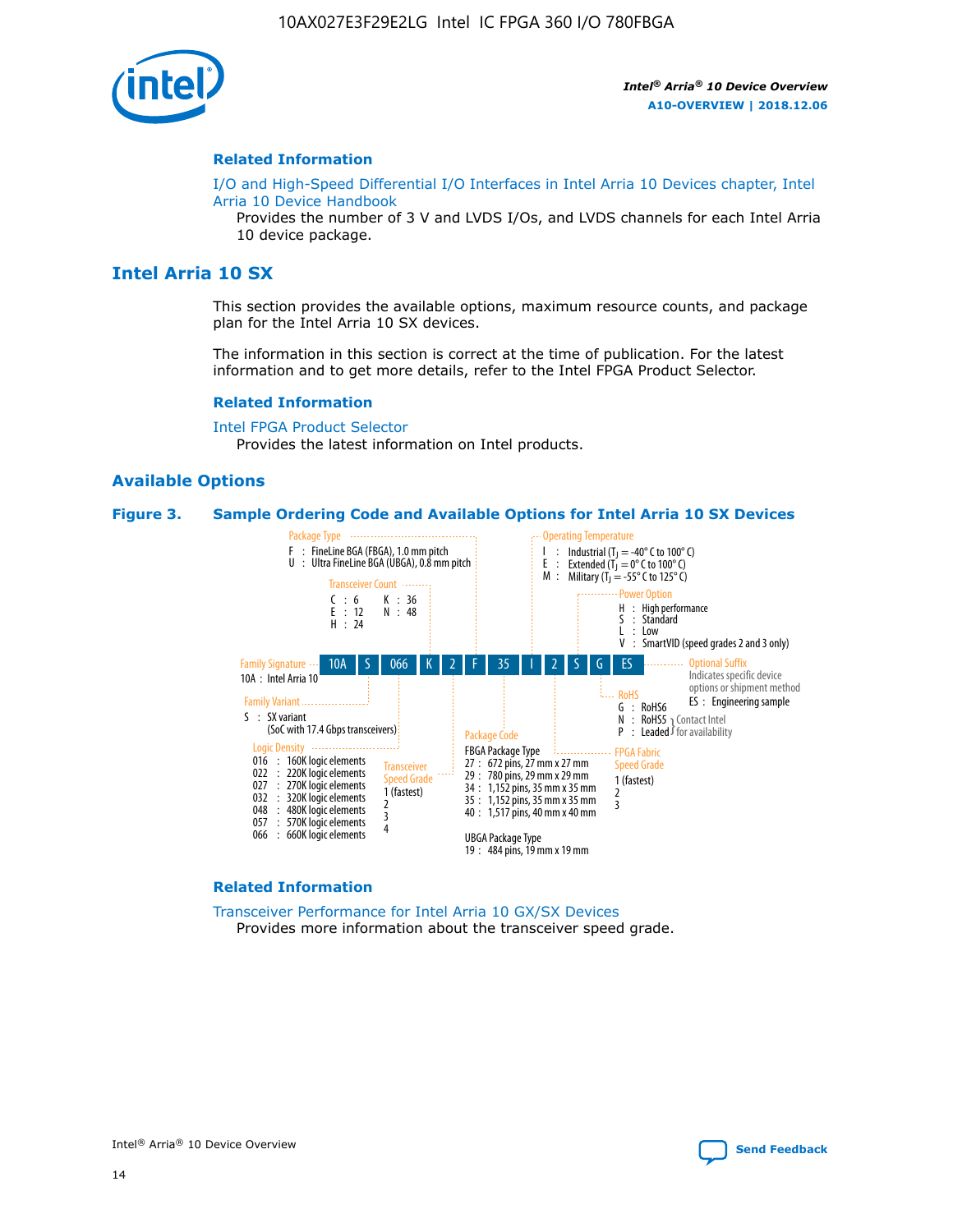#### Related Information

I/O and High-Speed Differential I/O Interfaces in Intel Arria 10 Devices chapter, Intel Arria 10 Device Handbook

Provides the number of 3 V and LVDS I/Os, and LVDS channels for each Intel Arria 10 device package.

## Intel Arria 10 SX

This section provides the available options, maximum resource counts, and package plan for the Intel Arria 10 SX devices.

The information in this section is correct at the time of publication. For the latest information and to get more details, refer to the Intel FPGA Product Selector.

#### Related Information

Intel FPGA Product Selector

Provides the latest information on Intel products.

### Available Options

**Figure 3. Sample Ordering Code and Available Options for Intel Arria 10 SX Devices**

Sample ordering code: 10A S 066 K 2 F 35 I 2 S G ES

- **Family Signature**
  - 10A : Intel Arria 10
- **Family Variant**
  - S : SX variant (SoC with 17.4 Gbps transceivers)
- **Logic Density**
  - 016 : 160K logic elements
  - 022 : 220K logic elements
  - 027 : 270K logic elements
  - 032 : 320K logic elements
  - 048 : 480K logic elements
  - 057 : 570K logic elements
  - 066 : 660K logic elements
- **Transceiver Count**
  - C : 6
  - E : 12
  - H : 24
  - K : 36
  - N : 48
- **Transceiver Speed Grade**
  - 1 (fastest)
  - 2
  - 3
  - 4
- **Package Type**
  - F : FineLine BGA (FBGA), 1.0 mm pitch
  - U : Ultra FineLine BGA (UBGA), 0.8 mm pitch
- **Package Code**
  - FBGA Package Type
    - 27 : 672 pins, 27 mm x 27 mm
    - 29 : 780 pins, 29 mm x 29 mm
    - 34 : 1,152 pins, 35 mm x 35 mm
    - 35 : 1,152 pins, 35 mm x 35 mm
    - 40 : 1,517 pins, 40 mm x 40 mm
  - UBGA Package Type
    - 19 : 484 pins, 19 mm x 19 mm
- **Operating Temperature**
  - I : Industrial ($T_J$ = -40° C to 100° C)
  - E : Extended ($T_J$ = 0° C to 100° C)
  - M : Military ($T_J$ = -55° C to 125° C)
- **FPGA Fabric Speed Grade**
  - 1 (fastest)
  - 2
  - 3
- **Power Option**
  - H : High performance
  - S : Standard
  - L : Low
  - V : SmartVID (speed grades 2 and 3 only)
- **RoHS**
  - G : RoHS6
  - N : RoHS5 (Contact Intel for availability)
  - P : Leaded (Contact Intel for availability)
- **Optional Suffix**
  - Indicates specific device options or shipment method
  - ES : Engineering sample

#### Related Information

Transceiver Performance for Intel Arria 10 GX/SX Devices

Provides more information about the transceiver speed grade.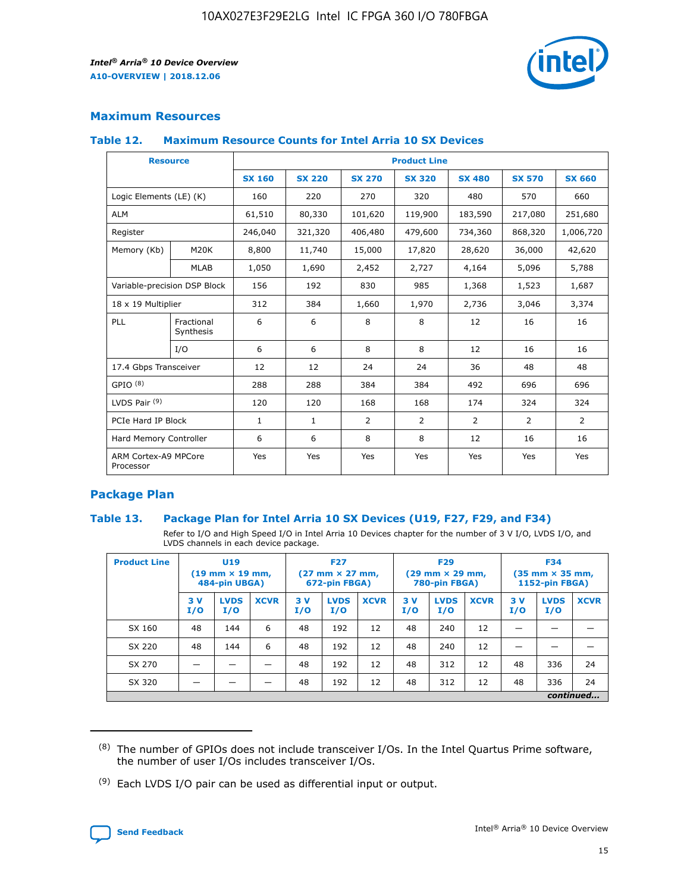## Maximum Resources

### Table 12. Maximum Resource Counts for Intel Arria 10 SX Devices

| Resource | | Product Line | | | | | | |
|---|---|---|---|---|---|---|---|---|
| | | SX 160 | SX 220 | SX 270 | SX 320 | SX 480 | SX 570 | SX 660 |
| Logic Elements (LE) (K) | | 160 | 220 | 270 | 320 | 480 | 570 | 660 |
| ALM | | 61,510 | 80,330 | 101,620 | 119,900 | 183,590 | 217,080 | 251,680 |
| Register | | 246,040 | 321,320 | 406,480 | 479,600 | 734,360 | 868,320 | 1,006,720 |
| Memory (Kb) | M20K | 8,800 | 11,740 | 15,000 | 17,820 | 28,620 | 36,000 | 42,620 |
| | MLAB | 1,050 | 1,690 | 2,452 | 2,727 | 4,164 | 5,096 | 5,788 |
| Variable-precision DSP Block | | 156 | 192 | 830 | 985 | 1,368 | 1,523 | 1,687 |
| 18 x 19 Multiplier | | 312 | 384 | 1,660 | 1,970 | 2,736 | 3,046 | 3,374 |
| PLL | Fractional Synthesis | 6 | 6 | 8 | 8 | 12 | 16 | 16 |
| | I/O | 6 | 6 | 8 | 8 | 12 | 16 | 16 |
| 17.4 Gbps Transceiver | | 12 | 12 | 24 | 24 | 36 | 48 | 48 |
| GPIO [8] | | 288 | 288 | 384 | 384 | 492 | 696 | 696 |
| LVDS Pair [9] | | 120 | 120 | 168 | 168 | 174 | 324 | 324 |
| PCIe Hard IP Block | | 1 | 1 | 2 | 2 | 2 | 2 | 2 |
| Hard Memory Controller | | 6 | 6 | 8 | 8 | 12 | 16 | 16 |
| ARM Cortex-A9 MPCore Processor | | Yes | Yes | Yes | Yes | Yes | Yes | Yes |

## Package Plan

### Table 13. Package Plan for Intel Arria 10 SX Devices (U19, F27, F29, and F34)

Refer to I/O and High Speed I/O in Intel Arria 10 Devices chapter for the number of 3 V I/O, LVDS I/O, and LVDS channels in each device package.

| Product Line | U19 (19 mm × 19 mm, 484-pin UBGA) | | | F27 (27 mm × 27 mm, 672-pin FBGA) | | | F29 (29 mm × 29 mm, 780-pin FBGA) | | | F34 (35 mm × 35 mm, 1152-pin FBGA) | | |
|---|---|---|---|---|---|---|---|---|---|---|---|---|
| | 3 V I/O | LVDS I/O | XCVR | 3 V I/O | LVDS I/O | XCVR | 3 V I/O | LVDS I/O | XCVR | 3 V I/O | LVDS I/O | XCVR |
| SX 160 | 48 | 144 | 6 | 48 | 192 | 12 | 48 | 240 | 12 | — | — | — |
| SX 220 | 48 | 144 | 6 | 48 | 192 | 12 | 48 | 240 | 12 | — | — | — |
| SX 270 | — | — | — | 48 | 192 | 12 | 48 | 312 | 12 | 48 | 336 | 24 |
| SX 320 | — | — | — | 48 | 192 | 12 | 48 | 312 | 12 | 48 | 336 | 24 |

*continued...*

(8) The number of GPIOs does not include transceiver I/Os. In the Intel Quartus Prime software, the number of user I/Os includes transceiver I/Os.

(9) Each LVDS I/O pair can be used as differential input or output.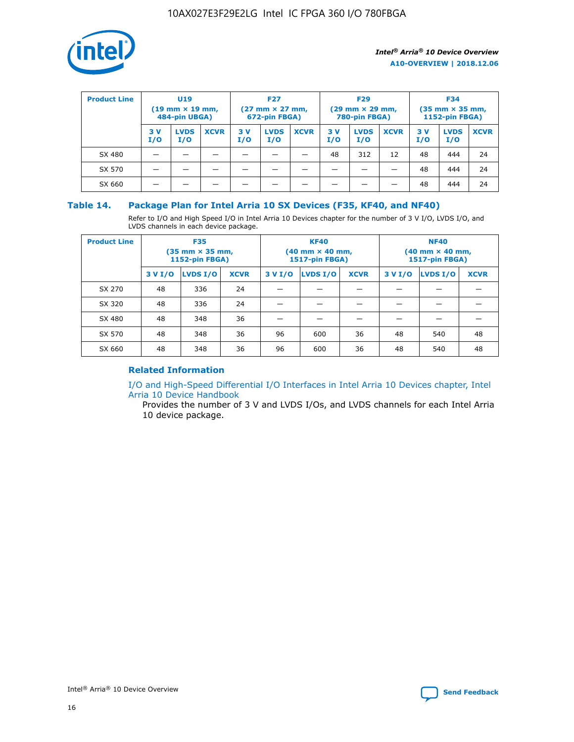| Product Line | U19 (19 mm × 19 mm, 484-pin UBGA) | | | F27 (27 mm × 27 mm, 672-pin FBGA) | | | F29 (29 mm × 29 mm, 780-pin FBGA) | | | F34 (35 mm × 35 mm, 1152-pin FBGA) | | |
|---|---|---|---|---|---|---|---|---|---|---|---|---|
| | 3 V I/O | LVDS I/O | XCVR | 3 V I/O | LVDS I/O | XCVR | 3 V I/O | LVDS I/O | XCVR | 3 V I/O | LVDS I/O | XCVR |
| SX 480 | — | — | — | — | — | — | 48 | 312 | 12 | 48 | 444 | 24 |
| SX 570 | — | — | — | — | — | — | — | — | — | 48 | 444 | 24 |
| SX 660 | — | — | — | — | — | — | — | — | — | 48 | 444 | 24 |

## Table 14. Package Plan for Intel Arria 10 SX Devices (F35, KF40, and NF40)

Refer to I/O and High Speed I/O in Intel Arria 10 Devices chapter for the number of 3 V I/O, LVDS I/O, and LVDS channels in each device package.

| Product Line | F35 (35 mm × 35 mm, 1152-pin FBGA) | | | KF40 (40 mm × 40 mm, 1517-pin FBGA) | | | NF40 (40 mm × 40 mm, 1517-pin FBGA) | | |
|---|---|---|---|---|---|---|---|---|---|
| | 3 V I/O | LVDS I/O | XCVR | 3 V I/O | LVDS I/O | XCVR | 3 V I/O | LVDS I/O | XCVR |
| SX 270 | 48 | 336 | 24 | — | — | — | — | — | — |
| SX 320 | 48 | 336 | 24 | — | — | — | — | — | — |
| SX 480 | 48 | 348 | 36 | — | — | — | — | — | — |
| SX 570 | 48 | 348 | 36 | 96 | 600 | 36 | 48 | 540 | 48 |
| SX 660 | 48 | 348 | 36 | 96 | 600 | 36 | 48 | 540 | 48 |

### Related Information

I/O and High-Speed Differential I/O Interfaces in Intel Arria 10 Devices chapter, Intel Arria 10 Device Handbook

Provides the number of 3 V and LVDS I/Os, and LVDS channels for each Intel Arria 10 device package.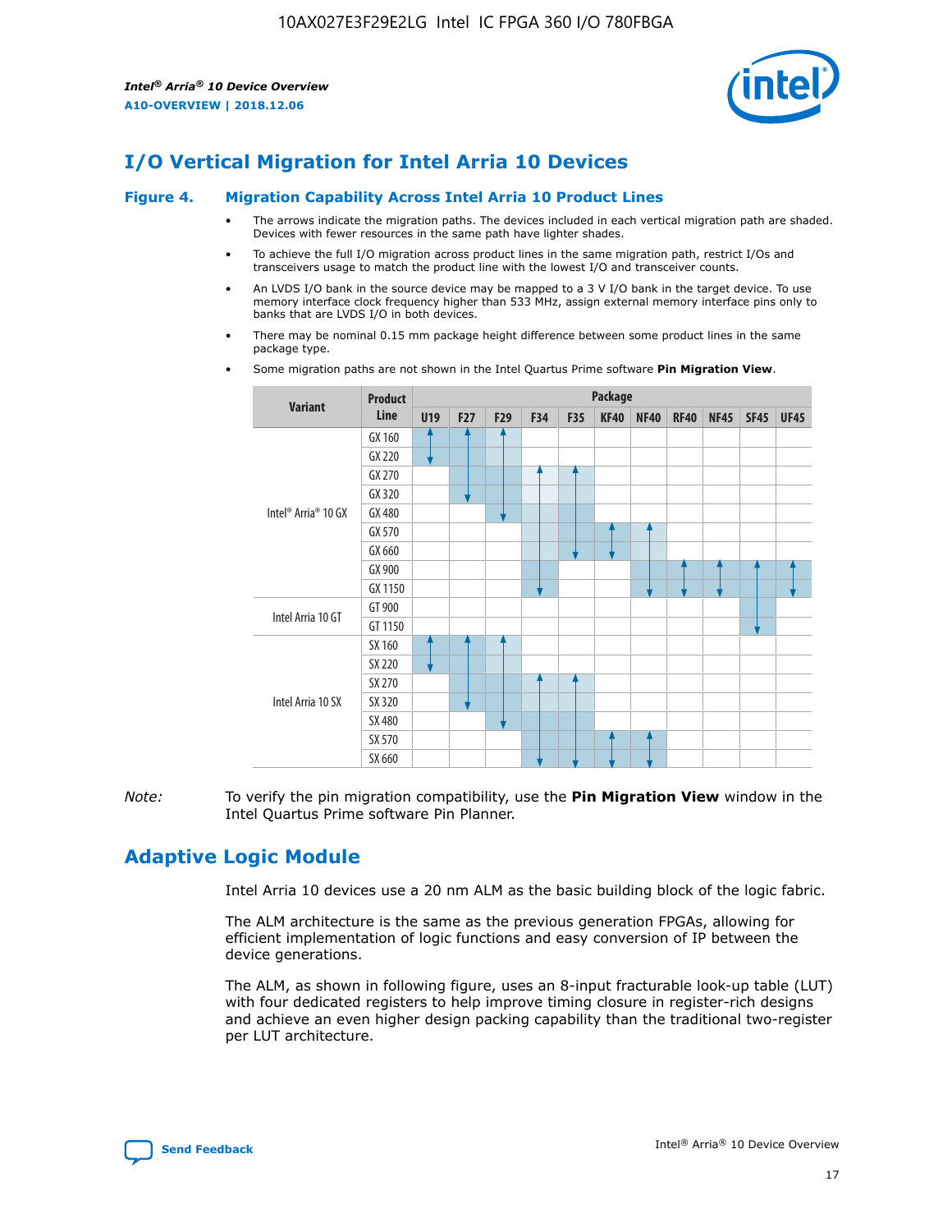# I/O Vertical Migration for Intel Arria 10 Devices

**Figure 4. Migration Capability Across Intel Arria 10 Product Lines**

- The arrows indicate the migration paths. The devices included in each vertical migration path are shaded. Devices with fewer resources in the same path have lighter shades.
- To achieve the full I/O migration across product lines in the same migration path, restrict I/Os and transceivers usage to match the product line with the lowest I/O and transceiver counts.
- An LVDS I/O bank in the source device may be mapped to a 3 V I/O bank in the target device. To use memory interface clock frequency higher than 533 MHz, assign external memory interface pins only to banks that are LVDS I/O in both devices.
- There may be nominal 0.15 mm package height difference between some product lines in the same package type.
- Some migration paths are not shown in the Intel Quartus Prime software **Pin Migration View**.

| Variant | Product Line | Package | | | | | | | | | | |
|---|---|---|---|---|---|---|---|---|---|---|---|---|
| | | U19 | F27 | F29 | F34 | F35 | KF40 | NF40 | RF40 | NF45 | SF45 | UF45 |
| Intel® Arria® 10 GX | GX 160 | | | | | | | | | | | |
| | GX 220 | | | | | | | | | | | |
| | GX 270 | | | | | | | | | | | |
| | GX 320 | | | | | | | | | | | |
| | GX 480 | | | | | | | | | | | |
| | GX 570 | | | | | | | | | | | |
| | GX 660 | | | | | | | | | | | |
| | GX 900 | | | | | | | | | | | |
| | GX 1150 | | | | | | | | | | | |
| Intel Arria 10 GT | GT 900 | | | | | | | | | | | |
| | GT 1150 | | | | | | | | | | | |
| Intel Arria 10 SX | SX 160 | | | | | | | | | | | |
| | SX 220 | | | | | | | | | | | |
| | SX 270 | | | | | | | | | | | |
| | SX 320 | | | | | | | | | | | |
| | SX 480 | | | | | | | | | | | |
| | SX 570 | | | | | | | | | | | |
| | SX 660 | | | | | | | | | | | |

*Note:* To verify the pin migration compatibility, use the **Pin Migration View** window in the Intel Quartus Prime software Pin Planner.

# Adaptive Logic Module

Intel Arria 10 devices use a 20 nm ALM as the basic building block of the logic fabric.

The ALM architecture is the same as the previous generation FPGAs, allowing for efficient implementation of logic functions and easy conversion of IP between the device generations.

The ALM, as shown in following figure, uses an 8-input fracturable look-up table (LUT) with four dedicated registers to help improve timing closure in register-rich designs and achieve an even higher design packing capability than the traditional two-register per LUT architecture.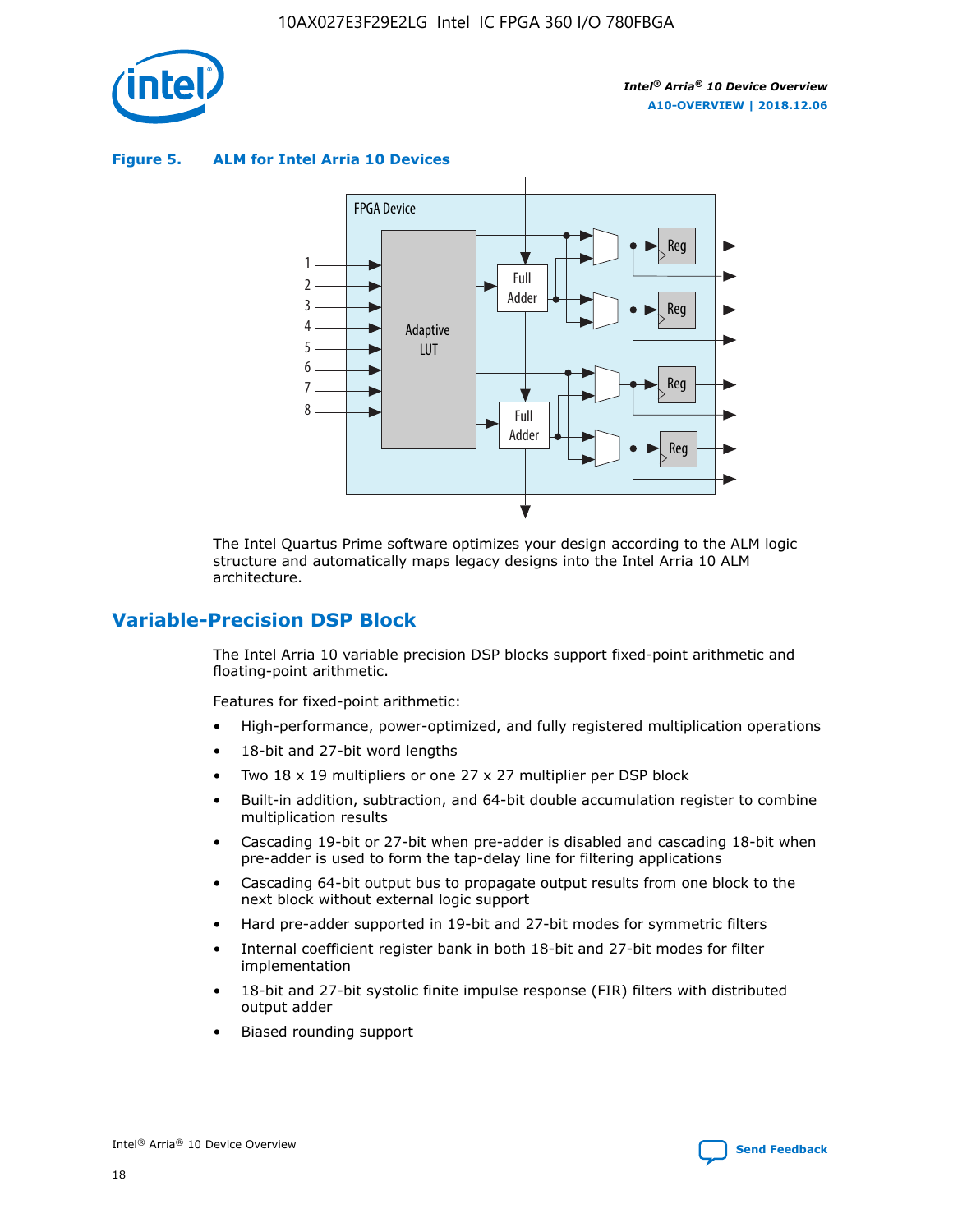**Figure 5. ALM for Intel Arria 10 Devices**

The Intel Quartus Prime software optimizes your design according to the ALM logic structure and automatically maps legacy designs into the Intel Arria 10 ALM architecture.

## Variable-Precision DSP Block

The Intel Arria 10 variable precision DSP blocks support fixed-point arithmetic and floating-point arithmetic.

Features for fixed-point arithmetic:

- High-performance, power-optimized, and fully registered multiplication operations
- 18-bit and 27-bit word lengths
- Two 18 x 19 multipliers or one 27 x 27 multiplier per DSP block
- Built-in addition, subtraction, and 64-bit double accumulation register to combine multiplication results
- Cascading 19-bit or 27-bit when pre-adder is disabled and cascading 18-bit when pre-adder is used to form the tap-delay line for filtering applications
- Cascading 64-bit output bus to propagate output results from one block to the next block without external logic support
- Hard pre-adder supported in 19-bit and 27-bit modes for symmetric filters
- Internal coefficient register bank in both 18-bit and 27-bit modes for filter implementation
- 18-bit and 27-bit systolic finite impulse response (FIR) filters with distributed output adder
- Biased rounding support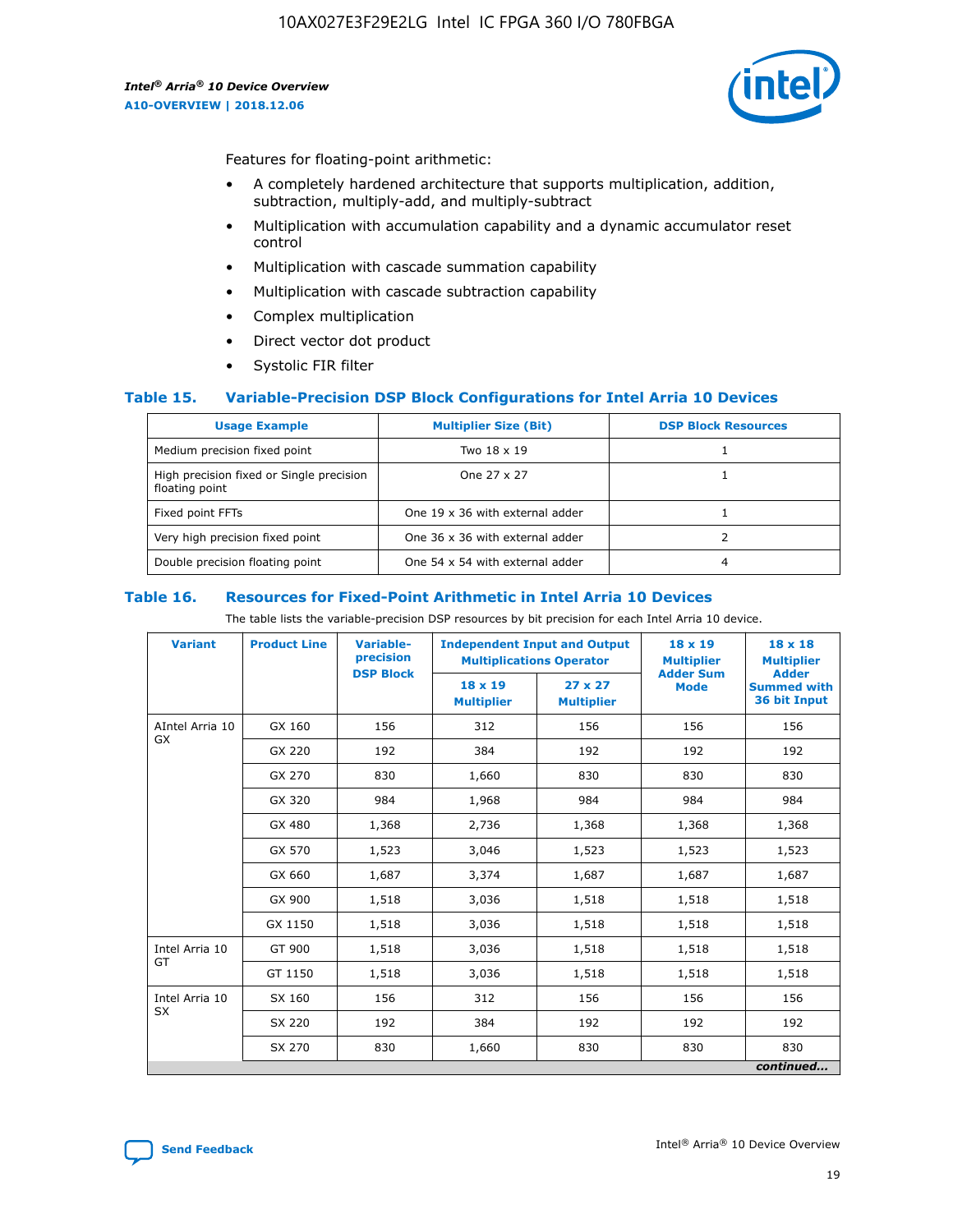Features for floating-point arithmetic:

- A completely hardened architecture that supports multiplication, addition, subtraction, multiply-add, and multiply-subtract
- Multiplication with accumulation capability and a dynamic accumulator reset control
- Multiplication with cascade summation capability
- Multiplication with cascade subtraction capability
- Complex multiplication
- Direct vector dot product
- Systolic FIR filter

### Table 15. Variable-Precision DSP Block Configurations for Intel Arria 10 Devices

| Usage Example | Multiplier Size (Bit) | DSP Block Resources |
|---|---|---|
| Medium precision fixed point | Two 18 x 19 | 1 |
| High precision fixed or Single precision floating point | One 27 x 27 | 1 |
| Fixed point FFTs | One 19 x 36 with external adder | 1 |
| Very high precision fixed point | One 36 x 36 with external adder | 2 |
| Double precision floating point | One 54 x 54 with external adder | 4 |

### Table 16. Resources for Fixed-Point Arithmetic in Intel Arria 10 Devices

The table lists the variable-precision DSP resources by bit precision for each Intel Arria 10 device.

| Variant | Product Line | Variable-precision DSP Block | Independent Input and Output Multiplications Operator | | 18 x 19 Multiplier Adder Sum Mode | 18 x 18 Multiplier Adder Summed with 36 bit Input |
|---|---|---|---|---|---|---|
| | | | 18 x 19 Multiplier | 27 x 27 Multiplier | | |
| AIntel Arria 10 GX | GX 160 | 156 | 312 | 156 | 156 | 156 |
| | GX 220 | 192 | 384 | 192 | 192 | 192 |
| | GX 270 | 830 | 1,660 | 830 | 830 | 830 |
| | GX 320 | 984 | 1,968 | 984 | 984 | 984 |
| | GX 480 | 1,368 | 2,736 | 1,368 | 1,368 | 1,368 |
| | GX 570 | 1,523 | 3,046 | 1,523 | 1,523 | 1,523 |
| | GX 660 | 1,687 | 3,374 | 1,687 | 1,687 | 1,687 |
| | GX 900 | 1,518 | 3,036 | 1,518 | 1,518 | 1,518 |
| | GX 1150 | 1,518 | 3,036 | 1,518 | 1,518 | 1,518 |
| Intel Arria 10 GT | GT 900 | 1,518 | 3,036 | 1,518 | 1,518 | 1,518 |
| | GT 1150 | 1,518 | 3,036 | 1,518 | 1,518 | 1,518 |
| Intel Arria 10 SX | SX 160 | 156 | 312 | 156 | 156 | 156 |
| | SX 220 | 192 | 384 | 192 | 192 | 192 |
| | SX 270 | 830 | 1,660 | 830 | 830 | 830 |

*continued...*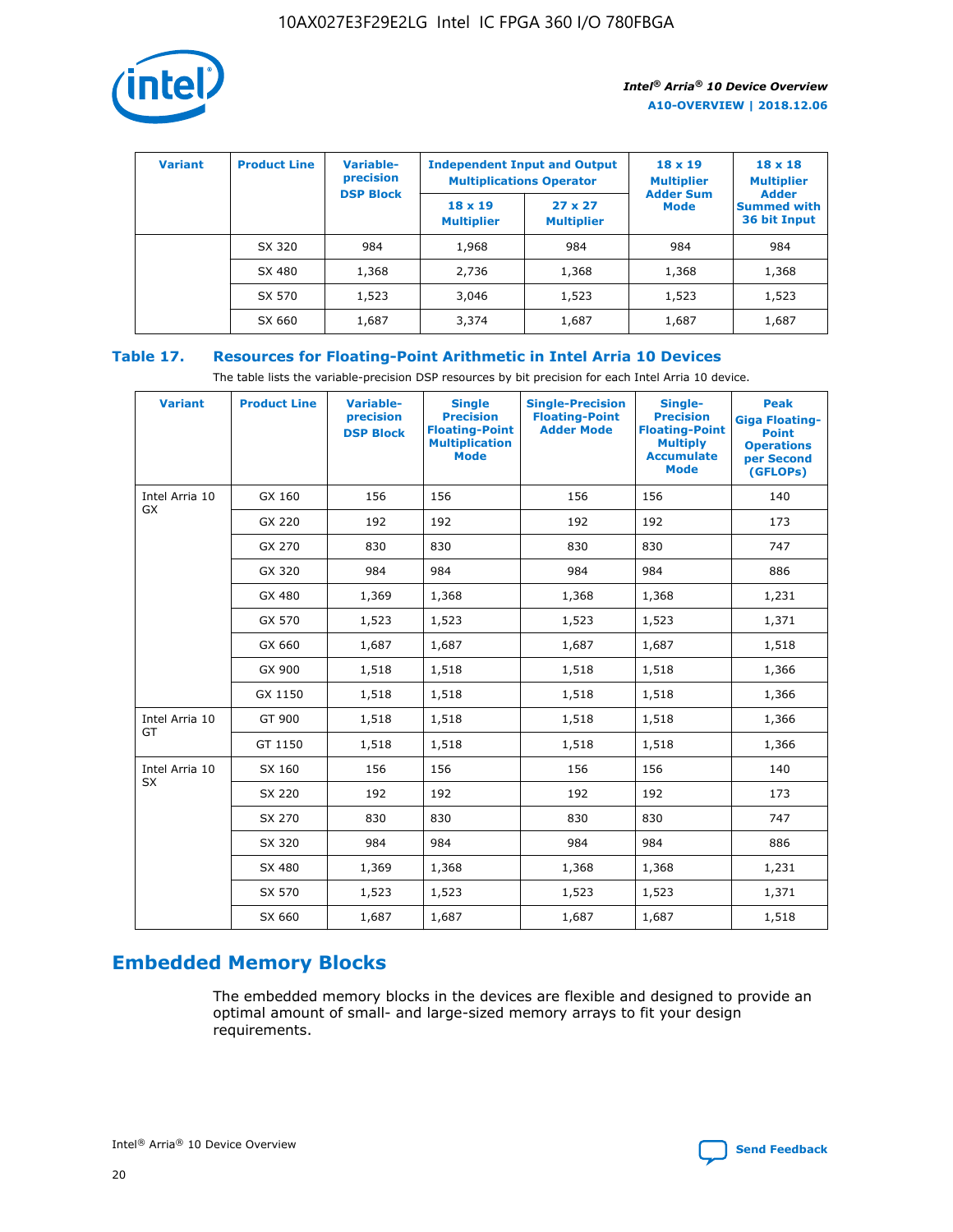| Variant | Product Line | Variable-precision DSP Block | Independent Input and Output Multiplications Operator | | 18 x 19 Multiplier Adder Sum Mode | 18 x 18 Multiplier Adder Summed with 36 bit Input |
|---|---|---|---|---|---|---|
| | | | 18 x 19 Multiplier | 27 x 27 Multiplier | | |
| | SX 320 | 984 | 1,968 | 984 | 984 | 984 |
| | SX 480 | 1,368 | 2,736 | 1,368 | 1,368 | 1,368 |
| | SX 570 | 1,523 | 3,046 | 1,523 | 1,523 | 1,523 |
| | SX 660 | 1,687 | 3,374 | 1,687 | 1,687 | 1,687 |

## Table 17. Resources for Floating-Point Arithmetic in Intel Arria 10 Devices

The table lists the variable-precision DSP resources by bit precision for each Intel Arria 10 device.

| Variant | Product Line | Variable-precision DSP Block | Single Precision Floating-Point Multiplication Mode | Single-Precision Floating-Point Adder Mode | Single-Precision Floating-Point Multiply Accumulate Mode | Peak Giga Floating-Point Operations per Second (GFLOPs) |
|---|---|---|---|---|---|---|
| Intel Arria 10 GX | GX 160 | 156 | 156 | 156 | 156 | 140 |
| | GX 220 | 192 | 192 | 192 | 192 | 173 |
| | GX 270 | 830 | 830 | 830 | 830 | 747 |
| | GX 320 | 984 | 984 | 984 | 984 | 886 |
| | GX 480 | 1,369 | 1,368 | 1,368 | 1,368 | 1,231 |
| | GX 570 | 1,523 | 1,523 | 1,523 | 1,523 | 1,371 |
| | GX 660 | 1,687 | 1,687 | 1,687 | 1,687 | 1,518 |
| | GX 900 | 1,518 | 1,518 | 1,518 | 1,518 | 1,366 |
| | GX 1150 | 1,518 | 1,518 | 1,518 | 1,518 | 1,366 |
| Intel Arria 10 GT | GT 900 | 1,518 | 1,518 | 1,518 | 1,518 | 1,366 |
| | GT 1150 | 1,518 | 1,518 | 1,518 | 1,518 | 1,366 |
| Intel Arria 10 SX | SX 160 | 156 | 156 | 156 | 156 | 140 |
| | SX 220 | 192 | 192 | 192 | 192 | 173 |
| | SX 270 | 830 | 830 | 830 | 830 | 747 |
| | SX 320 | 984 | 984 | 984 | 984 | 886 |
| | SX 480 | 1,369 | 1,368 | 1,368 | 1,368 | 1,231 |
| | SX 570 | 1,523 | 1,523 | 1,523 | 1,523 | 1,371 |
| | SX 660 | 1,687 | 1,687 | 1,687 | 1,687 | 1,518 |

## Embedded Memory Blocks

The embedded memory blocks in the devices are flexible and designed to provide an optimal amount of small- and large-sized memory arrays to fit your design requirements.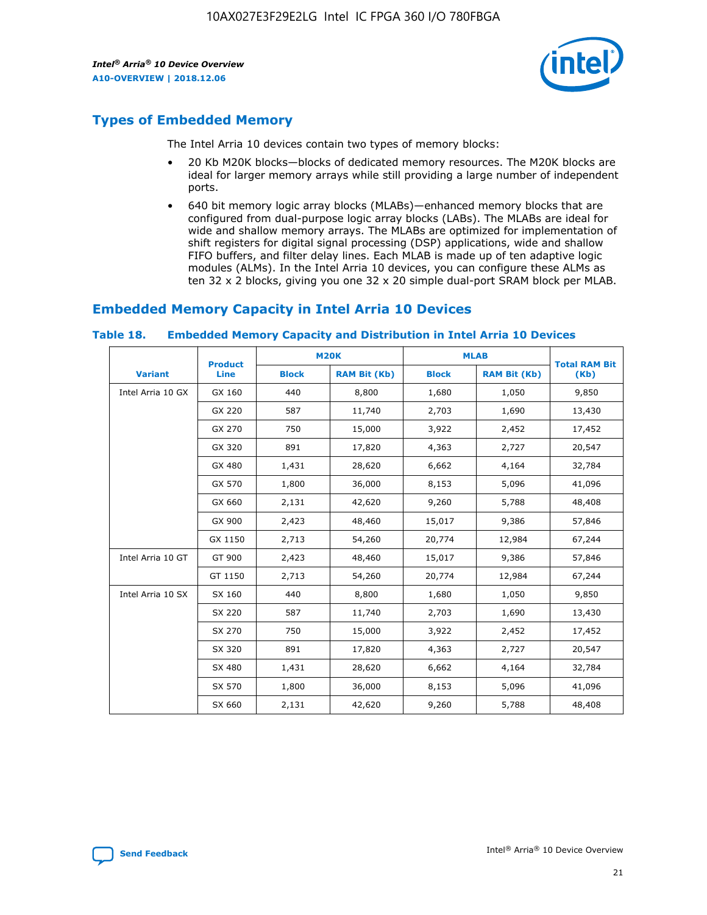## Types of Embedded Memory

The Intel Arria 10 devices contain two types of memory blocks:

- 20 Kb M20K blocks—blocks of dedicated memory resources. The M20K blocks are ideal for larger memory arrays while still providing a large number of independent ports.
- 640 bit memory logic array blocks (MLABs)—enhanced memory blocks that are configured from dual-purpose logic array blocks (LABs). The MLABs are ideal for wide and shallow memory arrays. The MLABs are optimized for implementation of shift registers for digital signal processing (DSP) applications, wide and shallow FIFO buffers, and filter delay lines. Each MLAB is made up of ten adaptive logic modules (ALMs). In the Intel Arria 10 devices, you can configure these ALMs as ten 32 x 2 blocks, giving you one 32 x 20 simple dual-port SRAM block per MLAB.

## Embedded Memory Capacity in Intel Arria 10 Devices

**Table 18. Embedded Memory Capacity and Distribution in Intel Arria 10 Devices**

| Variant | Product Line | M20K | | MLAB | | Total RAM Bit (Kb) |
|---|---|---|---|---|---|---|
| | | Block | RAM Bit (Kb) | Block | RAM Bit (Kb) | |
| Intel Arria 10 GX | GX 160 | 440 | 8,800 | 1,680 | 1,050 | 9,850 |
| | GX 220 | 587 | 11,740 | 2,703 | 1,690 | 13,430 |
| | GX 270 | 750 | 15,000 | 3,922 | 2,452 | 17,452 |
| | GX 320 | 891 | 17,820 | 4,363 | 2,727 | 20,547 |
| | GX 480 | 1,431 | 28,620 | 6,662 | 4,164 | 32,784 |
| | GX 570 | 1,800 | 36,000 | 8,153 | 5,096 | 41,096 |
| | GX 660 | 2,131 | 42,620 | 9,260 | 5,788 | 48,408 |
| | GX 900 | 2,423 | 48,460 | 15,017 | 9,386 | 57,846 |
| | GX 1150 | 2,713 | 54,260 | 20,774 | 12,984 | 67,244 |
| Intel Arria 10 GT | GT 900 | 2,423 | 48,460 | 15,017 | 9,386 | 57,846 |
| | GT 1150 | 2,713 | 54,260 | 20,774 | 12,984 | 67,244 |
| Intel Arria 10 SX | SX 160 | 440 | 8,800 | 1,680 | 1,050 | 9,850 |
| | SX 220 | 587 | 11,740 | 2,703 | 1,690 | 13,430 |
| | SX 270 | 750 | 15,000 | 3,922 | 2,452 | 17,452 |
| | SX 320 | 891 | 17,820 | 4,363 | 2,727 | 20,547 |
| | SX 480 | 1,431 | 28,620 | 6,662 | 4,164 | 32,784 |
| | SX 570 | 1,800 | 36,000 | 8,153 | 5,096 | 41,096 |
| | SX 660 | 2,131 | 42,620 | 9,260 | 5,788 | 48,408 |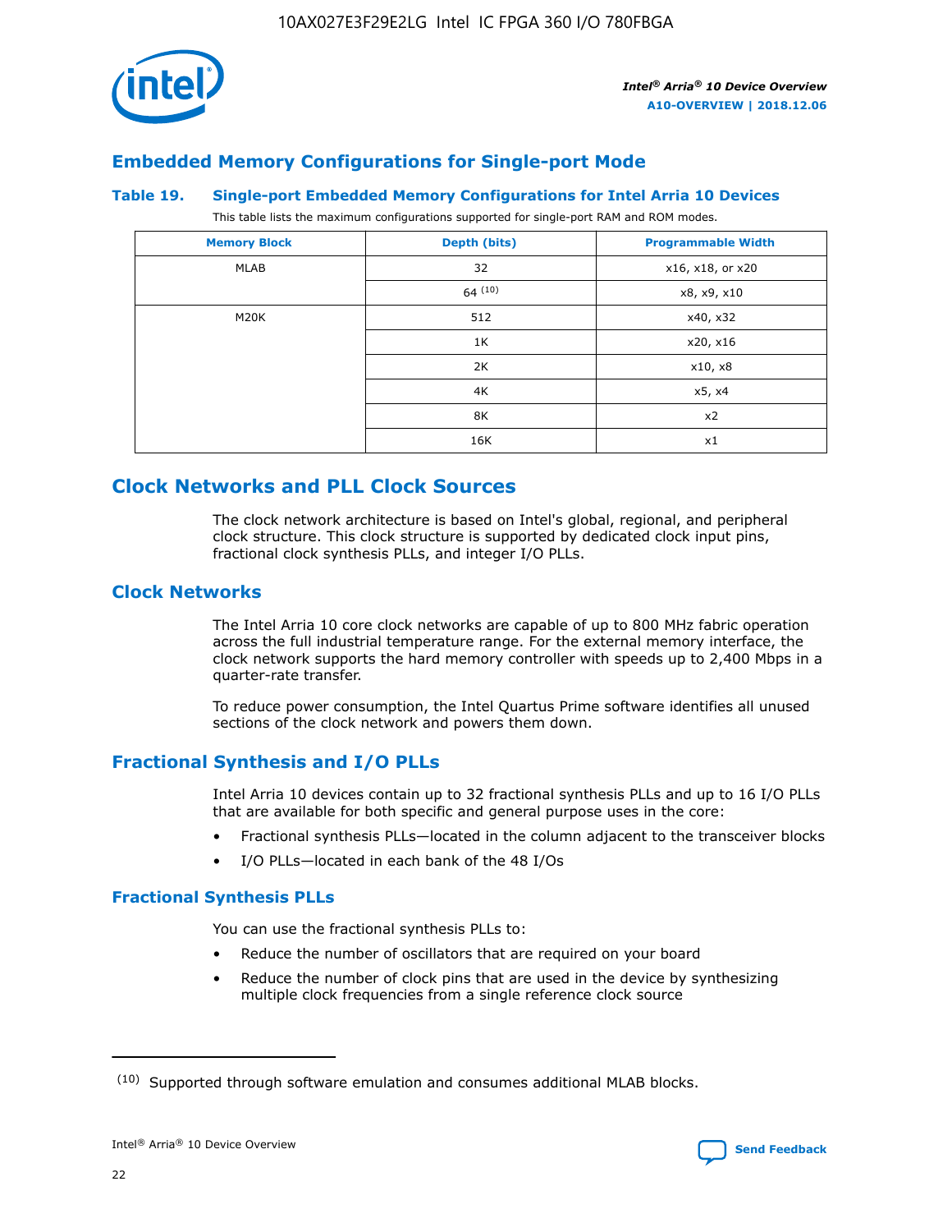## Embedded Memory Configurations for Single-port Mode

### Table 19. Single-port Embedded Memory Configurations for Intel Arria 10 Devices

This table lists the maximum configurations supported for single-port RAM and ROM modes.

| Memory Block | Depth (bits) | Programmable Width |
|---|---|---|
| MLAB | 32 | x16, x18, or x20 |
| | 64 [10] | x8, x9, x10 |
| M20K | 512 | x40, x32 |
| | 1K | x20, x16 |
| | 2K | x10, x8 |
| | 4K | x5, x4 |
| | 8K | x2 |
| | 16K | x1 |

## Clock Networks and PLL Clock Sources

The clock network architecture is based on Intel's global, regional, and peripheral clock structure. This clock structure is supported by dedicated clock input pins, fractional clock synthesis PLLs, and integer I/O PLLs.

## Clock Networks

The Intel Arria 10 core clock networks are capable of up to 800 MHz fabric operation across the full industrial temperature range. For the external memory interface, the clock network supports the hard memory controller with speeds up to 2,400 Mbps in a quarter-rate transfer.

To reduce power consumption, the Intel Quartus Prime software identifies all unused sections of the clock network and powers them down.

## Fractional Synthesis and I/O PLLs

Intel Arria 10 devices contain up to 32 fractional synthesis PLLs and up to 16 I/O PLLs that are available for both specific and general purpose uses in the core:

- Fractional synthesis PLLs—located in the column adjacent to the transceiver blocks
- I/O PLLs—located in each bank of the 48 I/Os

### Fractional Synthesis PLLs

You can use the fractional synthesis PLLs to:

- Reduce the number of oscillators that are required on your board
- Reduce the number of clock pins that are used in the device by synthesizing multiple clock frequencies from a single reference clock source

(10) Supported through software emulation and consumes additional MLAB blocks.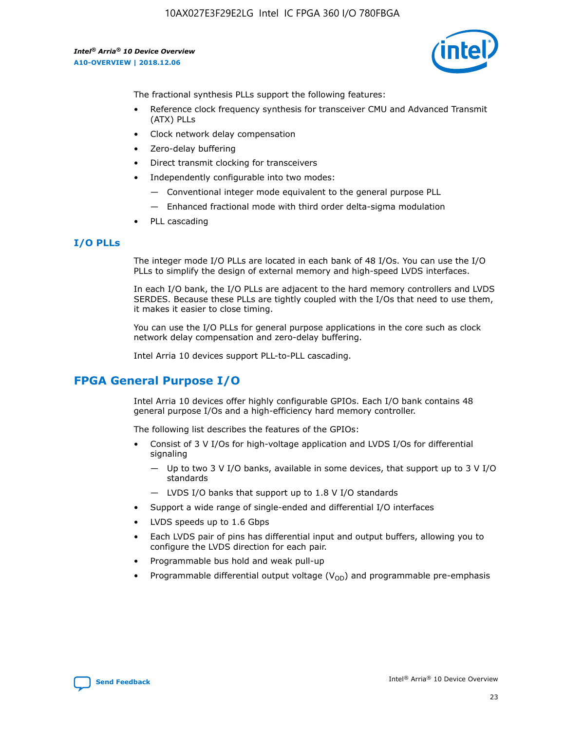The fractional synthesis PLLs support the following features:

- Reference clock frequency synthesis for transceiver CMU and Advanced Transmit (ATX) PLLs
- Clock network delay compensation
- Zero-delay buffering
- Direct transmit clocking for transceivers
- Independently configurable into two modes:
  - — Conventional integer mode equivalent to the general purpose PLL
  - — Enhanced fractional mode with third order delta-sigma modulation
- PLL cascading

### I/O PLLs

The integer mode I/O PLLs are located in each bank of 48 I/Os. You can use the I/O PLLs to simplify the design of external memory and high-speed LVDS interfaces.

In each I/O bank, the I/O PLLs are adjacent to the hard memory controllers and LVDS SERDES. Because these PLLs are tightly coupled with the I/Os that need to use them, it makes it easier to close timing.

You can use the I/O PLLs for general purpose applications in the core such as clock network delay compensation and zero-delay buffering.

Intel Arria 10 devices support PLL-to-PLL cascading.

## FPGA General Purpose I/O

Intel Arria 10 devices offer highly configurable GPIOs. Each I/O bank contains 48 general purpose I/Os and a high-efficiency hard memory controller.

The following list describes the features of the GPIOs:

- Consist of 3 V I/Os for high-voltage application and LVDS I/Os for differential signaling
  - — Up to two 3 V I/O banks, available in some devices, that support up to 3 V I/O standards
  - — LVDS I/O banks that support up to 1.8 V I/O standards
- Support a wide range of single-ended and differential I/O interfaces
- LVDS speeds up to 1.6 Gbps
- Each LVDS pair of pins has differential input and output buffers, allowing you to configure the LVDS direction for each pair.
- Programmable bus hold and weak pull-up
- Programmable differential output voltage ($V_{OD}$) and programmable pre-emphasis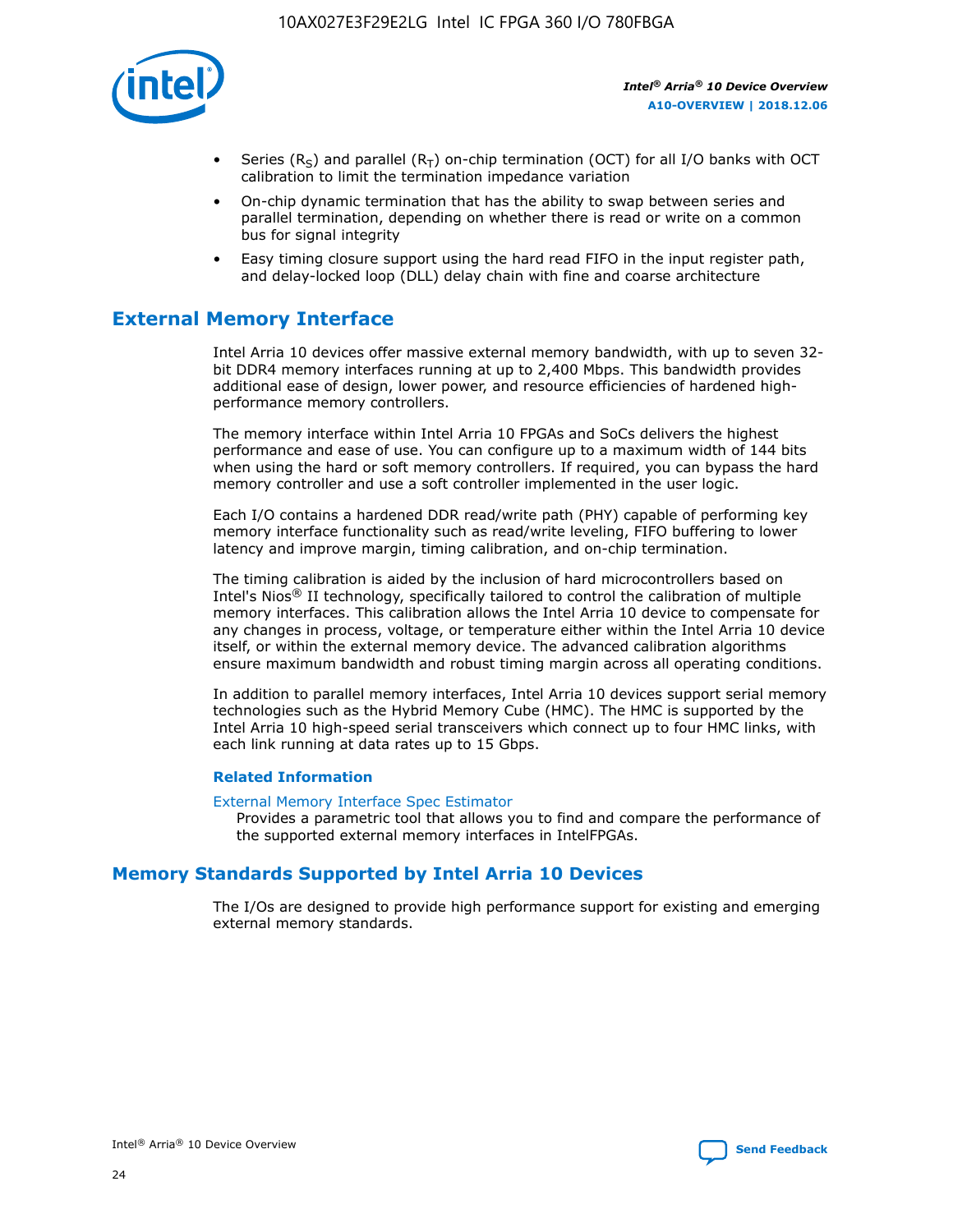- Series ($R_S$) and parallel ($R_T$) on-chip termination (OCT) for all I/O banks with OCT calibration to limit the termination impedance variation
- On-chip dynamic termination that has the ability to swap between series and parallel termination, depending on whether there is read or write on a common bus for signal integrity
- Easy timing closure support using the hard read FIFO in the input register path, and delay-locked loop (DLL) delay chain with fine and coarse architecture

## External Memory Interface

Intel Arria 10 devices offer massive external memory bandwidth, with up to seven 32-bit DDR4 memory interfaces running at up to 2,400 Mbps. This bandwidth provides additional ease of design, lower power, and resource efficiencies of hardened high-performance memory controllers.

The memory interface within Intel Arria 10 FPGAs and SoCs delivers the highest performance and ease of use. You can configure up to a maximum width of 144 bits when using the hard or soft memory controllers. If required, you can bypass the hard memory controller and use a soft controller implemented in the user logic.

Each I/O contains a hardened DDR read/write path (PHY) capable of performing key memory interface functionality such as read/write leveling, FIFO buffering to lower latency and improve margin, timing calibration, and on-chip termination.

The timing calibration is aided by the inclusion of hard microcontrollers based on Intel's Nios® II technology, specifically tailored to control the calibration of multiple memory interfaces. This calibration allows the Intel Arria 10 device to compensate for any changes in process, voltage, or temperature either within the Intel Arria 10 device itself, or within the external memory device. The advanced calibration algorithms ensure maximum bandwidth and robust timing margin across all operating conditions.

In addition to parallel memory interfaces, Intel Arria 10 devices support serial memory technologies such as the Hybrid Memory Cube (HMC). The HMC is supported by the Intel Arria 10 high-speed serial transceivers which connect up to four HMC links, with each link running at data rates up to 15 Gbps.

### Related Information

External Memory Interface Spec Estimator

Provides a parametric tool that allows you to find and compare the performance of the supported external memory interfaces in IntelFPGAs.

## Memory Standards Supported by Intel Arria 10 Devices

The I/Os are designed to provide high performance support for existing and emerging external memory standards.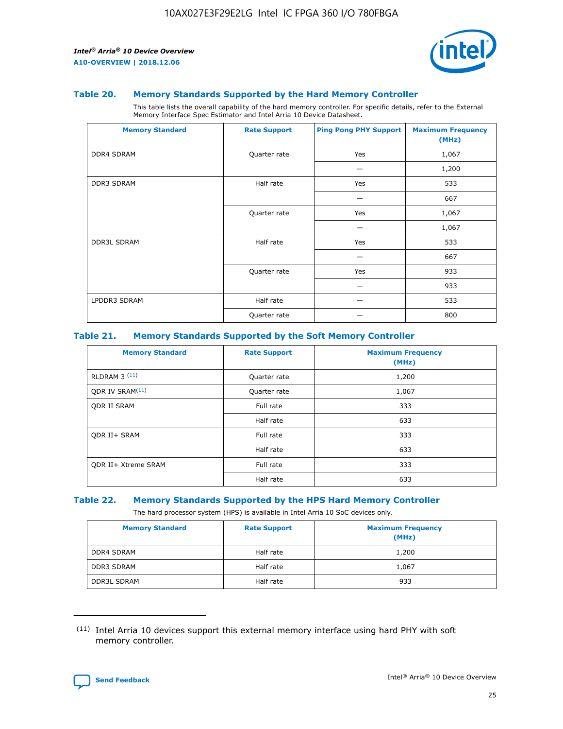### Table 20. Memory Standards Supported by the Hard Memory Controller

This table lists the overall capability of the hard memory controller. For specific details, refer to the External Memory Interface Spec Estimator and Intel Arria 10 Device Datasheet.

| Memory Standard | Rate Support | Ping Pong PHY Support | Maximum Frequency (MHz) |
|---|---|---|---|
| DDR4 SDRAM | Quarter rate | Yes | 1,067 |
| | | — | 1,200 |
| DDR3 SDRAM | Half rate | Yes | 533 |
| | | — | 667 |
| | Quarter rate | Yes | 1,067 |
| | | — | 1,067 |
| DDR3L SDRAM | Half rate | Yes | 533 |
| | | — | 667 |
| | Quarter rate | Yes | 933 |
| | | — | 933 |
| LPDDR3 SDRAM | Half rate | — | 533 |
| | Quarter rate | — | 800 |

### Table 21. Memory Standards Supported by the Soft Memory Controller

| Memory Standard | Rate Support | Maximum Frequency (MHz) |
|---|---|---|
| RLDRAM 3 [11] | Quarter rate | 1,200 |
| QDR IV SRAM[11] | Quarter rate | 1,067 |
| QDR II SRAM | Full rate | 333 |
| | Half rate | 633 |
| QDR II+ SRAM | Full rate | 333 |
| | Half rate | 633 |
| QDR II+ Xtreme SRAM | Full rate | 333 |
| | Half rate | 633 |

### Table 22. Memory Standards Supported by the HPS Hard Memory Controller

The hard processor system (HPS) is available in Intel Arria 10 SoC devices only.

| Memory Standard | Rate Support | Maximum Frequency (MHz) |
|---|---|---|
| DDR4 SDRAM | Half rate | 1,200 |
| DDR3 SDRAM | Half rate | 1,067 |
| DDR3L SDRAM | Half rate | 933 |

(11) Intel Arria 10 devices support this external memory interface using hard PHY with soft memory controller.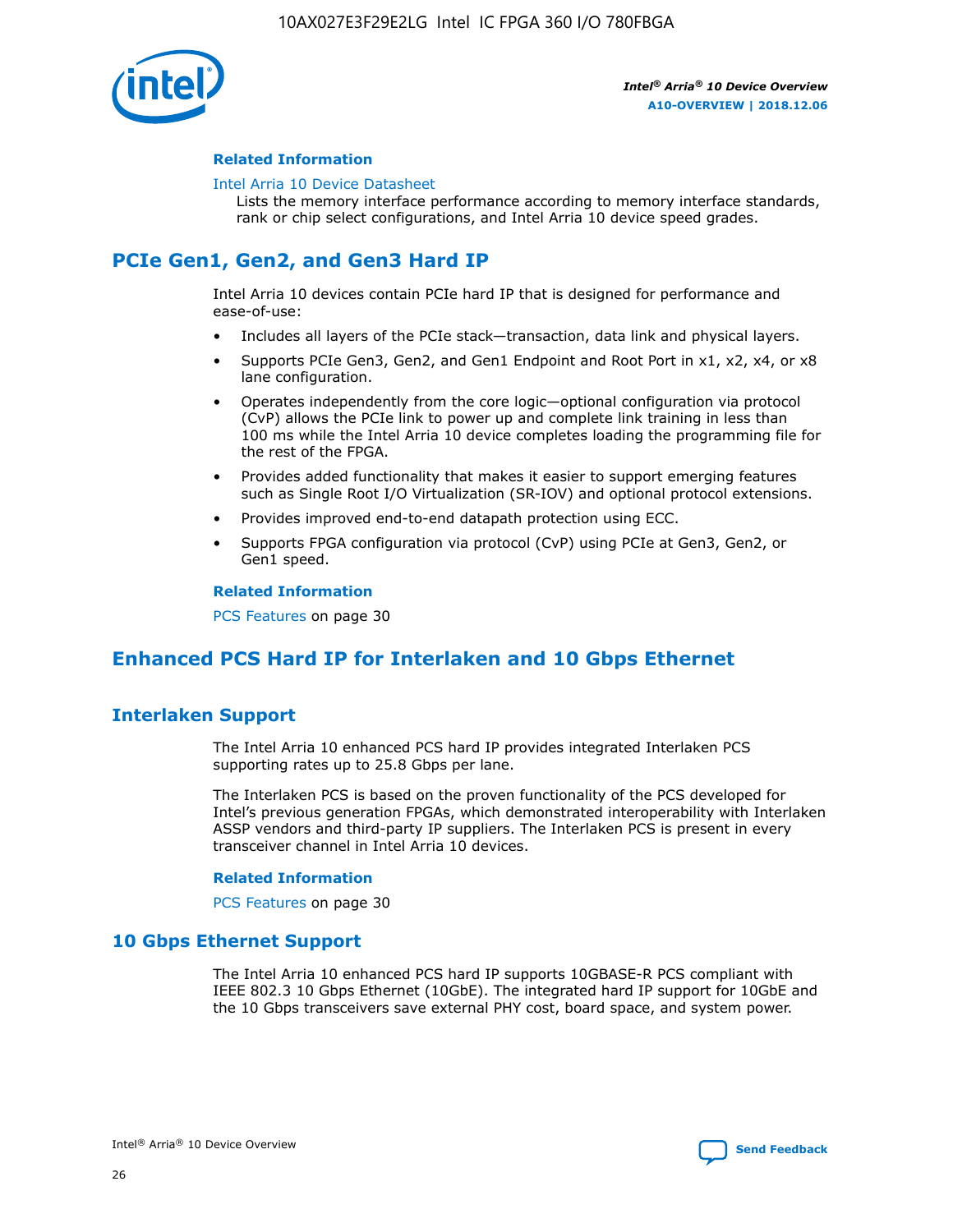### Related Information

Intel Arria 10 Device Datasheet

Lists the memory interface performance according to memory interface standards, rank or chip select configurations, and Intel Arria 10 device speed grades.

## PCIe Gen1, Gen2, and Gen3 Hard IP

Intel Arria 10 devices contain PCIe hard IP that is designed for performance and ease-of-use:

- Includes all layers of the PCIe stack—transaction, data link and physical layers.
- Supports PCIe Gen3, Gen2, and Gen1 Endpoint and Root Port in x1, x2, x4, or x8 lane configuration.
- Operates independently from the core logic—optional configuration via protocol (CvP) allows the PCIe link to power up and complete link training in less than 100 ms while the Intel Arria 10 device completes loading the programming file for the rest of the FPGA.
- Provides added functionality that makes it easier to support emerging features such as Single Root I/O Virtualization (SR-IOV) and optional protocol extensions.
- Provides improved end-to-end datapath protection using ECC.
- Supports FPGA configuration via protocol (CvP) using PCIe at Gen3, Gen2, or Gen1 speed.

### Related Information

PCS Features on page 30

## Enhanced PCS Hard IP for Interlaken and 10 Gbps Ethernet

## Interlaken Support

The Intel Arria 10 enhanced PCS hard IP provides integrated Interlaken PCS supporting rates up to 25.8 Gbps per lane.

The Interlaken PCS is based on the proven functionality of the PCS developed for Intel's previous generation FPGAs, which demonstrated interoperability with Interlaken ASSP vendors and third-party IP suppliers. The Interlaken PCS is present in every transceiver channel in Intel Arria 10 devices.

### Related Information

PCS Features on page 30

## 10 Gbps Ethernet Support

The Intel Arria 10 enhanced PCS hard IP supports 10GBASE-R PCS compliant with IEEE 802.3 10 Gbps Ethernet (10GbE). The integrated hard IP support for 10GbE and the 10 Gbps transceivers save external PHY cost, board space, and system power.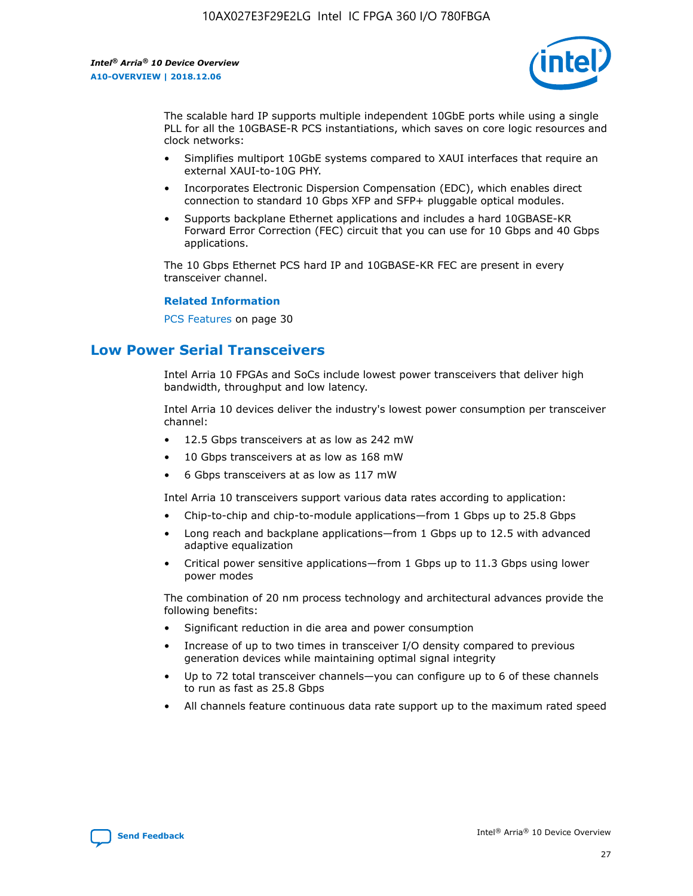The scalable hard IP supports multiple independent 10GbE ports while using a single PLL for all the 10GBASE-R PCS instantiations, which saves on core logic resources and clock networks:

- Simplifies multiport 10GbE systems compared to XAUI interfaces that require an external XAUI-to-10G PHY.
- Incorporates Electronic Dispersion Compensation (EDC), which enables direct connection to standard 10 Gbps XFP and SFP+ pluggable optical modules.
- Supports backplane Ethernet applications and includes a hard 10GBASE-KR Forward Error Correction (FEC) circuit that you can use for 10 Gbps and 40 Gbps applications.

The 10 Gbps Ethernet PCS hard IP and 10GBASE-KR FEC are present in every transceiver channel.

**Related Information**

PCS Features on page 30

## Low Power Serial Transceivers

Intel Arria 10 FPGAs and SoCs include lowest power transceivers that deliver high bandwidth, throughput and low latency.

Intel Arria 10 devices deliver the industry's lowest power consumption per transceiver channel:

- 12.5 Gbps transceivers at as low as 242 mW
- 10 Gbps transceivers at as low as 168 mW
- 6 Gbps transceivers at as low as 117 mW

Intel Arria 10 transceivers support various data rates according to application:

- Chip-to-chip and chip-to-module applications—from 1 Gbps up to 25.8 Gbps
- Long reach and backplane applications—from 1 Gbps up to 12.5 with advanced adaptive equalization
- Critical power sensitive applications—from 1 Gbps up to 11.3 Gbps using lower power modes

The combination of 20 nm process technology and architectural advances provide the following benefits:

- Significant reduction in die area and power consumption
- Increase of up to two times in transceiver I/O density compared to previous generation devices while maintaining optimal signal integrity
- Up to 72 total transceiver channels—you can configure up to 6 of these channels to run as fast as 25.8 Gbps
- All channels feature continuous data rate support up to the maximum rated speed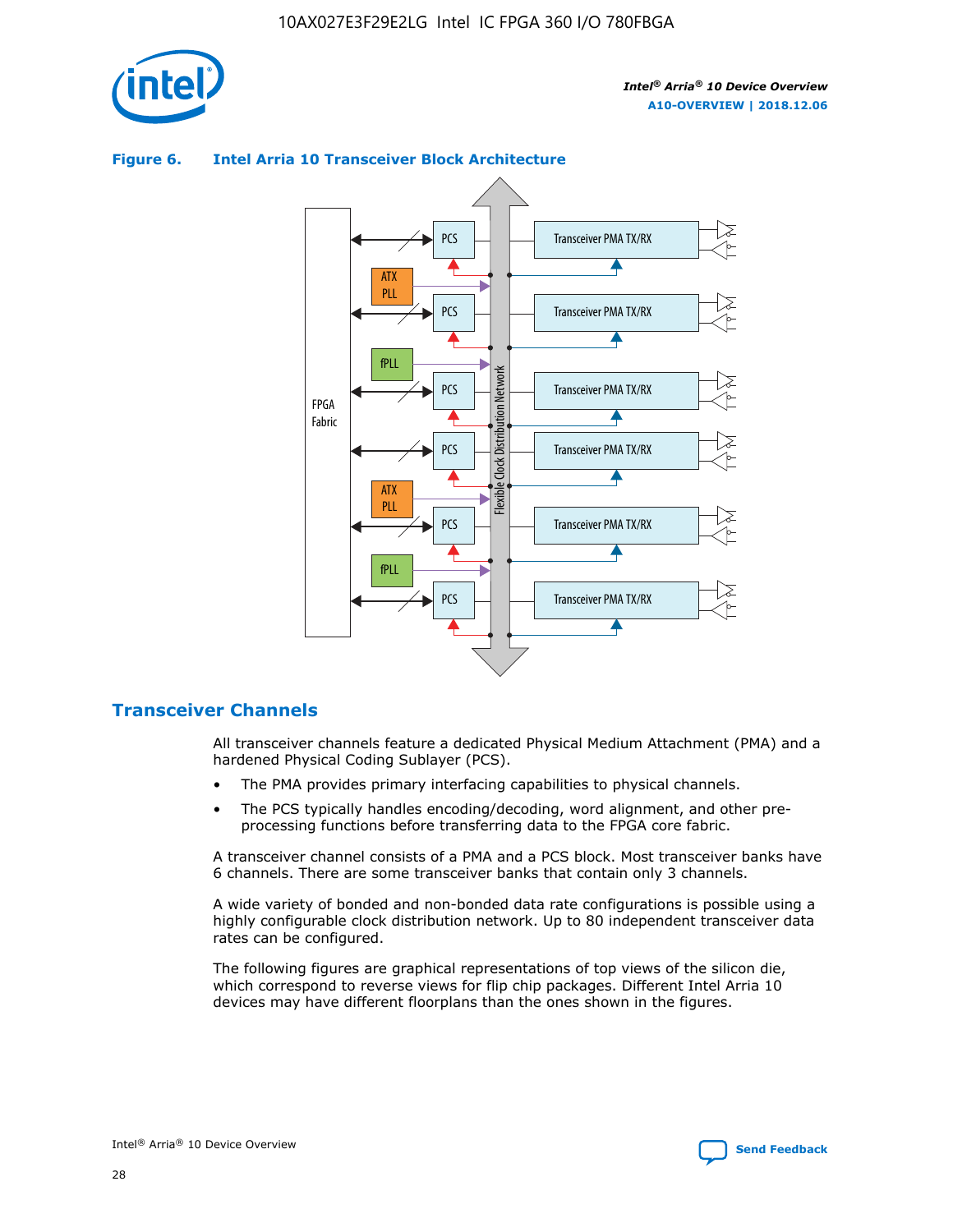**Figure 6. Intel Arria 10 Transceiver Block Architecture**

## Transceiver Channels

All transceiver channels feature a dedicated Physical Medium Attachment (PMA) and a hardened Physical Coding Sublayer (PCS).

- The PMA provides primary interfacing capabilities to physical channels.
- The PCS typically handles encoding/decoding, word alignment, and other pre-processing functions before transferring data to the FPGA core fabric.

A transceiver channel consists of a PMA and a PCS block. Most transceiver banks have 6 channels. There are some transceiver banks that contain only 3 channels.

A wide variety of bonded and non-bonded data rate configurations is possible using a highly configurable clock distribution network. Up to 80 independent transceiver data rates can be configured.

The following figures are graphical representations of top views of the silicon die, which correspond to reverse views for flip chip packages. Different Intel Arria 10 devices may have different floorplans than the ones shown in the figures.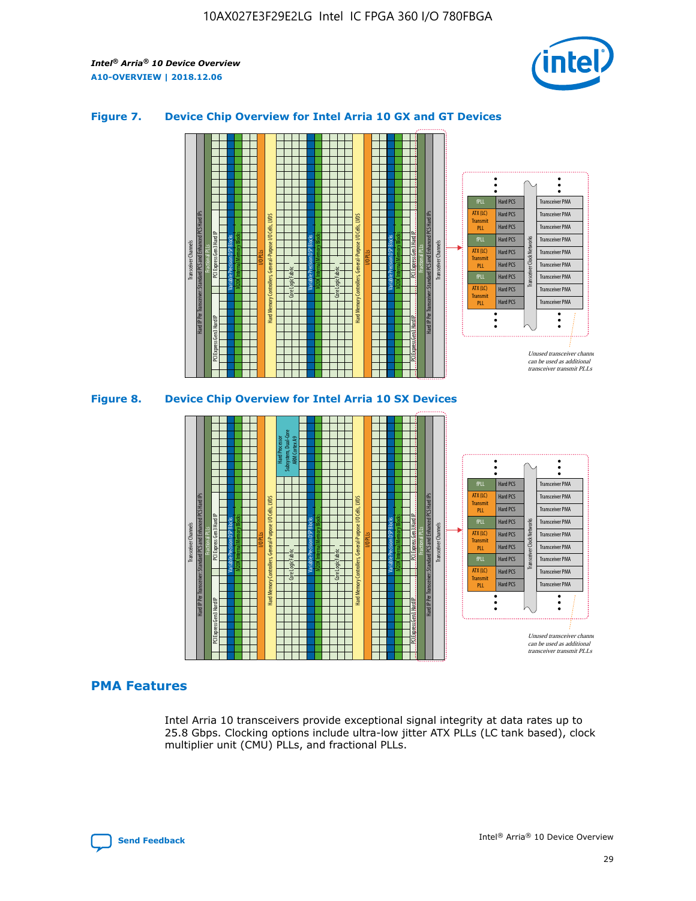## Figure 7. Device Chip Overview for Intel Arria 10 GX and GT Devices

## Figure 8. Device Chip Overview for Intel Arria 10 SX Devices

## PMA Features

Intel Arria 10 transceivers provide exceptional signal integrity at data rates up to 25.8 Gbps. Clocking options include ultra-low jitter ATX PLLs (LC tank based), clock multiplier unit (CMU) PLLs, and fractional PLLs.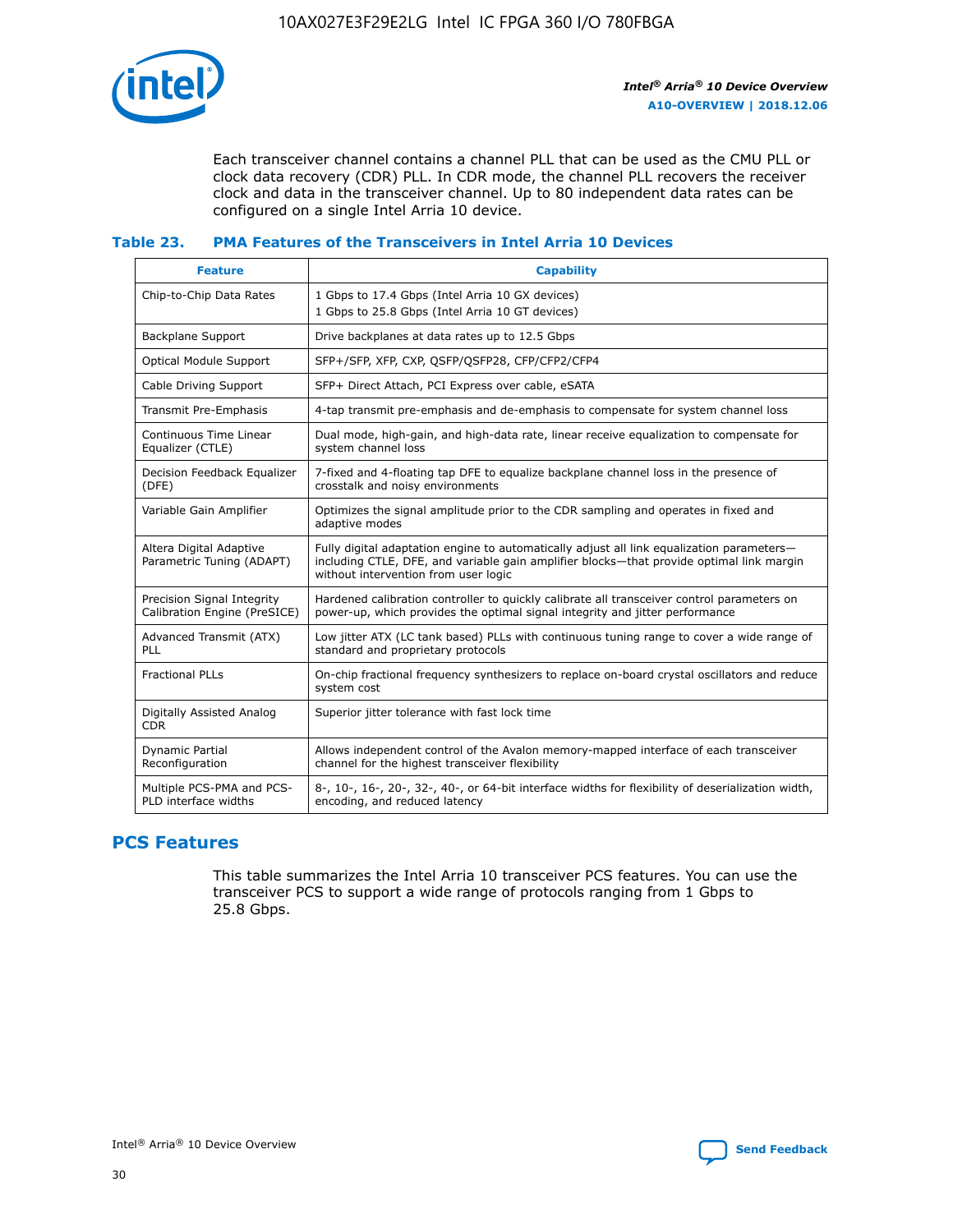Each transceiver channel contains a channel PLL that can be used as the CMU PLL or clock data recovery (CDR) PLL. In CDR mode, the channel PLL recovers the receiver clock and data in the transceiver channel. Up to 80 independent data rates can be configured on a single Intel Arria 10 device.

### Table 23. PMA Features of the Transceivers in Intel Arria 10 Devices

| Feature | Capability |
| --- | --- |
| Chip-to-Chip Data Rates | 1 Gbps to 17.4 Gbps (Intel Arria 10 GX devices)<br>1 Gbps to 25.8 Gbps (Intel Arria 10 GT devices) |
| Backplane Support | Drive backplanes at data rates up to 12.5 Gbps |
| Optical Module Support | SFP+/SFP, XFP, CXP, QSFP/QSFP28, CFP/CFP2/CFP4 |
| Cable Driving Support | SFP+ Direct Attach, PCI Express over cable, eSATA |
| Transmit Pre-Emphasis | 4-tap transmit pre-emphasis and de-emphasis to compensate for system channel loss |
| Continuous Time Linear Equalizer (CTLE) | Dual mode, high-gain, and high-data rate, linear receive equalization to compensate for system channel loss |
| Decision Feedback Equalizer (DFE) | 7-fixed and 4-floating tap DFE to equalize backplane channel loss in the presence of crosstalk and noisy environments |
| Variable Gain Amplifier | Optimizes the signal amplitude prior to the CDR sampling and operates in fixed and adaptive modes |
| Altera Digital Adaptive Parametric Tuning (ADAPT) | Fully digital adaptation engine to automatically adjust all link equalization parameters—including CTLE, DFE, and variable gain amplifier blocks—that provide optimal link margin without intervention from user logic |
| Precision Signal Integrity Calibration Engine (PreSICE) | Hardened calibration controller to quickly calibrate all transceiver control parameters on power-up, which provides the optimal signal integrity and jitter performance |
| Advanced Transmit (ATX) PLL | Low jitter ATX (LC tank based) PLLs with continuous tuning range to cover a wide range of standard and proprietary protocols |
| Fractional PLLs | On-chip fractional frequency synthesizers to replace on-board crystal oscillators and reduce system cost |
| Digitally Assisted Analog CDR | Superior jitter tolerance with fast lock time |
| Dynamic Partial Reconfiguration | Allows independent control of the Avalon memory-mapped interface of each transceiver channel for the highest transceiver flexibility |
| Multiple PCS-PMA and PCS-PLD interface widths | 8-, 10-, 16-, 20-, 32-, 40-, or 64-bit interface widths for flexibility of deserialization width, encoding, and reduced latency |

## PCS Features

This table summarizes the Intel Arria 10 transceiver PCS features. You can use the transceiver PCS to support a wide range of protocols ranging from 1 Gbps to 25.8 Gbps.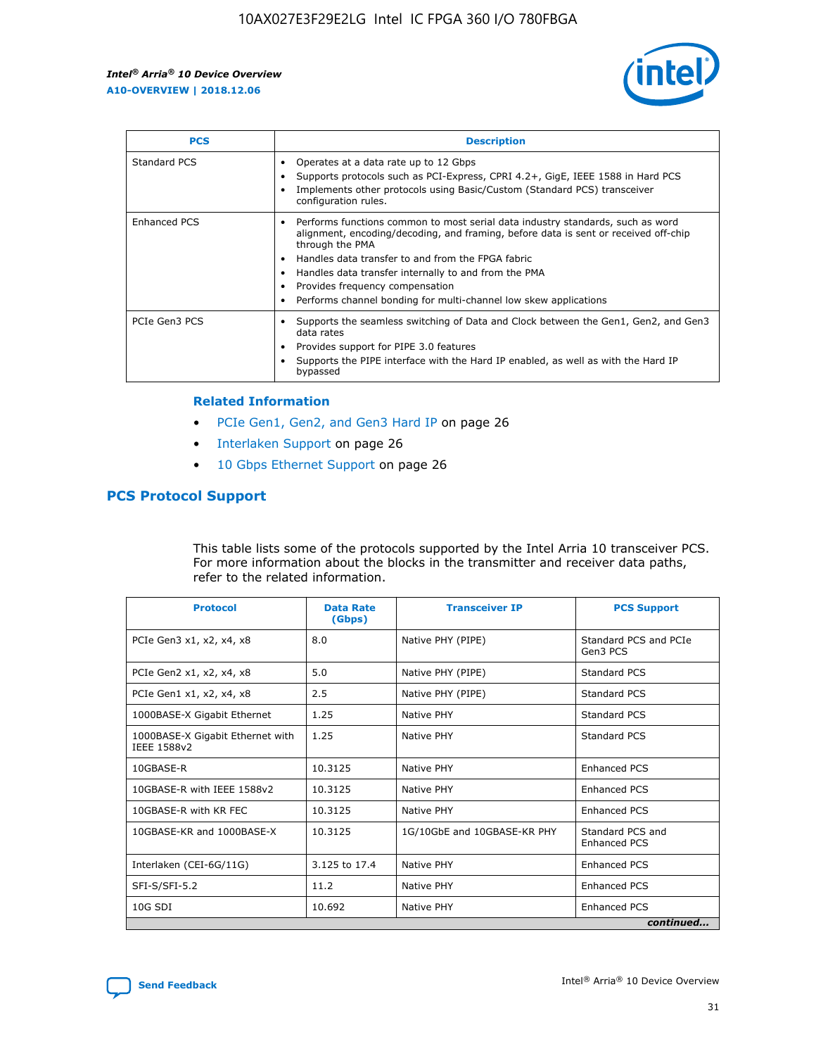| PCS | Description |
| --- | --- |
| Standard PCS | • Operates at a data rate up to 12 Gbps<br>• Supports protocols such as PCI-Express, CPRI 4.2+, GigE, IEEE 1588 in Hard PCS<br>• Implements other protocols using Basic/Custom (Standard PCS) transceiver configuration rules. |
| Enhanced PCS | • Performs functions common to most serial data industry standards, such as word alignment, encoding/decoding, and framing, before data is sent or received off-chip through the PMA<br>• Handles data transfer to and from the FPGA fabric<br>• Handles data transfer internally to and from the PMA<br>• Provides frequency compensation<br>• Performs channel bonding for multi-channel low skew applications |
| PCIe Gen3 PCS | • Supports the seamless switching of Data and Clock between the Gen1, Gen2, and Gen3 data rates<br>• Provides support for PIPE 3.0 features<br>• Supports the PIPE interface with the Hard IP enabled, as well as with the Hard IP bypassed |

**Related Information**

- PCIe Gen1, Gen2, and Gen3 Hard IP on page 26
- Interlaken Support on page 26
- 10 Gbps Ethernet Support on page 26

## PCS Protocol Support

This table lists some of the protocols supported by the Intel Arria 10 transceiver PCS. For more information about the blocks in the transmitter and receiver data paths, refer to the related information.

| Protocol | Data Rate (Gbps) | Transceiver IP | PCS Support |
| --- | --- | --- | --- |
| PCIe Gen3 x1, x2, x4, x8 | 8.0 | Native PHY (PIPE) | Standard PCS and PCIe Gen3 PCS |
| PCIe Gen2 x1, x2, x4, x8 | 5.0 | Native PHY (PIPE) | Standard PCS |
| PCIe Gen1 x1, x2, x4, x8 | 2.5 | Native PHY (PIPE) | Standard PCS |
| 1000BASE-X Gigabit Ethernet | 1.25 | Native PHY | Standard PCS |
| 1000BASE-X Gigabit Ethernet with IEEE 1588v2 | 1.25 | Native PHY | Standard PCS |
| 10GBASE-R | 10.3125 | Native PHY | Enhanced PCS |
| 10GBASE-R with IEEE 1588v2 | 10.3125 | Native PHY | Enhanced PCS |
| 10GBASE-R with KR FEC | 10.3125 | Native PHY | Enhanced PCS |
| 10GBASE-KR and 1000BASE-X | 10.3125 | 1G/10GbE and 10GBASE-KR PHY | Standard PCS and Enhanced PCS |
| Interlaken (CEI-6G/11G) | 3.125 to 17.4 | Native PHY | Enhanced PCS |
| SFI-S/SFI-5.2 | 11.2 | Native PHY | Enhanced PCS |
| 10G SDI | 10.692 | Native PHY | Enhanced PCS |

*continued...*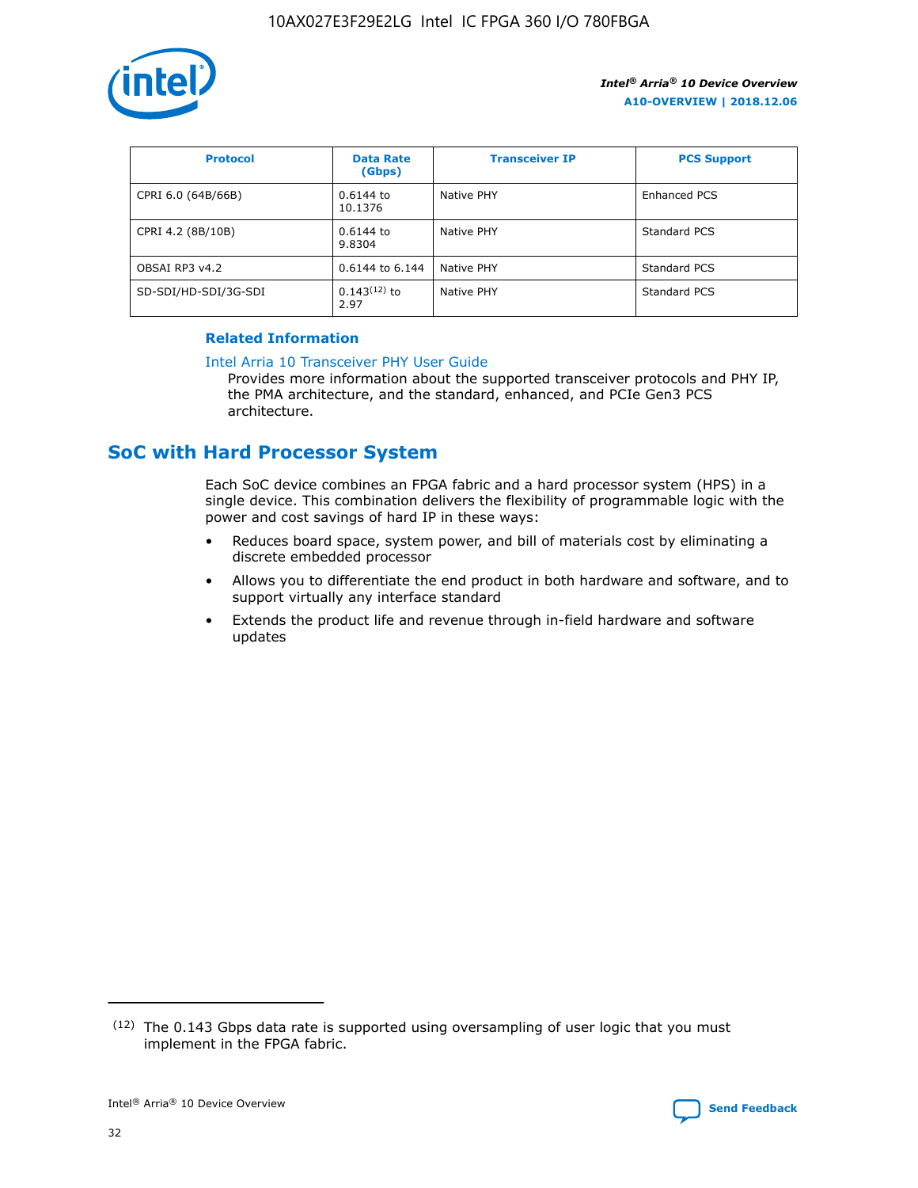| Protocol | Data Rate (Gbps) | Transceiver IP | PCS Support |
|---|---|---|---|
| CPRI 6.0 (64B/66B) | 0.6144 to 10.1376 | Native PHY | Enhanced PCS |
| CPRI 4.2 (8B/10B) | 0.6144 to 9.8304 | Native PHY | Standard PCS |
| OBSAI RP3 v4.2 | 0.6144 to 6.144 | Native PHY | Standard PCS |
| SD-SDI/HD-SDI/3G-SDI | 0.143[12] to 2.97 | Native PHY | Standard PCS |

**Related Information**

Intel Arria 10 Transceiver PHY User Guide

Provides more information about the supported transceiver protocols and PHY IP, the PMA architecture, and the standard, enhanced, and PCIe Gen3 PCS architecture.

## SoC with Hard Processor System

Each SoC device combines an FPGA fabric and a hard processor system (HPS) in a single device. This combination delivers the flexibility of programmable logic with the power and cost savings of hard IP in these ways:

- Reduces board space, system power, and bill of materials cost by eliminating a discrete embedded processor
- Allows you to differentiate the end product in both hardware and software, and to support virtually any interface standard
- Extends the product life and revenue through in-field hardware and software updates

(12) The 0.143 Gbps data rate is supported using oversampling of user logic that you must implement in the FPGA fabric.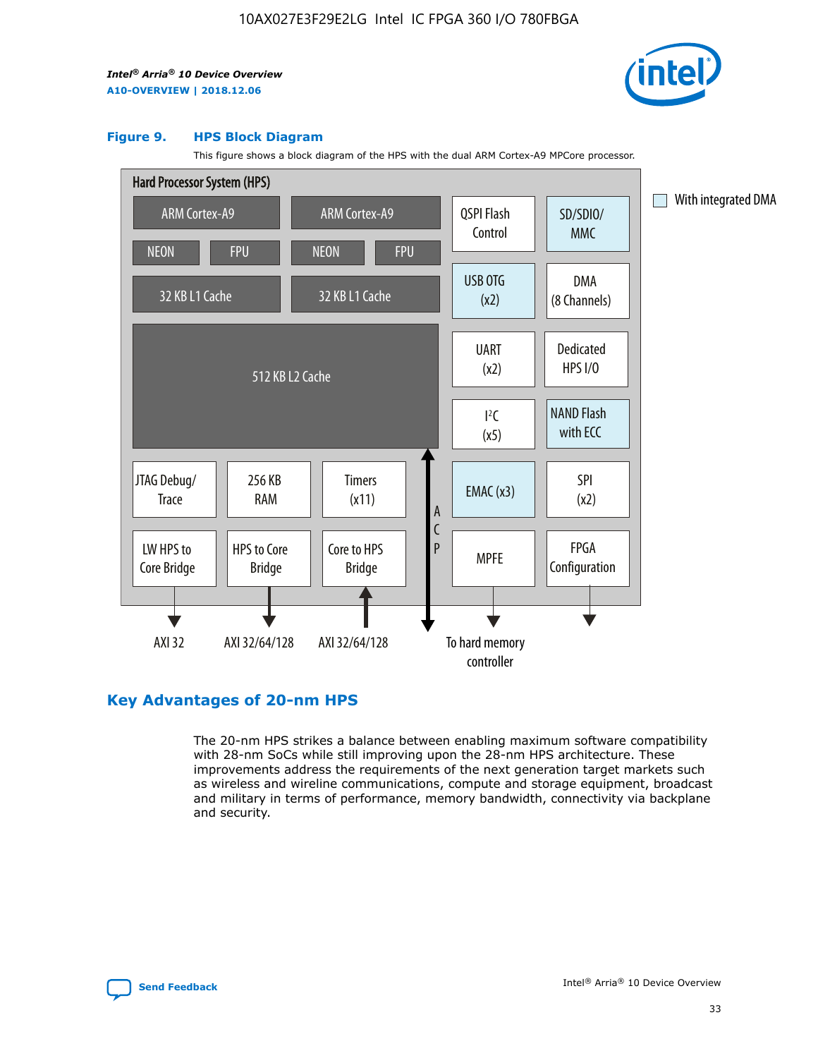**Figure 9. HPS Block Diagram**

This figure shows a block diagram of the HPS with the dual ARM Cortex-A9 MPCore processor.

Hard Processor System (HPS)

ARM Cortex-A9 | ARM Cortex-A9 | QSPI Flash Control | SD/SDIO/MMC

NEON | FPU | NEON | FPU

32 KB L1 Cache | 32 KB L1 Cache | USB OTG (x2) | DMA (8 Channels)

512 KB L2 Cache | UART (x2) | Dedicated HPS I/O | I²C (x5) | NAND Flash with ECC

JTAG Debug/Trace | 256 KB RAM | Timers (x11) | ACP | EMAC (x3) | SPI (x2)

LW HPS to Core Bridge | HPS to Core Bridge | Core to HPS Bridge | MPFE | FPGA Configuration

AXI 32 | AXI 32/64/128 | AXI 32/64/128 | To hard memory controller

With integrated DMA

## Key Advantages of 20-nm HPS

The 20-nm HPS strikes a balance between enabling maximum software compatibility with 28-nm SoCs while still improving upon the 28-nm HPS architecture. These improvements address the requirements of the next generation target markets such as wireless and wireline communications, compute and storage equipment, broadcast and military in terms of performance, memory bandwidth, connectivity via backplane and security.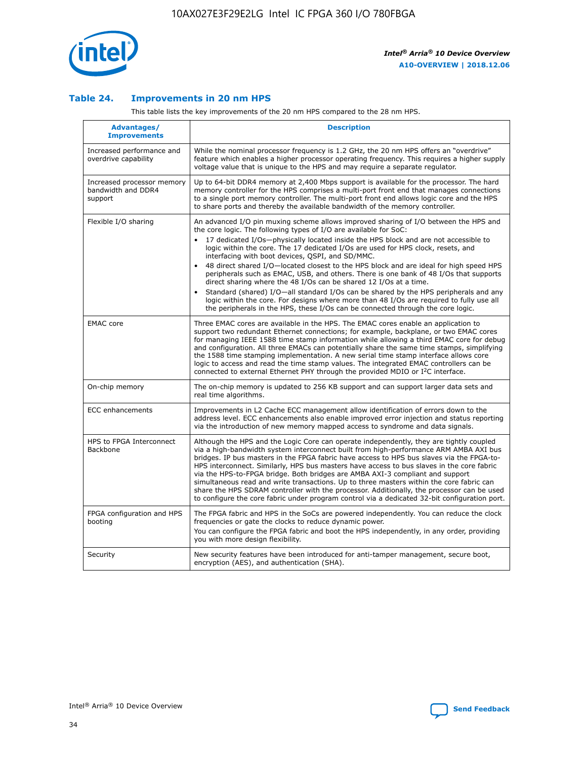### Table 24. Improvements in 20 nm HPS

This table lists the key improvements of the 20 nm HPS compared to the 28 nm HPS.

| Advantages/ Improvements | Description |
|---|---|
| Increased performance and overdrive capability | While the nominal processor frequency is 1.2 GHz, the 20 nm HPS offers an "overdrive" feature which enables a higher processor operating frequency. This requires a higher supply voltage value that is unique to the HPS and may require a separate regulator. |
| Increased processor memory bandwidth and DDR4 support | Up to 64-bit DDR4 memory at 2,400 Mbps support is available for the processor. The hard memory controller for the HPS comprises a multi-port front end that manages connections to a single port memory controller. The multi-port front end allows logic core and the HPS to share ports and thereby the available bandwidth of the memory controller. |
| Flexible I/O sharing | An advanced I/O pin muxing scheme allows improved sharing of I/O between the HPS and the core logic. The following types of I/O are available for SoC:<br>• 17 dedicated I/Os—physically located inside the HPS block and are not accessible to logic within the core. The 17 dedicated I/Os are used for HPS clock, resets, and interfacing with boot devices, QSPI, and SD/MMC.<br>• 48 direct shared I/O—located closest to the HPS block and are ideal for high speed HPS peripherals such as EMAC, USB, and others. There is one bank of 48 I/Os that supports direct sharing where the 48 I/Os can be shared 12 I/Os at a time.<br>• Standard (shared) I/O—all standard I/Os can be shared by the HPS peripherals and any logic within the core. For designs where more than 48 I/Os are required to fully use all the peripherals in the HPS, these I/Os can be connected through the core logic. |
| EMAC core | Three EMAC cores are available in the HPS. The EMAC cores enable an application to support two redundant Ethernet connections; for example, backplane, or two EMAC cores for managing IEEE 1588 time stamp information while allowing a third EMAC core for debug and configuration. All three EMACs can potentially share the same time stamps, simplifying the 1588 time stamping implementation. A new serial time stamp interface allows core logic to access and read the time stamp values. The integrated EMAC controllers can be connected to external Ethernet PHY through the provided MDIO or I²C interface. |
| On-chip memory | The on-chip memory is updated to 256 KB support and can support larger data sets and real time algorithms. |
| ECC enhancements | Improvements in L2 Cache ECC management allow identification of errors down to the address level. ECC enhancements also enable improved error injection and status reporting via the introduction of new memory mapped access to syndrome and data signals. |
| HPS to FPGA Interconnect Backbone | Although the HPS and the Logic Core can operate independently, they are tightly coupled via a high-bandwidth system interconnect built from high-performance ARM AMBA AXI bus bridges. IP bus masters in the FPGA fabric have access to HPS bus slaves via the FPGA-to-HPS interconnect. Similarly, HPS bus masters have access to bus slaves in the core fabric via the HPS-to-FPGA bridge. Both bridges are AMBA AXI-3 compliant and support simultaneous read and write transactions. Up to three masters within the core fabric can share the HPS SDRAM controller with the processor. Additionally, the processor can be used to configure the core fabric under program control via a dedicated 32-bit configuration port. |
| FPGA configuration and HPS booting | The FPGA fabric and HPS in the SoCs are powered independently. You can reduce the clock frequencies or gate the clocks to reduce dynamic power.<br>You can configure the FPGA fabric and boot the HPS independently, in any order, providing you with more design flexibility. |
| Security | New security features have been introduced for anti-tamper management, secure boot, encryption (AES), and authentication (SHA). |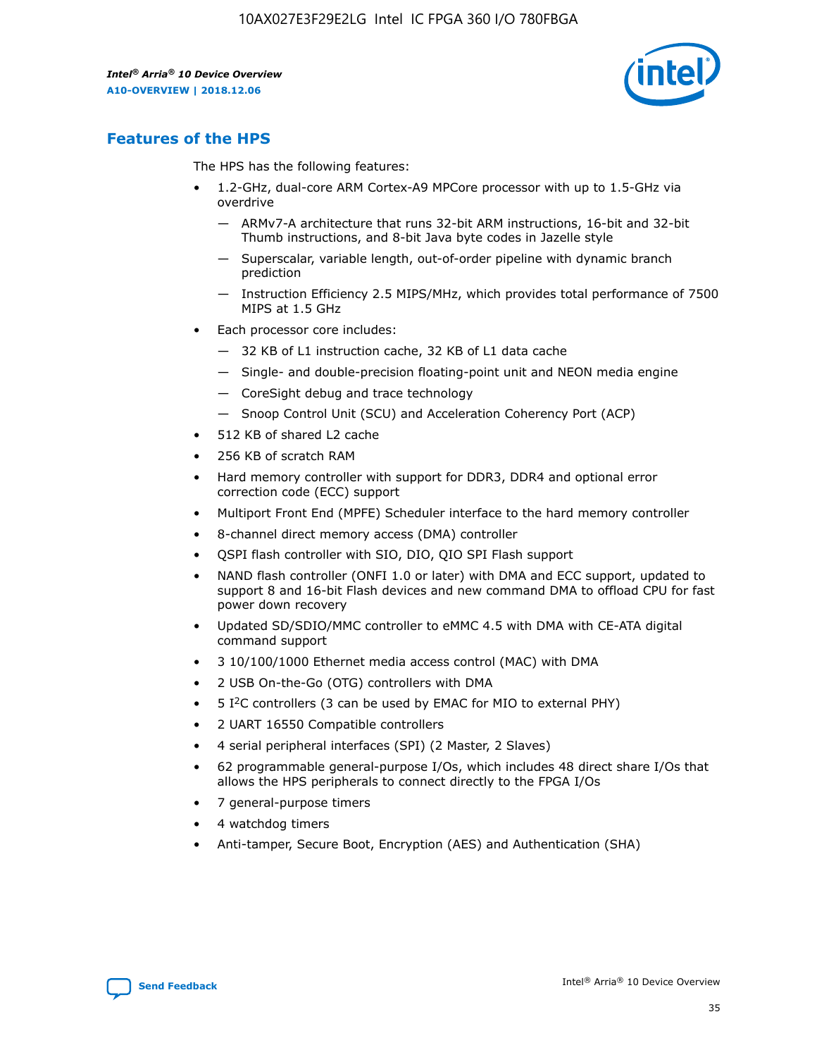## Features of the HPS

The HPS has the following features:

- 1.2-GHz, dual-core ARM Cortex-A9 MPCore processor with up to 1.5-GHz via overdrive
  - — ARMv7-A architecture that runs 32-bit ARM instructions, 16-bit and 32-bit Thumb instructions, and 8-bit Java byte codes in Jazelle style
  - — Superscalar, variable length, out-of-order pipeline with dynamic branch prediction
  - — Instruction Efficiency 2.5 MIPS/MHz, which provides total performance of 7500 MIPS at 1.5 GHz
- Each processor core includes:
  - — 32 KB of L1 instruction cache, 32 KB of L1 data cache
  - — Single- and double-precision floating-point unit and NEON media engine
  - — CoreSight debug and trace technology
  - — Snoop Control Unit (SCU) and Acceleration Coherency Port (ACP)
- 512 KB of shared L2 cache
- 256 KB of scratch RAM
- Hard memory controller with support for DDR3, DDR4 and optional error correction code (ECC) support
- Multiport Front End (MPFE) Scheduler interface to the hard memory controller
- 8-channel direct memory access (DMA) controller
- QSPI flash controller with SIO, DIO, QIO SPI Flash support
- NAND flash controller (ONFI 1.0 or later) with DMA and ECC support, updated to support 8 and 16-bit Flash devices and new command DMA to offload CPU for fast power down recovery
- Updated SD/SDIO/MMC controller to eMMC 4.5 with DMA with CE-ATA digital command support
- 3 10/100/1000 Ethernet media access control (MAC) with DMA
- 2 USB On-the-Go (OTG) controllers with DMA
- 5 I²C controllers (3 can be used by EMAC for MIO to external PHY)
- 2 UART 16550 Compatible controllers
- 4 serial peripheral interfaces (SPI) (2 Master, 2 Slaves)
- 62 programmable general-purpose I/Os, which includes 48 direct share I/Os that allows the HPS peripherals to connect directly to the FPGA I/Os
- 7 general-purpose timers
- 4 watchdog timers
- Anti-tamper, Secure Boot, Encryption (AES) and Authentication (SHA)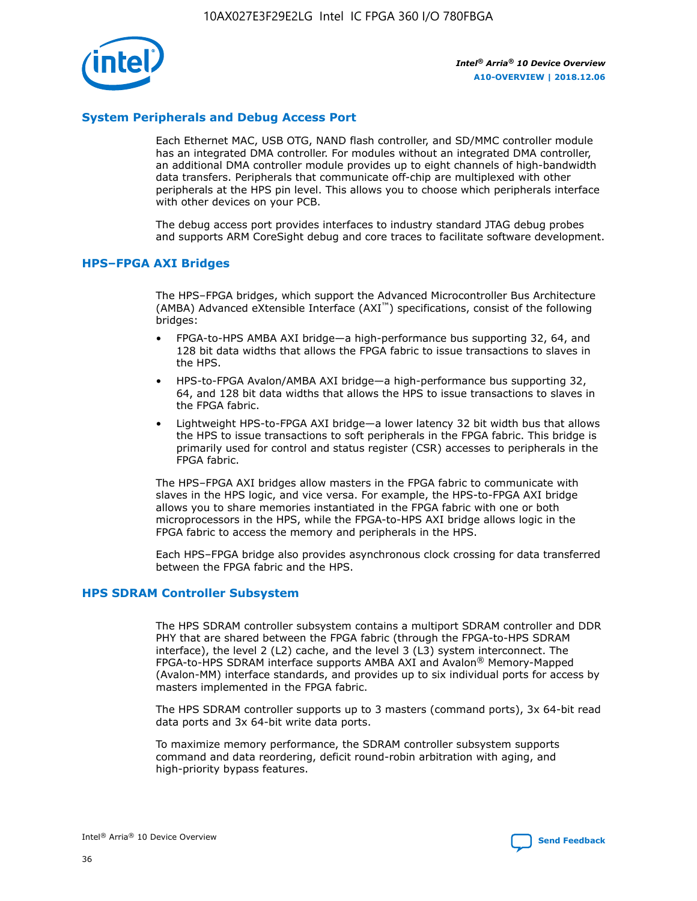## System Peripherals and Debug Access Port

Each Ethernet MAC, USB OTG, NAND flash controller, and SD/MMC controller module has an integrated DMA controller. For modules without an integrated DMA controller, an additional DMA controller module provides up to eight channels of high-bandwidth data transfers. Peripherals that communicate off-chip are multiplexed with other peripherals at the HPS pin level. This allows you to choose which peripherals interface with other devices on your PCB.

The debug access port provides interfaces to industry standard JTAG debug probes and supports ARM CoreSight debug and core traces to facilitate software development.

## HPS–FPGA AXI Bridges

The HPS–FPGA bridges, which support the Advanced Microcontroller Bus Architecture (AMBA) Advanced eXtensible Interface (AXI™) specifications, consist of the following bridges:

- FPGA-to-HPS AMBA AXI bridge—a high-performance bus supporting 32, 64, and 128 bit data widths that allows the FPGA fabric to issue transactions to slaves in the HPS.
- HPS-to-FPGA Avalon/AMBA AXI bridge—a high-performance bus supporting 32, 64, and 128 bit data widths that allows the HPS to issue transactions to slaves in the FPGA fabric.
- Lightweight HPS-to-FPGA AXI bridge—a lower latency 32 bit width bus that allows the HPS to issue transactions to soft peripherals in the FPGA fabric. This bridge is primarily used for control and status register (CSR) accesses to peripherals in the FPGA fabric.

The HPS–FPGA AXI bridges allow masters in the FPGA fabric to communicate with slaves in the HPS logic, and vice versa. For example, the HPS-to-FPGA AXI bridge allows you to share memories instantiated in the FPGA fabric with one or both microprocessors in the HPS, while the FPGA-to-HPS AXI bridge allows logic in the FPGA fabric to access the memory and peripherals in the HPS.

Each HPS–FPGA bridge also provides asynchronous clock crossing for data transferred between the FPGA fabric and the HPS.

## HPS SDRAM Controller Subsystem

The HPS SDRAM controller subsystem contains a multiport SDRAM controller and DDR PHY that are shared between the FPGA fabric (through the FPGA-to-HPS SDRAM interface), the level 2 (L2) cache, and the level 3 (L3) system interconnect. The FPGA-to-HPS SDRAM interface supports AMBA AXI and Avalon® Memory-Mapped (Avalon-MM) interface standards, and provides up to six individual ports for access by masters implemented in the FPGA fabric.

The HPS SDRAM controller supports up to 3 masters (command ports), 3x 64-bit read data ports and 3x 64-bit write data ports.

To maximize memory performance, the SDRAM controller subsystem supports command and data reordering, deficit round-robin arbitration with aging, and high-priority bypass features.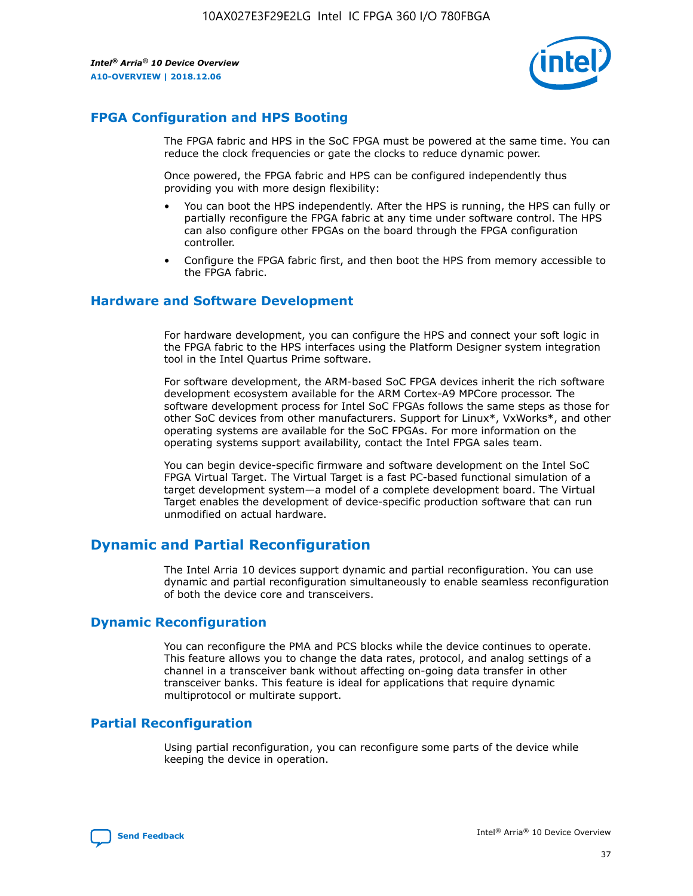## FPGA Configuration and HPS Booting

The FPGA fabric and HPS in the SoC FPGA must be powered at the same time. You can reduce the clock frequencies or gate the clocks to reduce dynamic power.

Once powered, the FPGA fabric and HPS can be configured independently thus providing you with more design flexibility:

- You can boot the HPS independently. After the HPS is running, the HPS can fully or partially reconfigure the FPGA fabric at any time under software control. The HPS can also configure other FPGAs on the board through the FPGA configuration controller.
- Configure the FPGA fabric first, and then boot the HPS from memory accessible to the FPGA fabric.

## Hardware and Software Development

For hardware development, you can configure the HPS and connect your soft logic in the FPGA fabric to the HPS interfaces using the Platform Designer system integration tool in the Intel Quartus Prime software.

For software development, the ARM-based SoC FPGA devices inherit the rich software development ecosystem available for the ARM Cortex-A9 MPCore processor. The software development process for Intel SoC FPGAs follows the same steps as those for other SoC devices from other manufacturers. Support for Linux*, VxWorks*, and other operating systems are available for the SoC FPGAs. For more information on the operating systems support availability, contact the Intel FPGA sales team.

You can begin device-specific firmware and software development on the Intel SoC FPGA Virtual Target. The Virtual Target is a fast PC-based functional simulation of a target development system—a model of a complete development board. The Virtual Target enables the development of device-specific production software that can run unmodified on actual hardware.

# Dynamic and Partial Reconfiguration

The Intel Arria 10 devices support dynamic and partial reconfiguration. You can use dynamic and partial reconfiguration simultaneously to enable seamless reconfiguration of both the device core and transceivers.

## Dynamic Reconfiguration

You can reconfigure the PMA and PCS blocks while the device continues to operate. This feature allows you to change the data rates, protocol, and analog settings of a channel in a transceiver bank without affecting on-going data transfer in other transceiver banks. This feature is ideal for applications that require dynamic multiprotocol or multirate support.

## Partial Reconfiguration

Using partial reconfiguration, you can reconfigure some parts of the device while keeping the device in operation.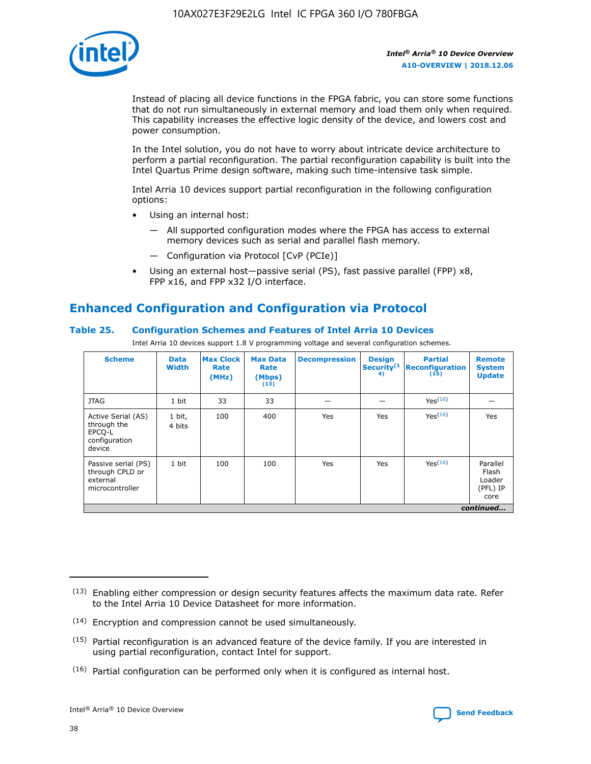Instead of placing all device functions in the FPGA fabric, you can store some functions that do not run simultaneously in external memory and load them only when required. This capability increases the effective logic density of the device, and lowers cost and power consumption.

In the Intel solution, you do not have to worry about intricate device architecture to perform a partial reconfiguration. The partial reconfiguration capability is built into the Intel Quartus Prime design software, making such time-intensive task simple.

Intel Arria 10 devices support partial reconfiguration in the following configuration options:

- Using an internal host:
  - All supported configuration modes where the FPGA has access to external memory devices such as serial and parallel flash memory.
  - Configuration via Protocol [CvP (PCIe)]
- Using an external host—passive serial (PS), fast passive parallel (FPP) x8, FPP x16, and FPP x32 I/O interface.

## Enhanced Configuration and Configuration via Protocol

### Table 25. Configuration Schemes and Features of Intel Arria 10 Devices

Intel Arria 10 devices support 1.8 V programming voltage and several configuration schemes.

| Scheme | Data Width | Max Clock Rate (MHz) | Max Data Rate (Mbps) (13) | Decompression | Design Security(14) | Partial Reconfiguration (15) | Remote System Update |
|---|---|---|---|---|---|---|---|
| JTAG | 1 bit | 33 | 33 | — | — | Yes(16) | — |
| Active Serial (AS) through the EPCQ-L configuration device | 1 bit, 4 bits | 100 | 400 | Yes | Yes | Yes(16) | Yes |
| Passive serial (PS) through CPLD or external microcontroller | 1 bit | 100 | 100 | Yes | Yes | Yes(16) | Parallel Flash Loader (PFL) IP core |

*continued...*

(13) Enabling either compression or design security features affects the maximum data rate. Refer to the Intel Arria 10 Device Datasheet for more information.

(14) Encryption and compression cannot be used simultaneously.

(15) Partial reconfiguration is an advanced feature of the device family. If you are interested in using partial reconfiguration, contact Intel for support.

(16) Partial configuration can be performed only when it is configured as internal host.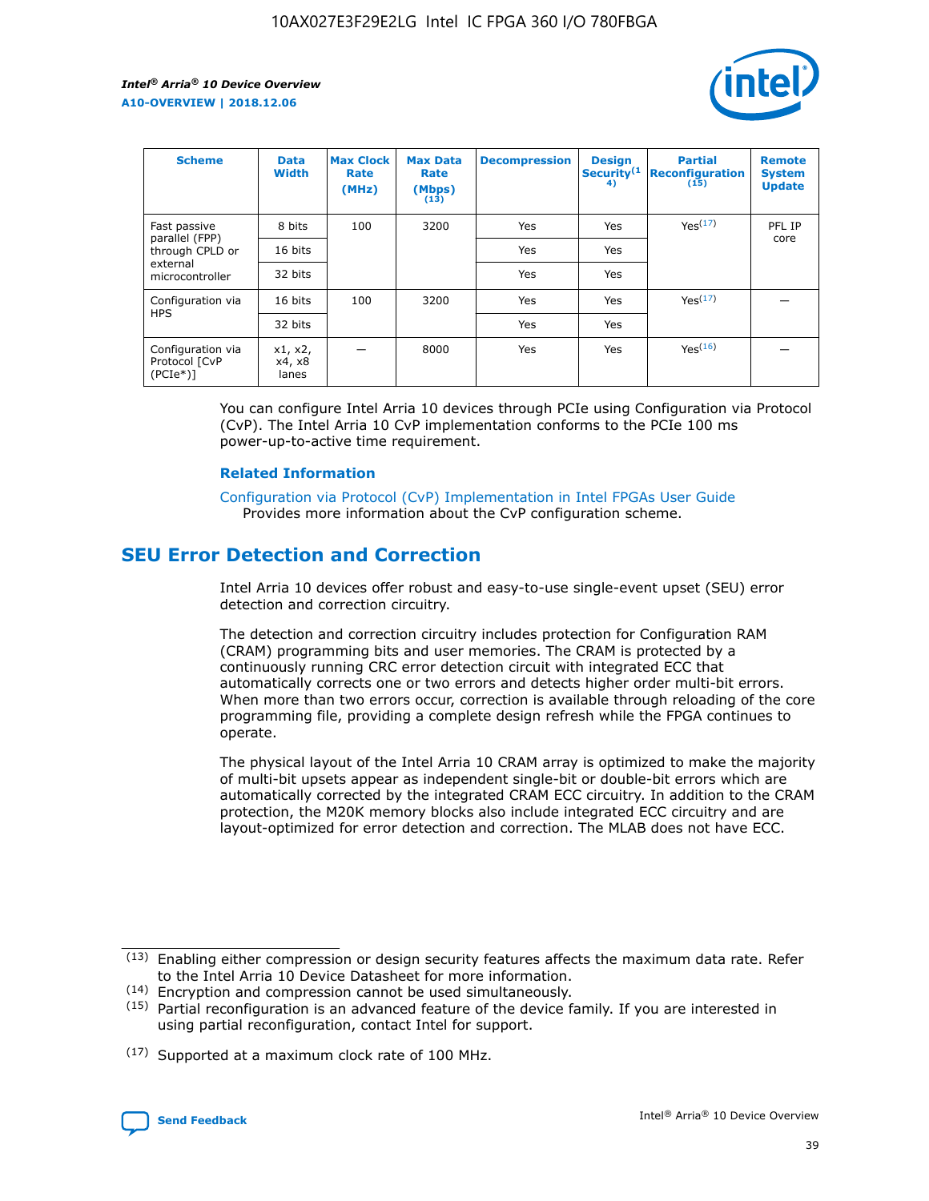| Scheme | Data Width | Max Clock Rate (MHz) | Max Data Rate (Mbps) (13) | Decompression | Design Security(14) | Partial Reconfiguration (15) | Remote System Update |
|---|---|---|---|---|---|---|---|
| Fast passive parallel (FPP) through CPLD or external microcontroller | 8 bits | 100 | 3200 | Yes | Yes | Yes(17) | PFL IP core |
| | 16 bits | | | Yes | Yes | | |
| | 32 bits | | | Yes | Yes | | |
| Configuration via HPS | 16 bits | 100 | 3200 | Yes | Yes | Yes(17) | — |
| | 32 bits | | | Yes | Yes | | |
| Configuration via Protocol [CvP (PCIe*)] | x1, x2, x4, x8 lanes | — | 8000 | Yes | Yes | Yes(16) | — |

You can configure Intel Arria 10 devices through PCIe using Configuration via Protocol (CvP). The Intel Arria 10 CvP implementation conforms to the PCIe 100 ms power-up-to-active time requirement.

### Related Information

Configuration via Protocol (CvP) Implementation in Intel FPGAs User Guide
Provides more information about the CvP configuration scheme.

## SEU Error Detection and Correction

Intel Arria 10 devices offer robust and easy-to-use single-event upset (SEU) error detection and correction circuitry.

The detection and correction circuitry includes protection for Configuration RAM (CRAM) programming bits and user memories. The CRAM is protected by a continuously running CRC error detection circuit with integrated ECC that automatically corrects one or two errors and detects higher order multi-bit errors. When more than two errors occur, correction is available through reloading of the core programming file, providing a complete design refresh while the FPGA continues to operate.

The physical layout of the Intel Arria 10 CRAM array is optimized to make the majority of multi-bit upsets appear as independent single-bit or double-bit errors which are automatically corrected by the integrated CRAM ECC circuitry. In addition to the CRAM protection, the M20K memory blocks also include integrated ECC circuitry and are layout-optimized for error detection and correction. The MLAB does not have ECC.

(13) Enabling either compression or design security features affects the maximum data rate. Refer to the Intel Arria 10 Device Datasheet for more information.

(14) Encryption and compression cannot be used simultaneously.

(15) Partial reconfiguration is an advanced feature of the device family. If you are interested in using partial reconfiguration, contact Intel for support.

(17) Supported at a maximum clock rate of 100 MHz.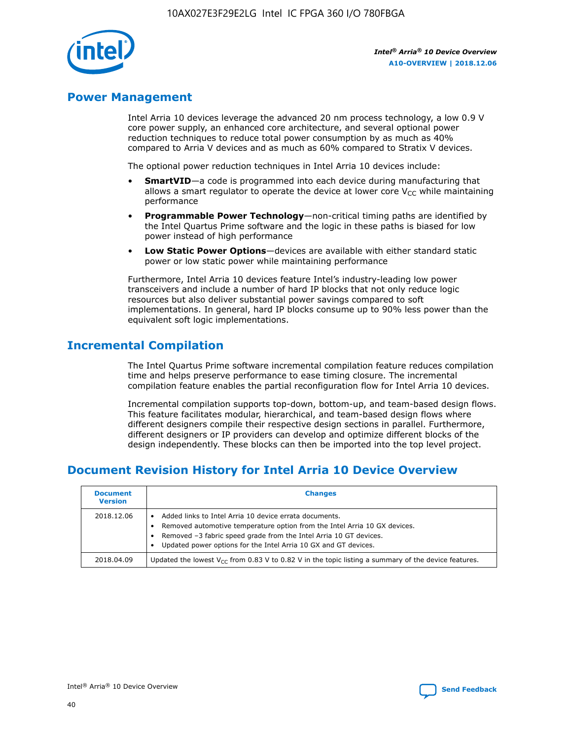## Power Management

Intel Arria 10 devices leverage the advanced 20 nm process technology, a low 0.9 V core power supply, an enhanced core architecture, and several optional power reduction techniques to reduce total power consumption by as much as 40% compared to Arria V devices and as much as 60% compared to Stratix V devices.

The optional power reduction techniques in Intel Arria 10 devices include:

- **SmartVID**—a code is programmed into each device during manufacturing that allows a smart regulator to operate the device at lower core $V_{CC}$ while maintaining performance
- **Programmable Power Technology**—non-critical timing paths are identified by the Intel Quartus Prime software and the logic in these paths is biased for low power instead of high performance
- **Low Static Power Options**—devices are available with either standard static power or low static power while maintaining performance

Furthermore, Intel Arria 10 devices feature Intel's industry-leading low power transceivers and include a number of hard IP blocks that not only reduce logic resources but also deliver substantial power savings compared to soft implementations. In general, hard IP blocks consume up to 90% less power than the equivalent soft logic implementations.

## Incremental Compilation

The Intel Quartus Prime software incremental compilation feature reduces compilation time and helps preserve performance to ease timing closure. The incremental compilation feature enables the partial reconfiguration flow for Intel Arria 10 devices.

Incremental compilation supports top-down, bottom-up, and team-based design flows. This feature facilitates modular, hierarchical, and team-based design flows where different designers compile their respective design sections in parallel. Furthermore, different designers or IP providers can develop and optimize different blocks of the design independently. These blocks can then be imported into the top level project.

## Document Revision History for Intel Arria 10 Device Overview

| Document Version | Changes |
| --- | --- |
| 2018.12.06 | • Added links to Intel Arria 10 device errata documents.<br>• Removed automotive temperature option from the Intel Arria 10 GX devices.<br>• Removed –3 fabric speed grade from the Intel Arria 10 GT devices.<br>• Updated power options for the Intel Arria 10 GX and GT devices. |
| 2018.04.09 | Updated the lowest $V_{CC}$ from 0.83 V to 0.82 V in the topic listing a summary of the device features. |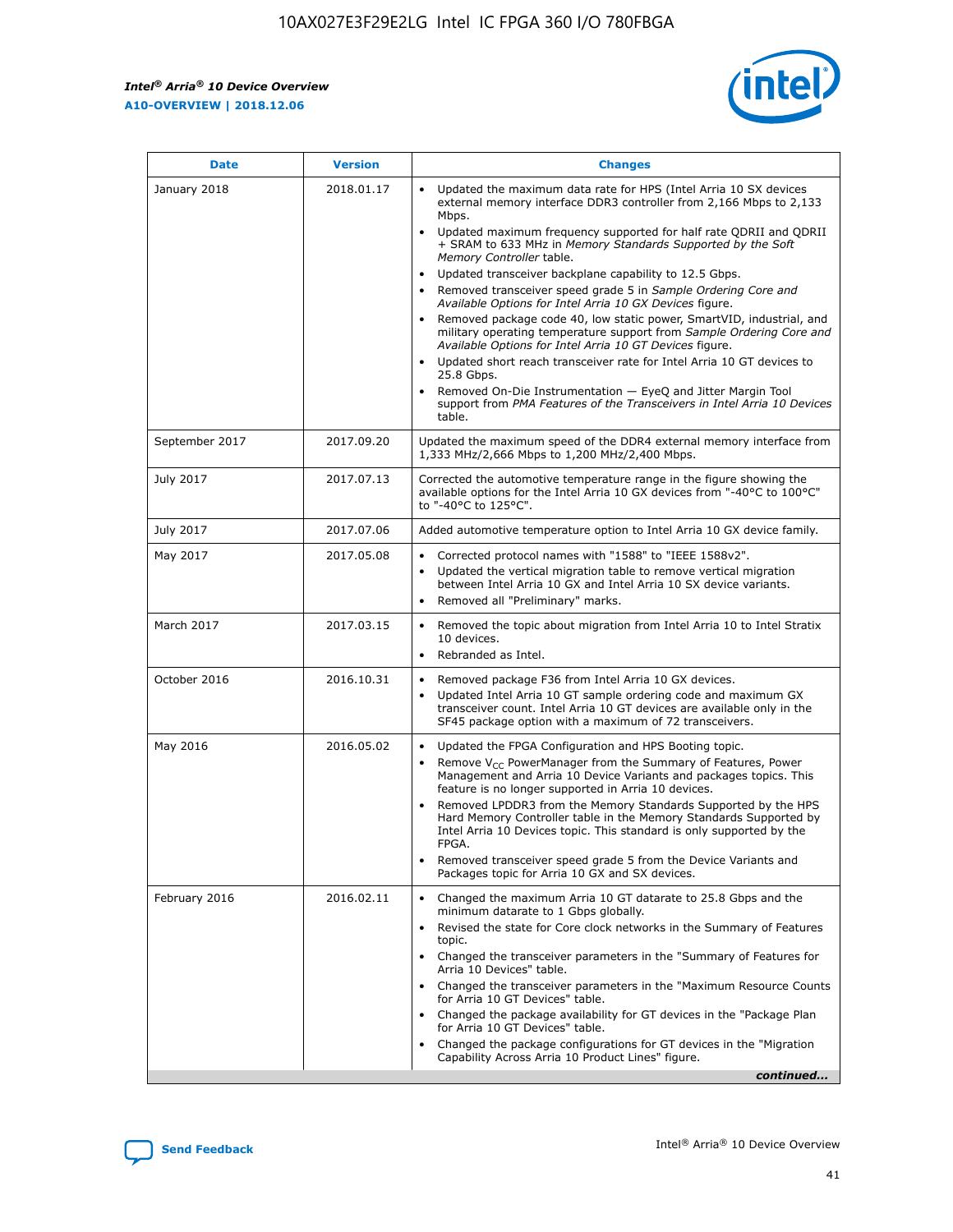| Date | Version | Changes |
| --- | --- | --- |
| January 2018 | 2018.01.17 | • Updated the maximum data rate for HPS (Intel Arria 10 SX devices external memory interface DDR3 controller from 2,166 Mbps to 2,133 Mbps.<br>• Updated maximum frequency supported for half rate QDRII and QDRII + SRAM to 633 MHz in *Memory Standards Supported by the Soft Memory Controller* table.<br>• Updated transceiver backplane capability to 12.5 Gbps.<br>• Removed transceiver speed grade 5 in *Sample Ordering Core and Available Options for Intel Arria 10 GX Devices* figure.<br>• Removed package code 40, low static power, SmartVID, industrial, and military operating temperature support from *Sample Ordering Core and Available Options for Intel Arria 10 GT Devices* figure.<br>• Updated short reach transceiver rate for Intel Arria 10 GT devices to 25.8 Gbps.<br>• Removed On-Die Instrumentation — EyeQ and Jitter Margin Tool support from *PMA Features of the Transceivers in Intel Arria 10 Devices* table. |
| September 2017 | 2017.09.20 | Updated the maximum speed of the DDR4 external memory interface from 1,333 MHz/2,666 Mbps to 1,200 MHz/2,400 Mbps. |
| July 2017 | 2017.07.13 | Corrected the automotive temperature range in the figure showing the available options for the Intel Arria 10 GX devices from "-40°C to 100°C" to "-40°C to 125°C". |
| July 2017 | 2017.07.06 | Added automotive temperature option to Intel Arria 10 GX device family. |
| May 2017 | 2017.05.08 | • Corrected protocol names with "1588" to "IEEE 1588v2".<br>• Updated the vertical migration table to remove vertical migration between Intel Arria 10 GX and Intel Arria 10 SX device variants.<br>• Removed all "Preliminary" marks. |
| March 2017 | 2017.03.15 | • Removed the topic about migration from Intel Arria 10 to Intel Stratix 10 devices.<br>• Rebranded as Intel. |
| October 2016 | 2016.10.31 | • Removed package F36 from Intel Arria 10 GX devices.<br>• Updated Intel Arria 10 GT sample ordering code and maximum GX transceiver count. Intel Arria 10 GT devices are available only in the SF45 package option with a maximum of 72 transceivers. |
| May 2016 | 2016.05.02 | • Updated the FPGA Configuration and HPS Booting topic.<br>• Remove $V_{CC}$ PowerManager from the Summary of Features, Power Management and Arria 10 Device Variants and packages topics. This feature is no longer supported in Arria 10 devices.<br>• Removed LPDDR3 from the Memory Standards Supported by the HPS Hard Memory Controller table in the Memory Standards Supported by Intel Arria 10 Devices topic. This standard is only supported by the FPGA.<br>• Removed transceiver speed grade 5 from the Device Variants and Packages topic for Arria 10 GX and SX devices. |
| February 2016 | 2016.02.11 | • Changed the maximum Arria 10 GT datarate to 25.8 Gbps and the minimum datarate to 1 Gbps globally.<br>• Revised the state for Core clock networks in the Summary of Features topic.<br>• Changed the transceiver parameters in the "Summary of Features for Arria 10 Devices" table.<br>• Changed the transceiver parameters in the "Maximum Resource Counts for Arria 10 GT Devices" table.<br>• Changed the package availability for GT devices in the "Package Plan for Arria 10 GT Devices" table.<br>• Changed the package configurations for GT devices in the "Migration Capability Across Arria 10 Product Lines" figure. |

*continued...*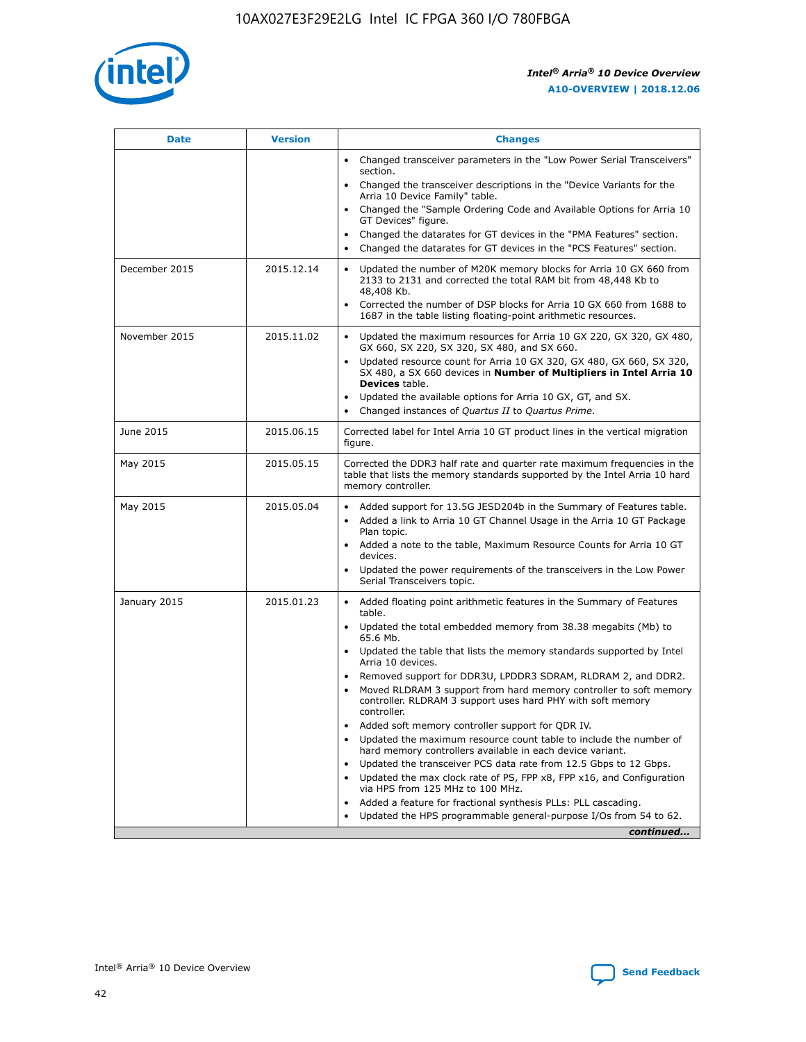| Date | Version | Changes |
| --- | --- | --- |
| | | • Changed transceiver parameters in the "Low Power Serial Transceivers" section.<br>• Changed the transceiver descriptions in the "Device Variants for the Arria 10 Device Family" table.<br>• Changed the "Sample Ordering Code and Available Options for Arria 10 GT Devices" figure.<br>• Changed the datarates for GT devices in the "PMA Features" section.<br>• Changed the datarates for GT devices in the "PCS Features" section. |
| December 2015 | 2015.12.14 | • Updated the number of M20K memory blocks for Arria 10 GX 660 from 2133 to 2131 and corrected the total RAM bit from 48,448 Kb to 48,408 Kb.<br>• Corrected the number of DSP blocks for Arria 10 GX 660 from 1688 to 1687 in the table listing floating-point arithmetic resources. |
| November 2015 | 2015.11.02 | • Updated the maximum resources for Arria 10 GX 220, GX 320, GX 480, GX 660, SX 220, SX 320, SX 480, and SX 660.<br>• Updated resource count for Arria 10 GX 320, GX 480, GX 660, SX 320, SX 480, a SX 660 devices in **Number of Multipliers in Intel Arria 10 Devices** table.<br>• Updated the available options for Arria 10 GX, GT, and SX.<br>• Changed instances of *Quartus II* to *Quartus Prime*. |
| June 2015 | 2015.06.15 | Corrected label for Intel Arria 10 GT product lines in the vertical migration figure. |
| May 2015 | 2015.05.15 | Corrected the DDR3 half rate and quarter rate maximum frequencies in the table that lists the memory standards supported by the Intel Arria 10 hard memory controller. |
| May 2015 | 2015.05.04 | • Added support for 13.5G JESD204b in the Summary of Features table.<br>• Added a link to Arria 10 GT Channel Usage in the Arria 10 GT Package Plan topic.<br>• Added a note to the table, Maximum Resource Counts for Arria 10 GT devices.<br>• Updated the power requirements of the transceivers in the Low Power Serial Transceivers topic. |
| January 2015 | 2015.01.23 | • Added floating point arithmetic features in the Summary of Features table.<br>• Updated the total embedded memory from 38.38 megabits (Mb) to 65.6 Mb.<br>• Updated the table that lists the memory standards supported by Intel Arria 10 devices.<br>• Removed support for DDR3U, LPDDR3 SDRAM, RLDRAM 2, and DDR2.<br>• Moved RLDRAM 3 support from hard memory controller to soft memory controller. RLDRAM 3 support uses hard PHY with soft memory controller.<br>• Added soft memory controller support for QDR IV.<br>• Updated the maximum resource count table to include the number of hard memory controllers available in each device variant.<br>• Updated the transceiver PCS data rate from 12.5 Gbps to 12 Gbps.<br>• Updated the max clock rate of PS, FPP x8, FPP x16, and Configuration via HPS from 125 MHz to 100 MHz.<br>• Added a feature for fractional synthesis PLLs: PLL cascading.<br>• Updated the HPS programmable general-purpose I/Os from 54 to 62. |

*continued...*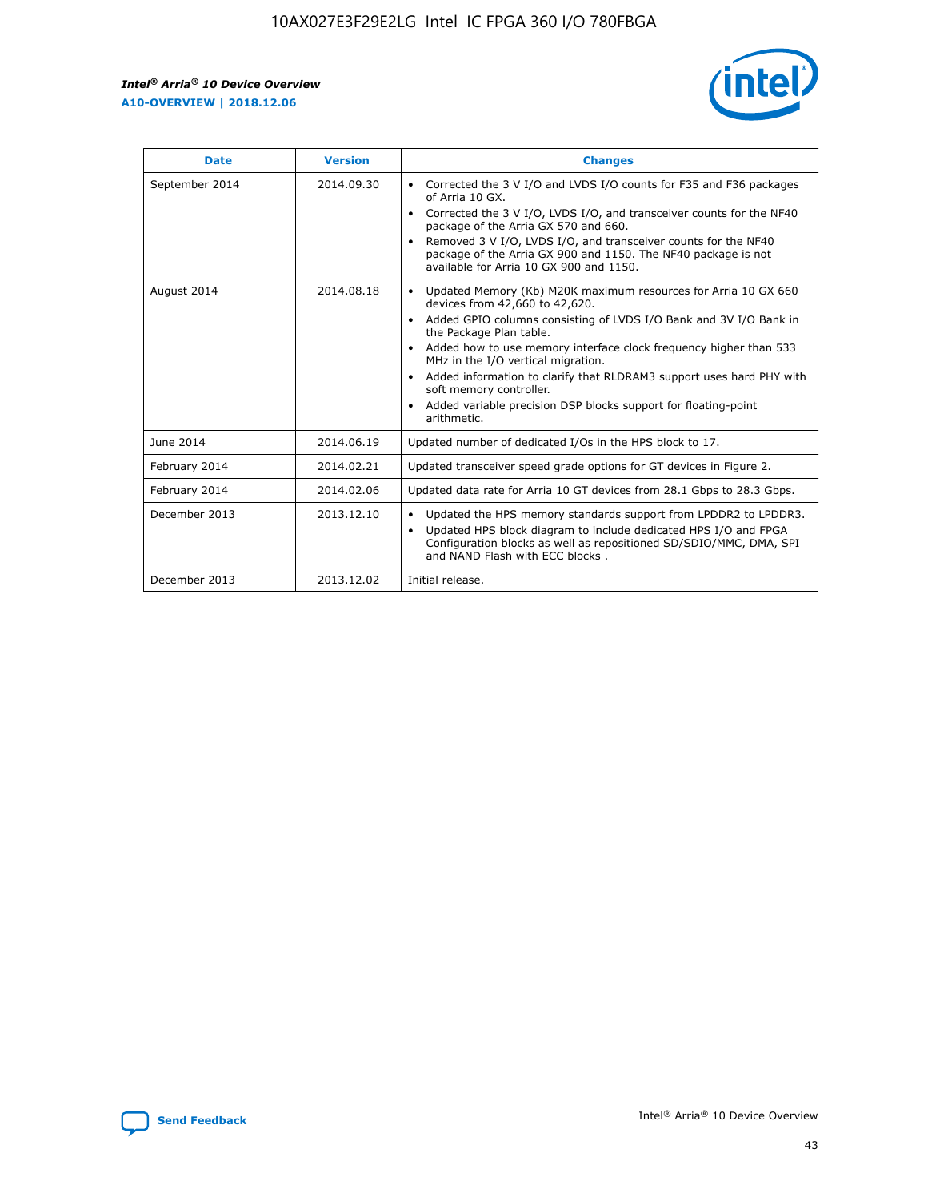| Date | Version | Changes |
| --- | --- | --- |
| September 2014 | 2014.09.30 | • Corrected the 3 V I/O and LVDS I/O counts for F35 and F36 packages of Arria 10 GX.<br>• Corrected the 3 V I/O, LVDS I/O, and transceiver counts for the NF40 package of the Arria GX 570 and 660.<br>• Removed 3 V I/O, LVDS I/O, and transceiver counts for the NF40 package of the Arria GX 900 and 1150. The NF40 package is not available for Arria 10 GX 900 and 1150. |
| August 2014 | 2014.08.18 | • Updated Memory (Kb) M20K maximum resources for Arria 10 GX 660 devices from 42,660 to 42,620.<br>• Added GPIO columns consisting of LVDS I/O Bank and 3V I/O Bank in the Package Plan table.<br>• Added how to use memory interface clock frequency higher than 533 MHz in the I/O vertical migration.<br>• Added information to clarify that RLDRAM3 support uses hard PHY with soft memory controller.<br>• Added variable precision DSP blocks support for floating-point arithmetic. |
| June 2014 | 2014.06.19 | Updated number of dedicated I/Os in the HPS block to 17. |
| February 2014 | 2014.02.21 | Updated transceiver speed grade options for GT devices in Figure 2. |
| February 2014 | 2014.02.06 | Updated data rate for Arria 10 GT devices from 28.1 Gbps to 28.3 Gbps. |
| December 2013 | 2013.12.10 | • Updated the HPS memory standards support from LPDDR2 to LPDDR3.<br>• Updated HPS block diagram to include dedicated HPS I/O and FPGA Configuration blocks as well as repositioned SD/SDIO/MMC, DMA, SPI and NAND Flash with ECC blocks . |
| December 2013 | 2013.12.02 | Initial release. |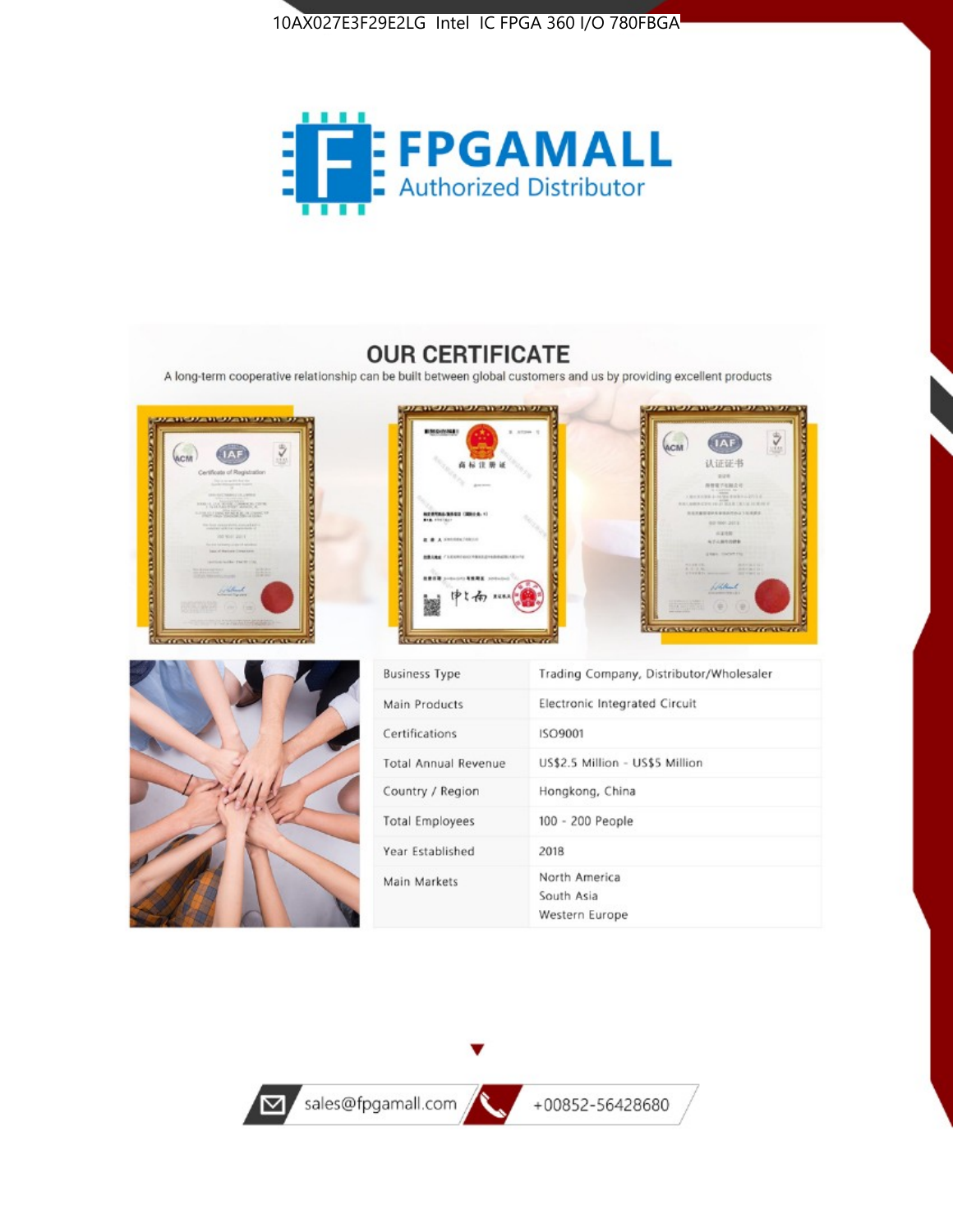FPGAMALL
Authorized Distributor

## OUR CERTIFICATE

A long-term cooperative relationship can be built between global customers and us by providing excellent products

| | |
|---|---|
| Business Type | Trading Company, Distributor/Wholesaler |
| Main Products | Electronic Integrated Circuit |
| Certifications | ISO9001 |
| Total Annual Revenue | US$2.5 Million - US$5 Million |
| Country / Region | Hongkong, China |
| Total Employees | 100 - 200 People |
| Year Established | 2018 |
| Main Markets | North America<br>South Asia<br>Western Europe |

sales@fpgamall.com

+00852-56428680